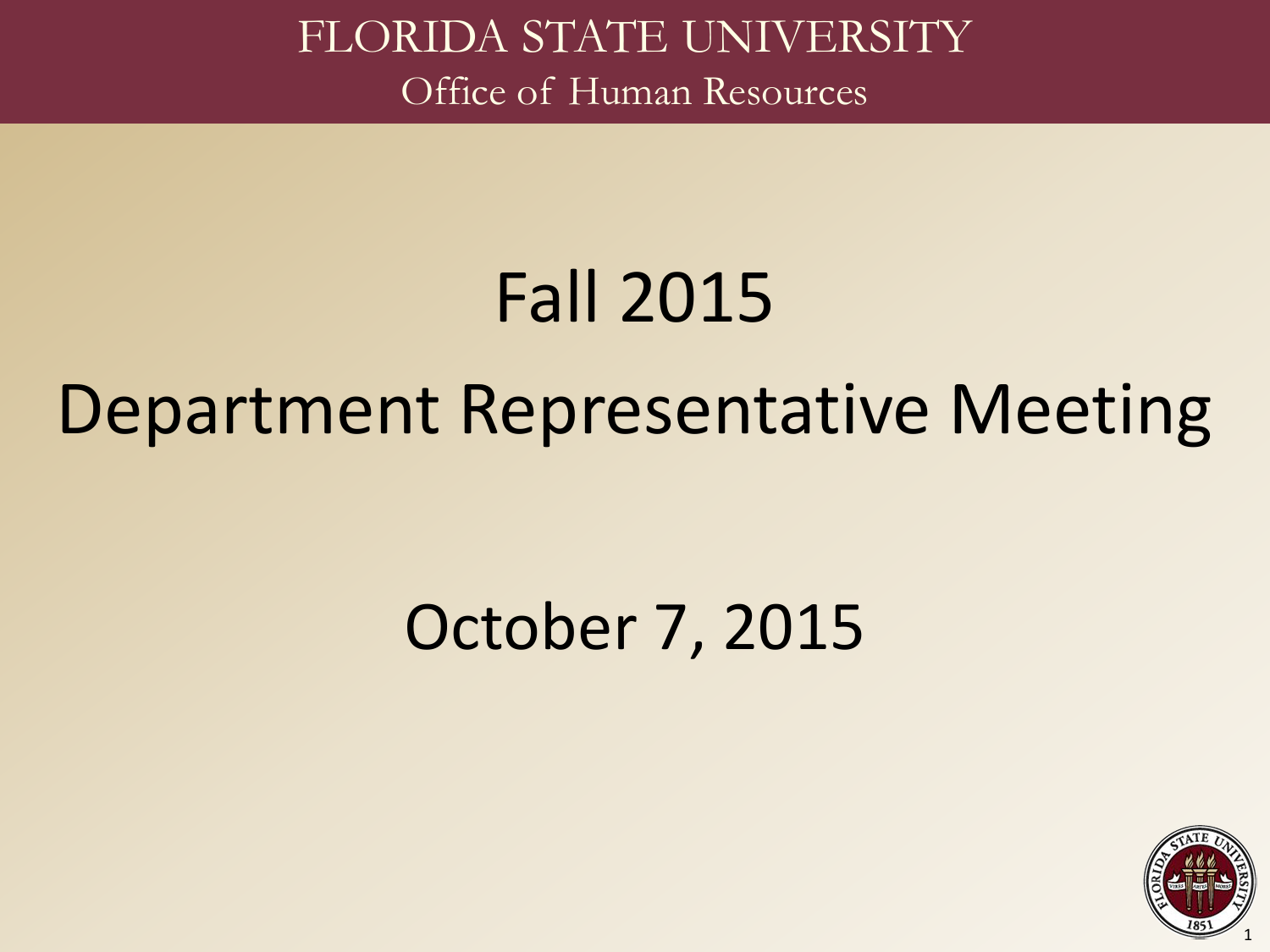FLORIDA STATE UNIVERSITY

Office of Human Resources

# Fall 2015

# Department Representative Meeting

## October 7, 2015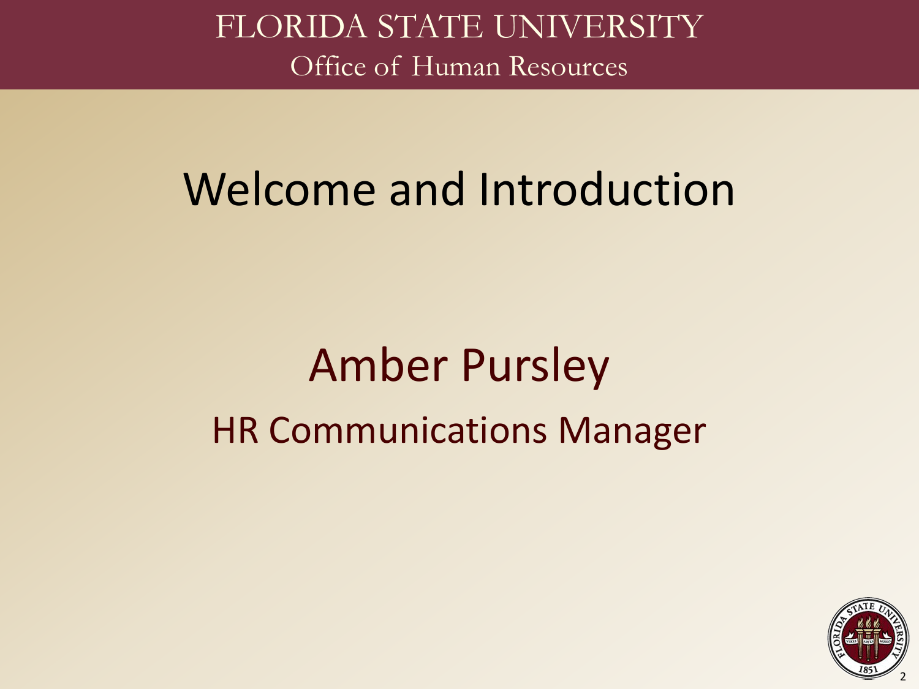# Welcome and Introduction

## Amber Pursley

HR Communications Manager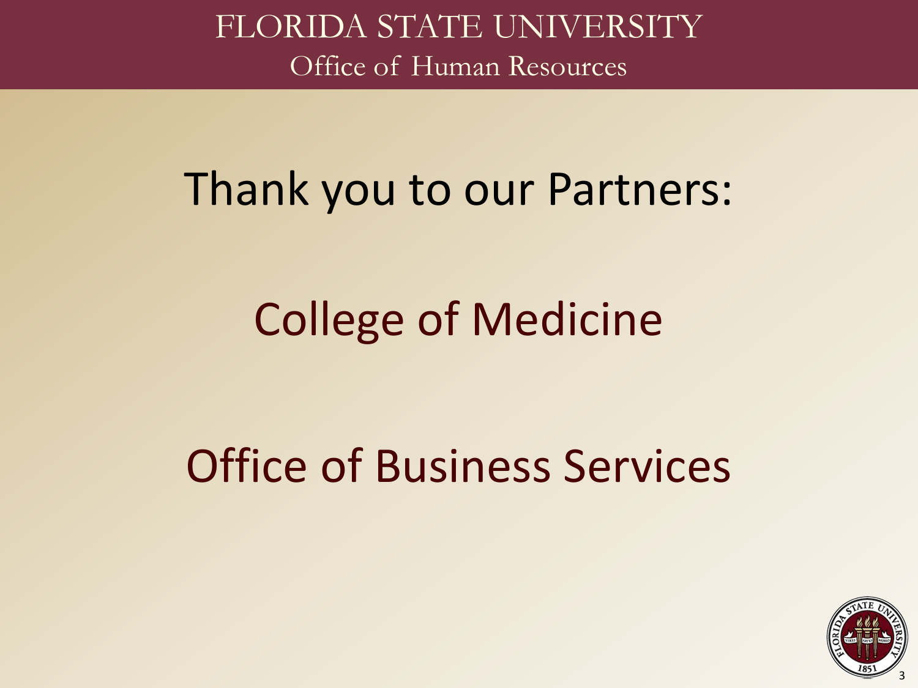# Thank you to our Partners:

## College of Medicine

## Office of Business Services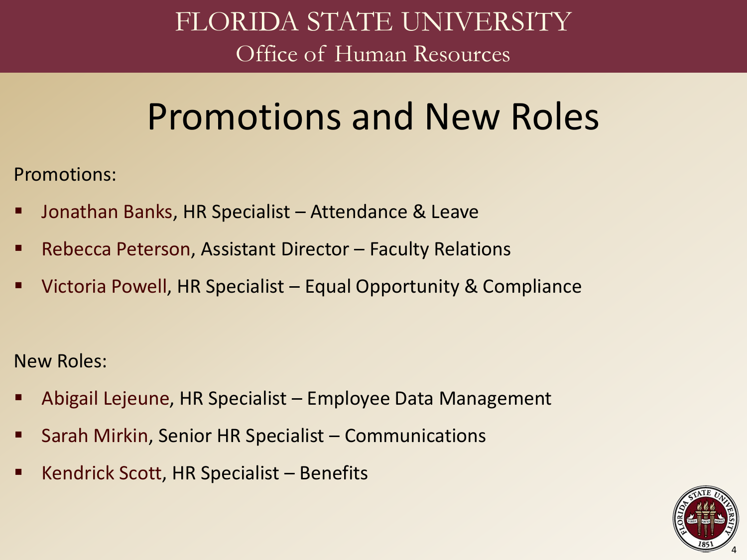# Promotions and New Roles

Promotions:

- Jonathan Banks, HR Specialist – Attendance & Leave
- Rebecca Peterson, Assistant Director – Faculty Relations
- Victoria Powell, HR Specialist – Equal Opportunity & Compliance

New Roles:

- Abigail Lejeune, HR Specialist – Employee Data Management
- Sarah Mirkin, Senior HR Specialist – Communications
- Kendrick Scott, HR Specialist – Benefits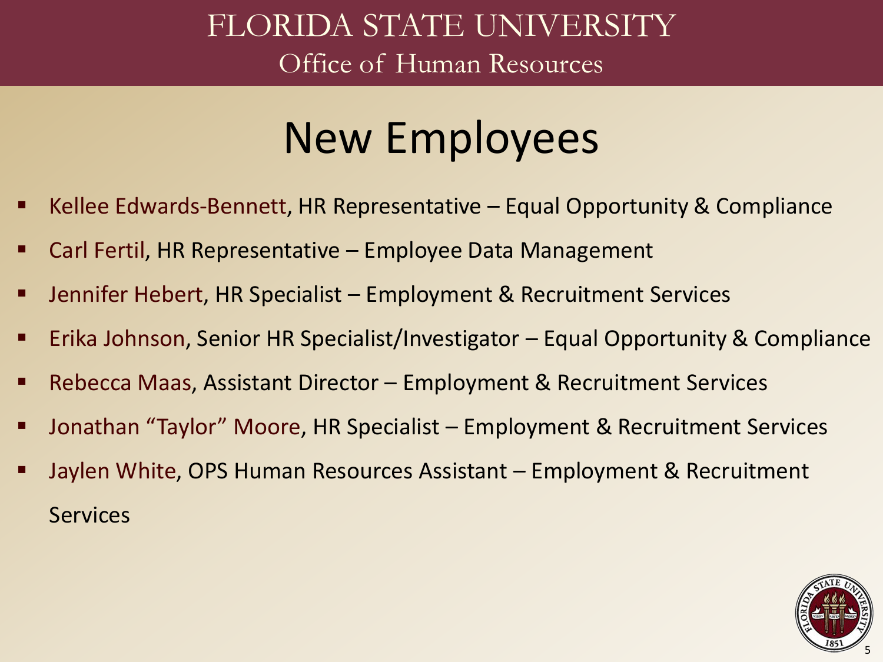# New Employees

- Kellee Edwards-Bennett, HR Representative – Equal Opportunity & Compliance
- Carl Fertil, HR Representative – Employee Data Management
- Jennifer Hebert, HR Specialist – Employment & Recruitment Services
- Erika Johnson, Senior HR Specialist/Investigator – Equal Opportunity & Compliance
- Rebecca Maas, Assistant Director – Employment & Recruitment Services
- Jonathan “Taylor” Moore, HR Specialist – Employment & Recruitment Services
- Jaylen White, OPS Human Resources Assistant – Employment & Recruitment Services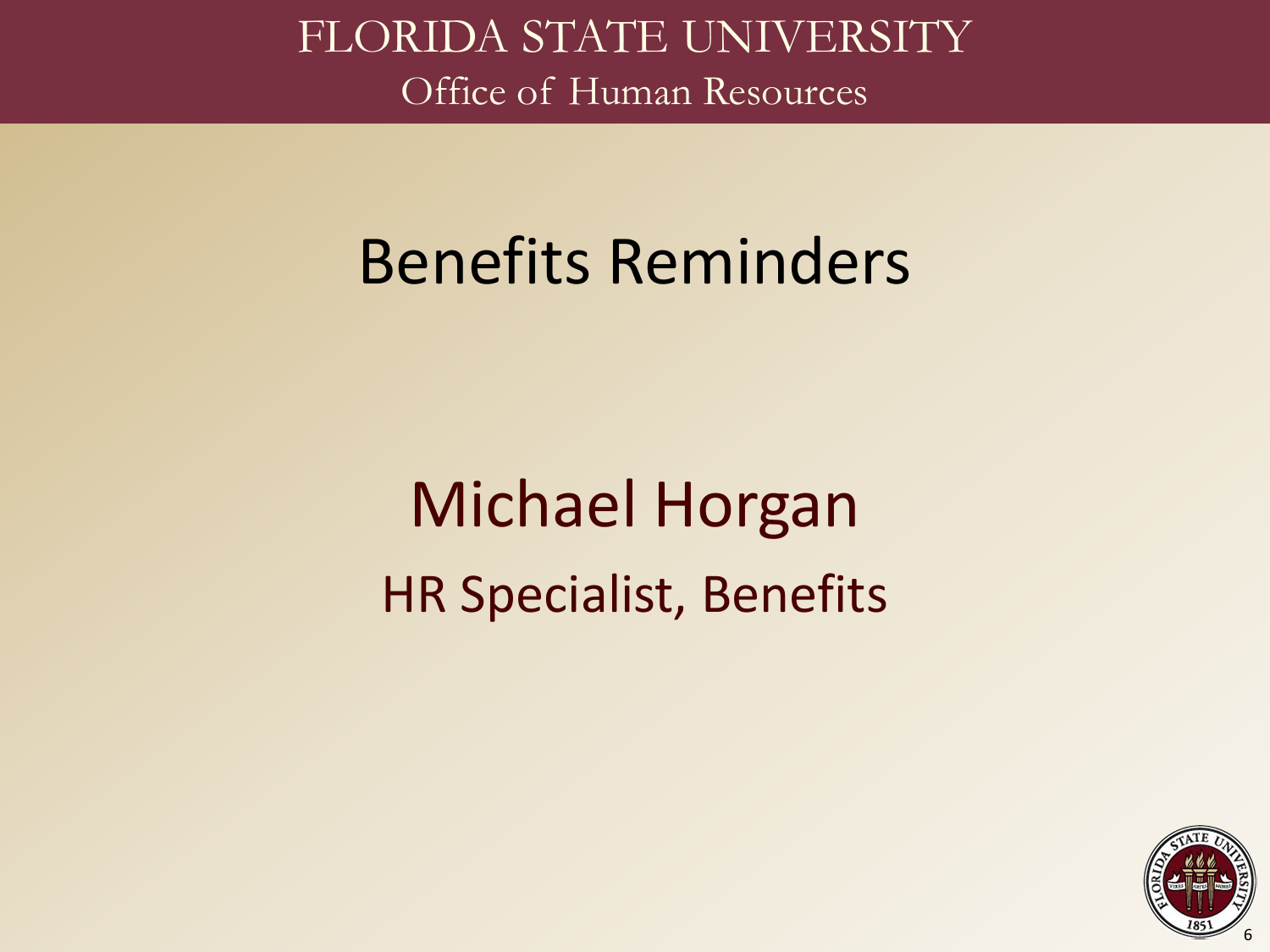# Benefits Reminders

## Michael Horgan

HR Specialist, Benefits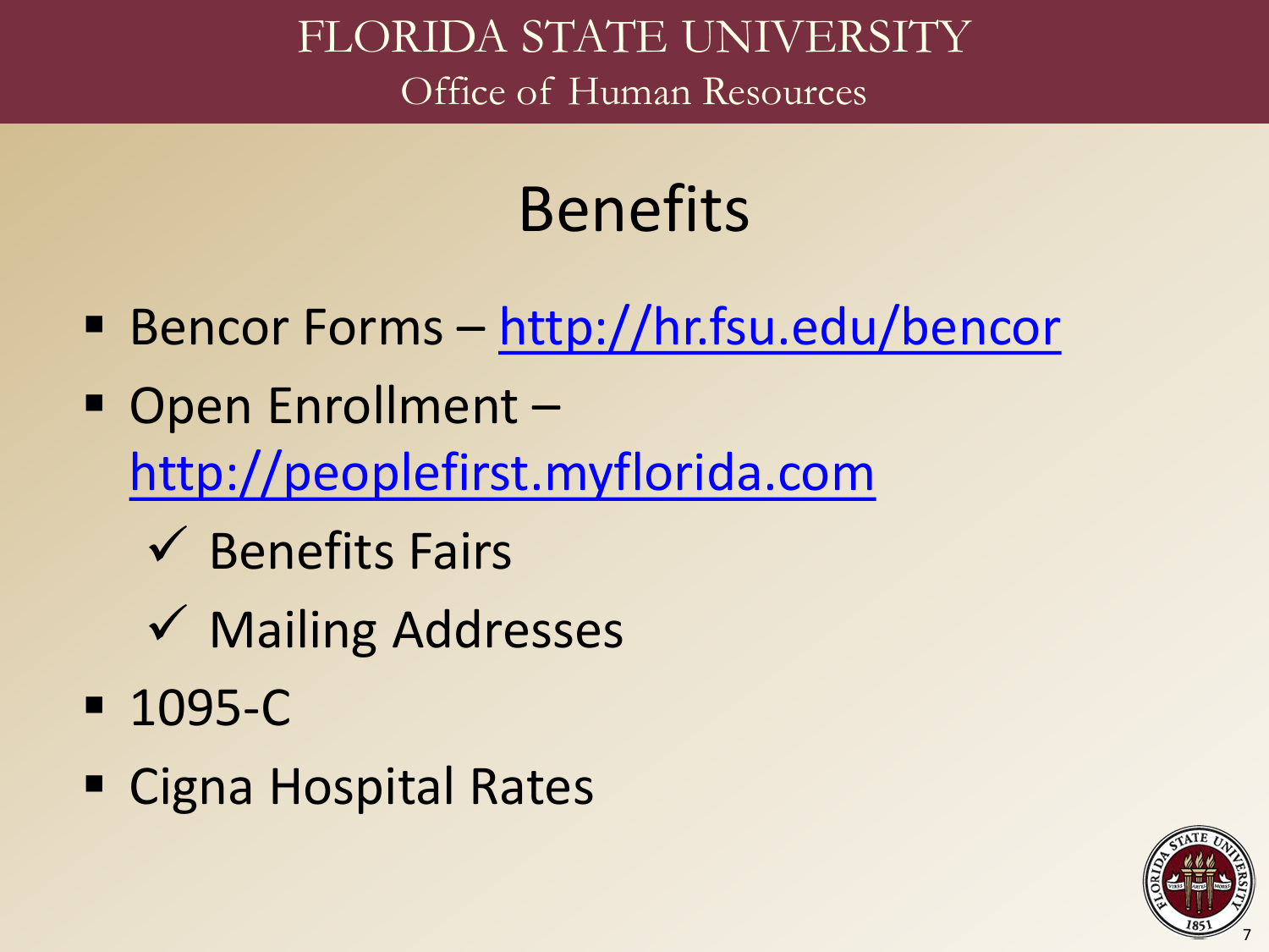# Benefits

- Bencor Forms – [http://hr.fsu.edu/bencor](http://hr.fsu.edu/bencor)
- Open Enrollment – [http://peoplefirst.myflorida.com](http://peoplefirst.myflorida.com)
  - ✓ Benefits Fairs
  - ✓ Mailing Addresses
- 1095-C
- Cigna Hospital Rates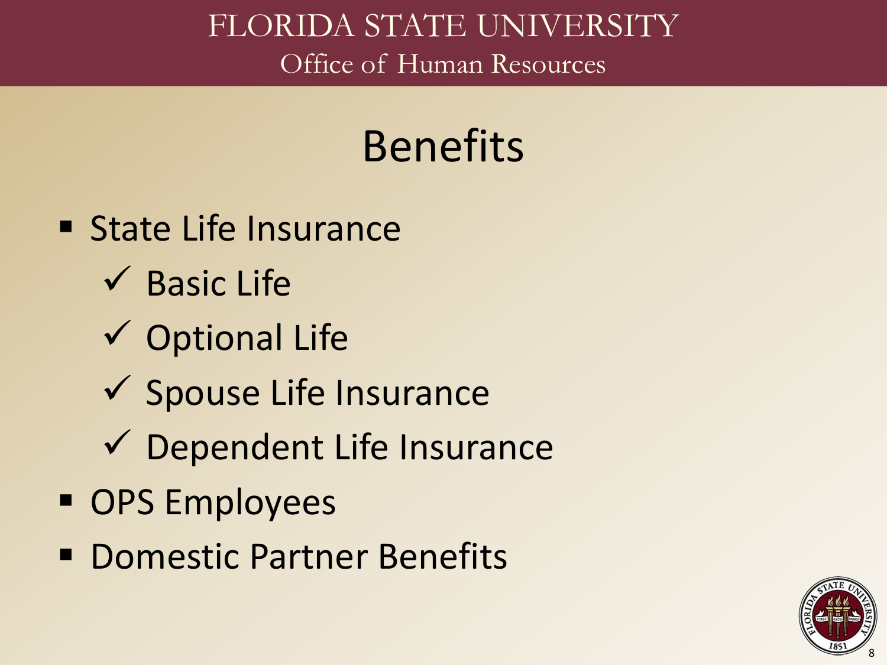# Benefits

- State Life Insurance
  - ✓ Basic Life
  - ✓ Optional Life
  - ✓ Spouse Life Insurance
  - ✓ Dependent Life Insurance
- OPS Employees
- Domestic Partner Benefits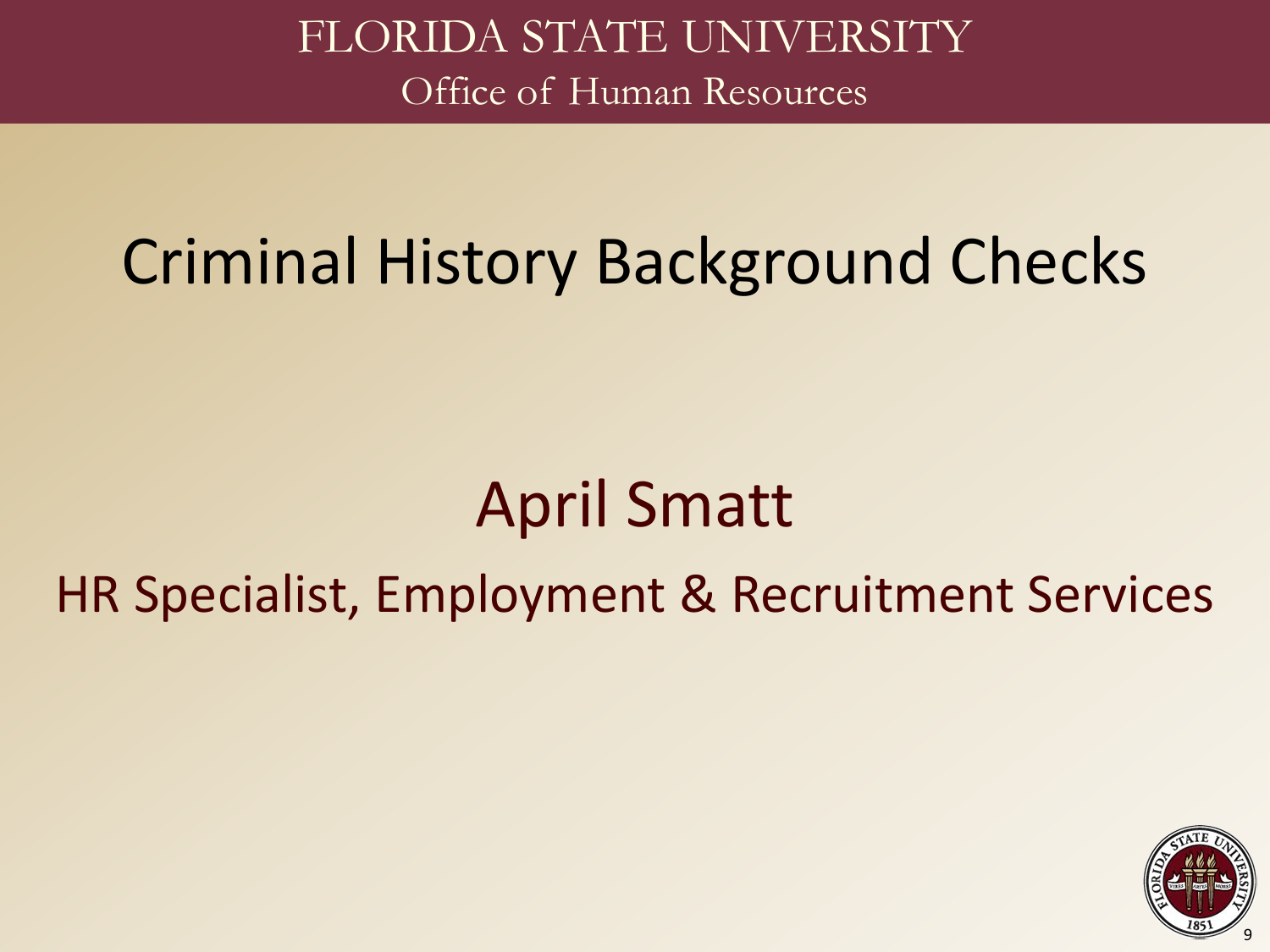# Criminal History Background Checks

## April Smatt

HR Specialist, Employment & Recruitment Services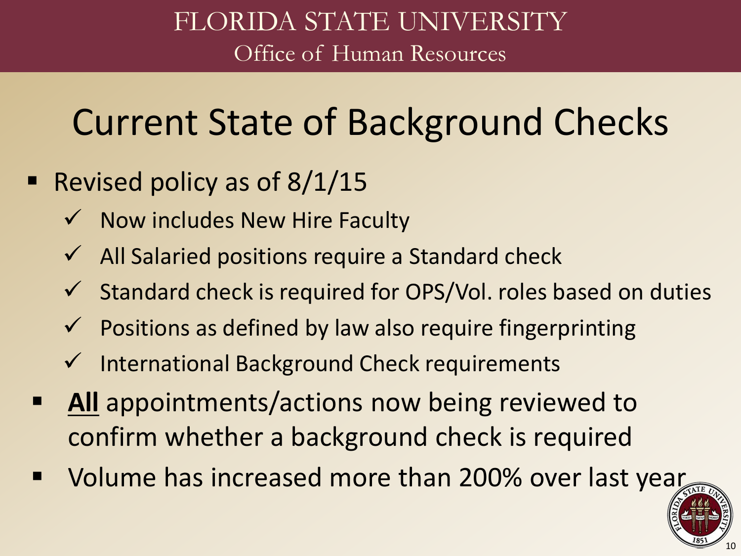FLORIDA STATE UNIVERSITY
Office of Human Resources

# Current State of Background Checks

- Revised policy as of 8/1/15
  - ✓ Now includes New Hire Faculty
  - ✓ All Salaried positions require a Standard check
  - ✓ Standard check is required for OPS/Vol. roles based on duties
  - ✓ Positions as defined by law also require fingerprinting
  - ✓ International Background Check requirements
- **All** appointments/actions now being reviewed to confirm whether a background check is required
- Volume has increased more than 200% over last year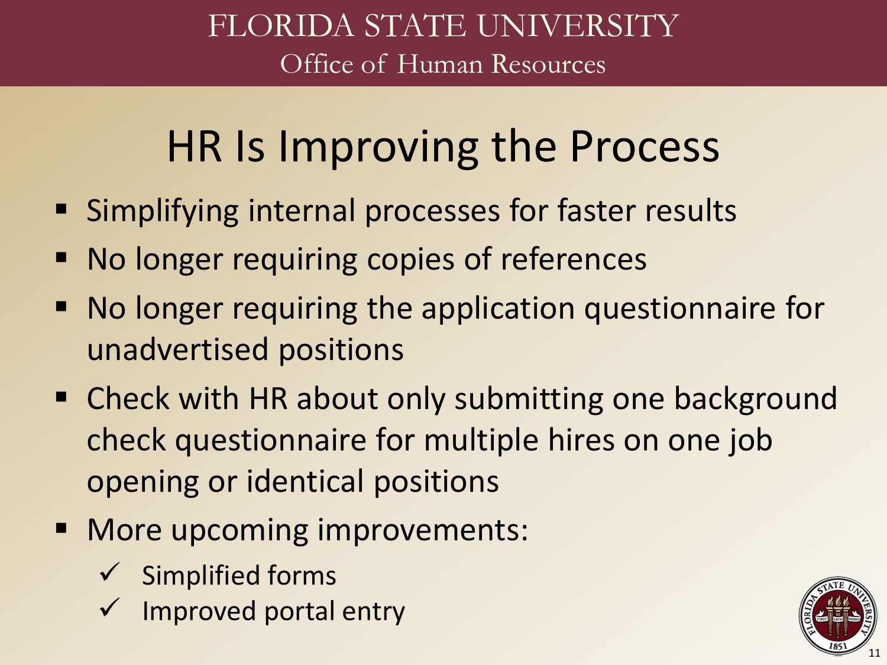# HR Is Improving the Process

- Simplifying internal processes for faster results
- No longer requiring copies of references
- No longer requiring the application questionnaire for unadvertised positions
- Check with HR about only submitting one background check questionnaire for multiple hires on one job opening or identical positions
- More upcoming improvements:
  - ✓ Simplified forms
  - ✓ Improved portal entry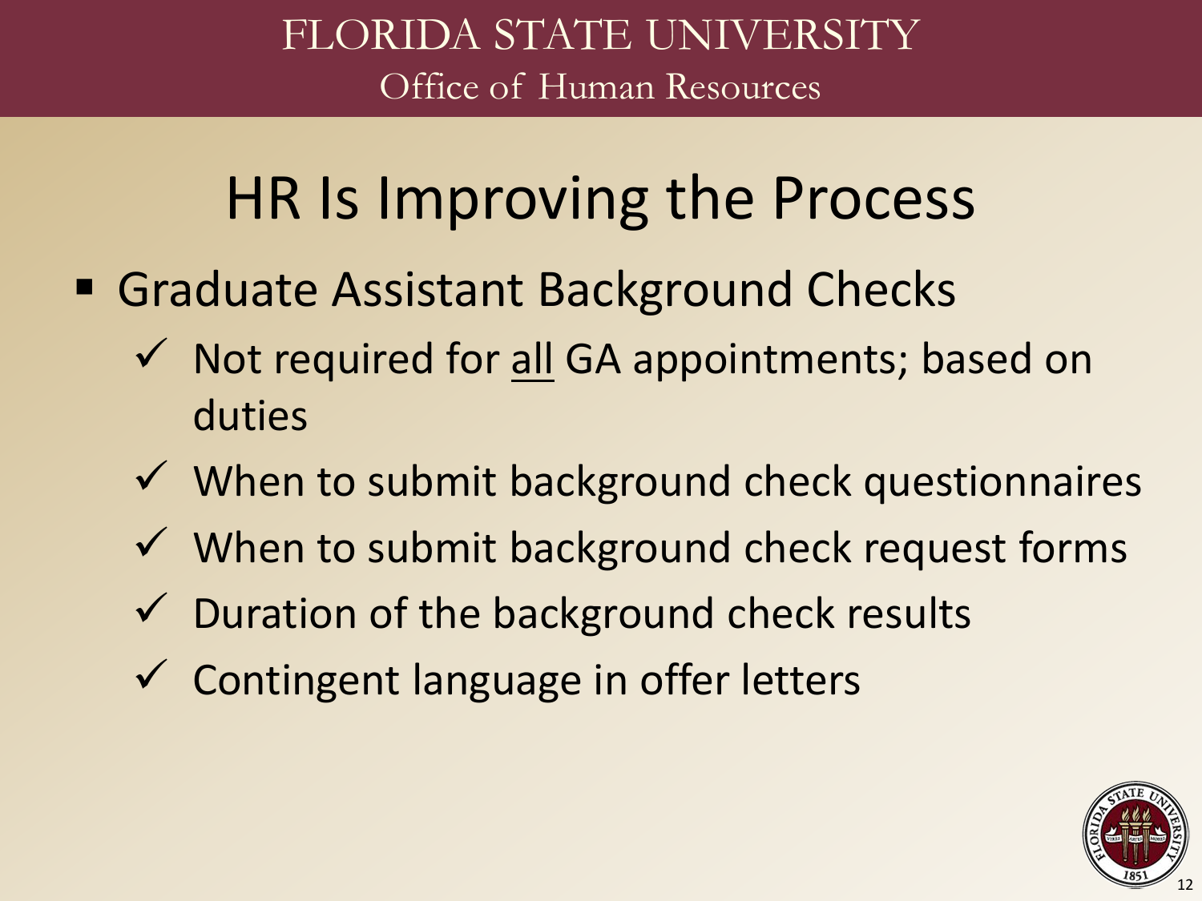# HR Is Improving the Process

- Graduate Assistant Background Checks
  - ✓ Not required for <u>all</u> GA appointments; based on duties
  - ✓ When to submit background check questionnaires
  - ✓ When to submit background check request forms
  - ✓ Duration of the background check results
  - ✓ Contingent language in offer letters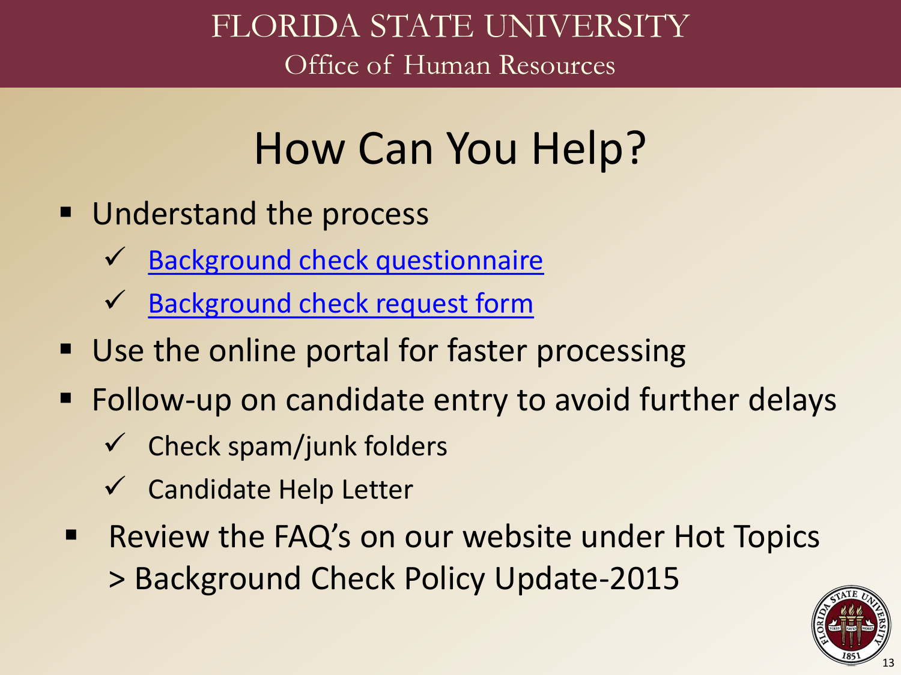FLORIDA STATE UNIVERSITY
Office of Human Resources

# How Can You Help?

- Understand the process
  - ✓ Background check questionnaire
  - ✓ Background check request form
- Use the online portal for faster processing
- Follow-up on candidate entry to avoid further delays
  - ✓ Check spam/junk folders
  - ✓ Candidate Help Letter
- Review the FAQ's on our website under Hot Topics > Background Check Policy Update-2015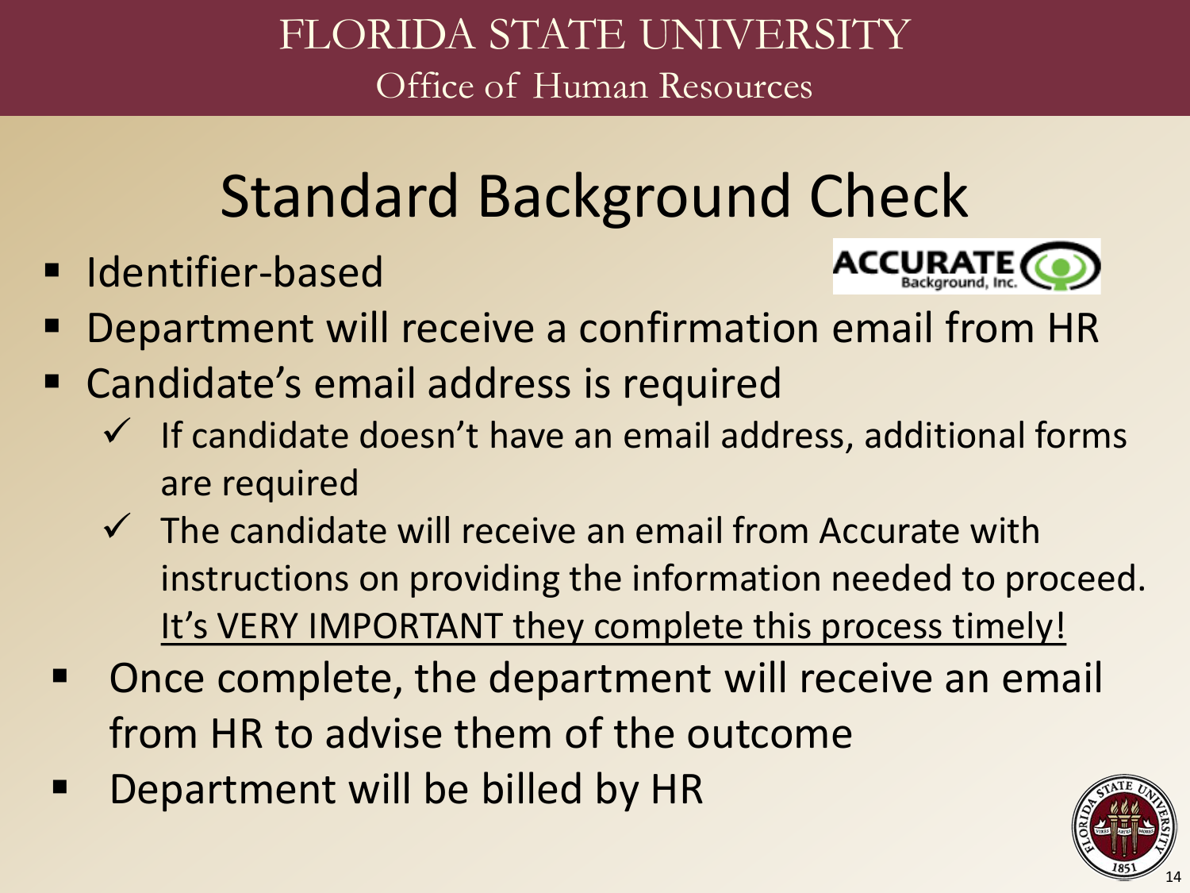# Standard Background Check

- Identifier-based
- Department will receive a confirmation email from HR
- Candidate's email address is required
  - ✓ If candidate doesn't have an email address, additional forms are required
  - ✓ The candidate will receive an email from Accurate with instructions on providing the information needed to proceed. <u>It's VERY IMPORTANT they complete this process timely!</u>
- Once complete, the department will receive an email from HR to advise them of the outcome
- Department will be billed by HR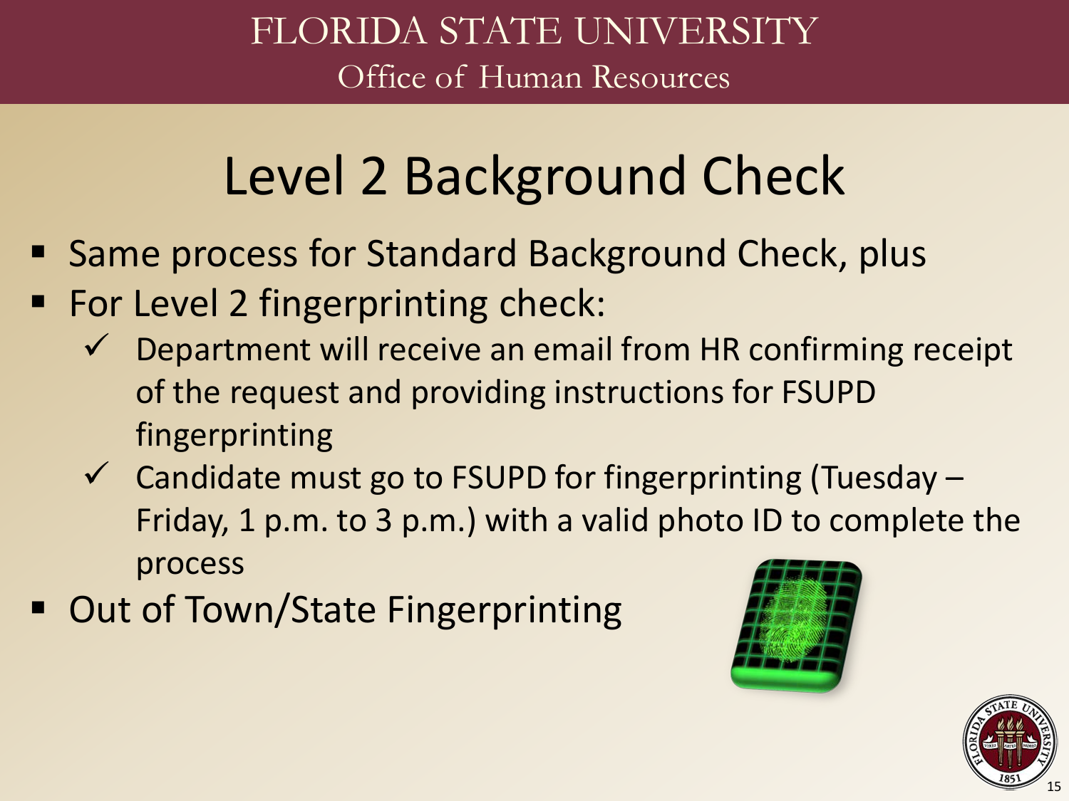# Level 2 Background Check

- Same process for Standard Background Check, plus
- For Level 2 fingerprinting check:
  - ✓ Department will receive an email from HR confirming receipt of the request and providing instructions for FSUPD fingerprinting
  - ✓ Candidate must go to FSUPD for fingerprinting (Tuesday – Friday, 1 p.m. to 3 p.m.) with a valid photo ID to complete the process
- Out of Town/State Fingerprinting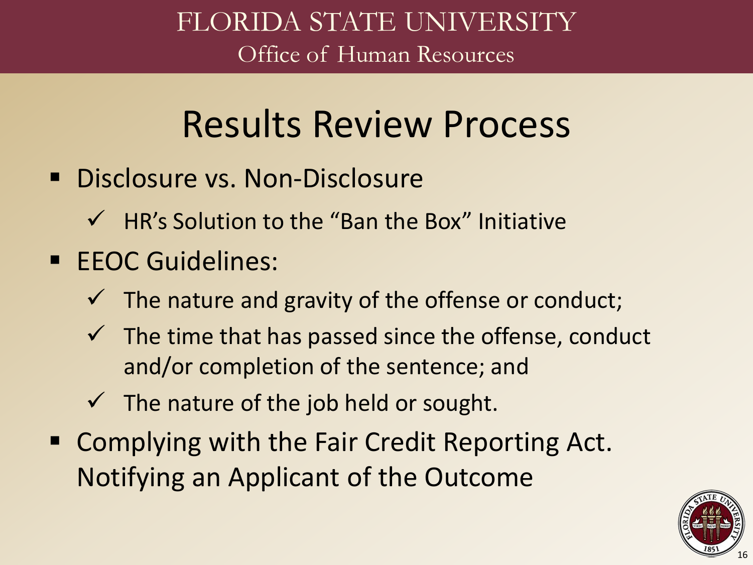# Results Review Process

- Disclosure vs. Non-Disclosure
  - ✓ HR's Solution to the "Ban the Box" Initiative
- EEOC Guidelines:
  - ✓ The nature and gravity of the offense or conduct;
  - ✓ The time that has passed since the offense, conduct and/or completion of the sentence; and
  - ✓ The nature of the job held or sought.
- Complying with the Fair Credit Reporting Act. Notifying an Applicant of the Outcome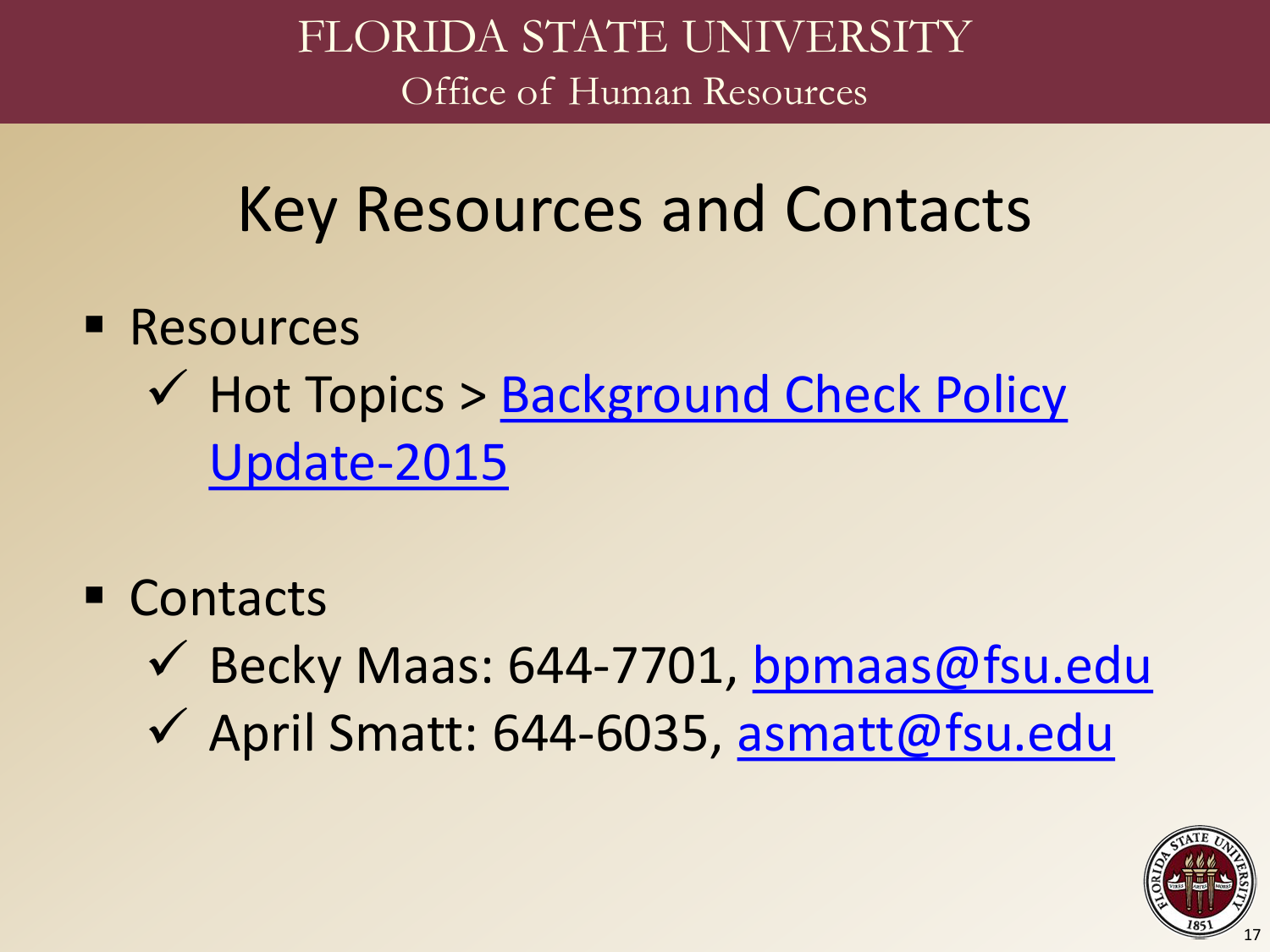FLORIDA STATE UNIVERSITY
Office of Human Resources

# Key Resources and Contacts

- Resources
  - ✓ Hot Topics > Background Check Policy Update-2015
- Contacts
  - ✓ Becky Maas: 644-7701, bpmaas@fsu.edu
  - ✓ April Smatt: 644-6035, asmatt@fsu.edu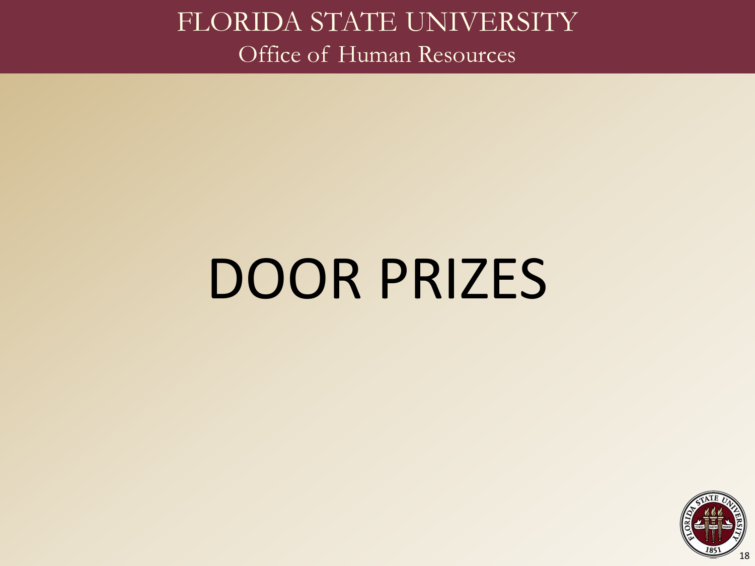# DOOR PRIZES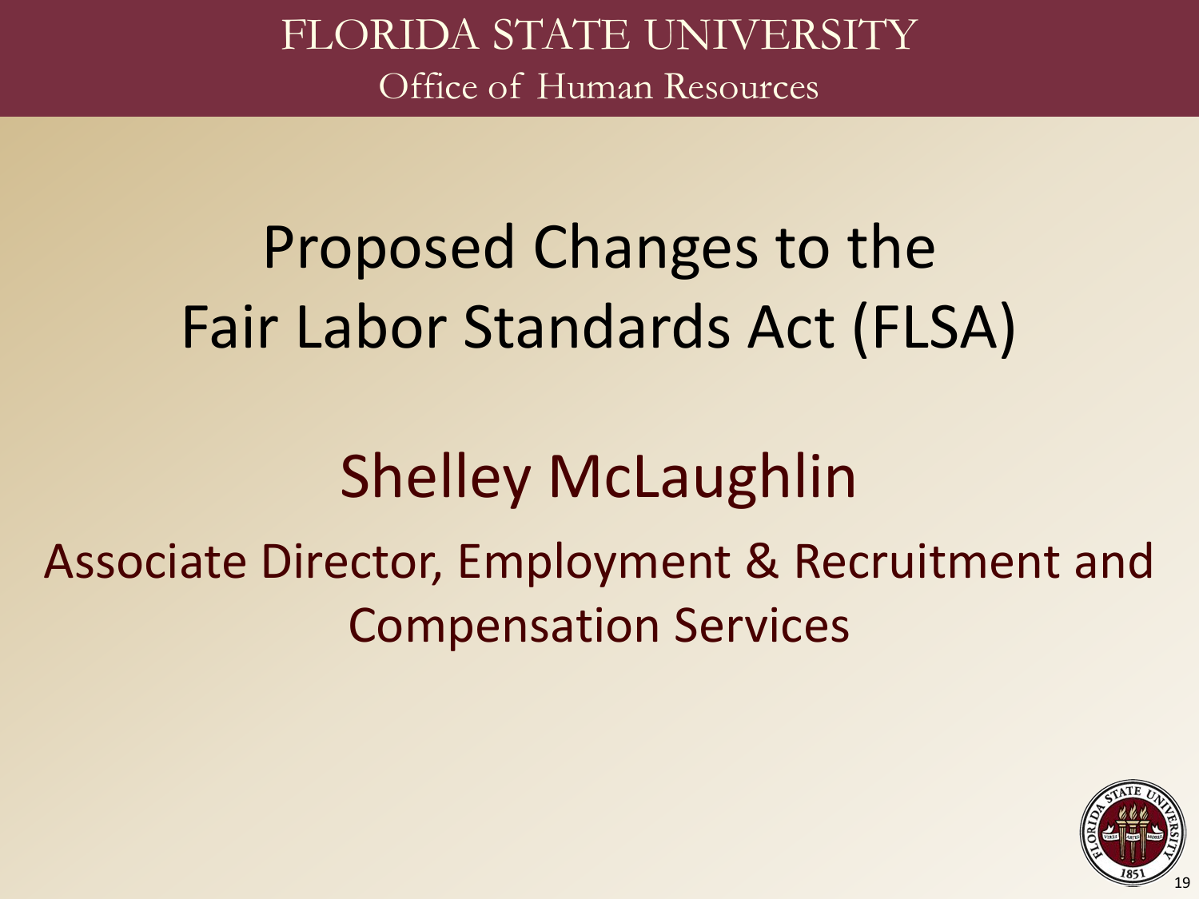# Proposed Changes to the Fair Labor Standards Act (FLSA)

## Shelley McLaughlin

Associate Director, Employment & Recruitment and Compensation Services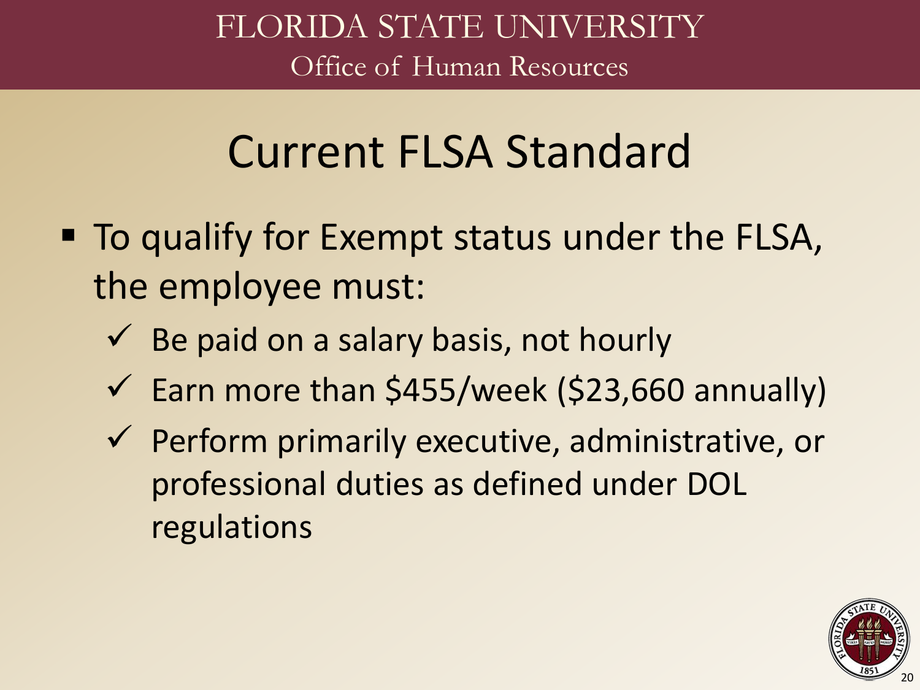# Current FLSA Standard

- To qualify for Exempt status under the FLSA, the employee must:
  - ✓ Be paid on a salary basis, not hourly
  - ✓ Earn more than $455/week ($23,660 annually)
  - ✓ Perform primarily executive, administrative, or professional duties as defined under DOL regulations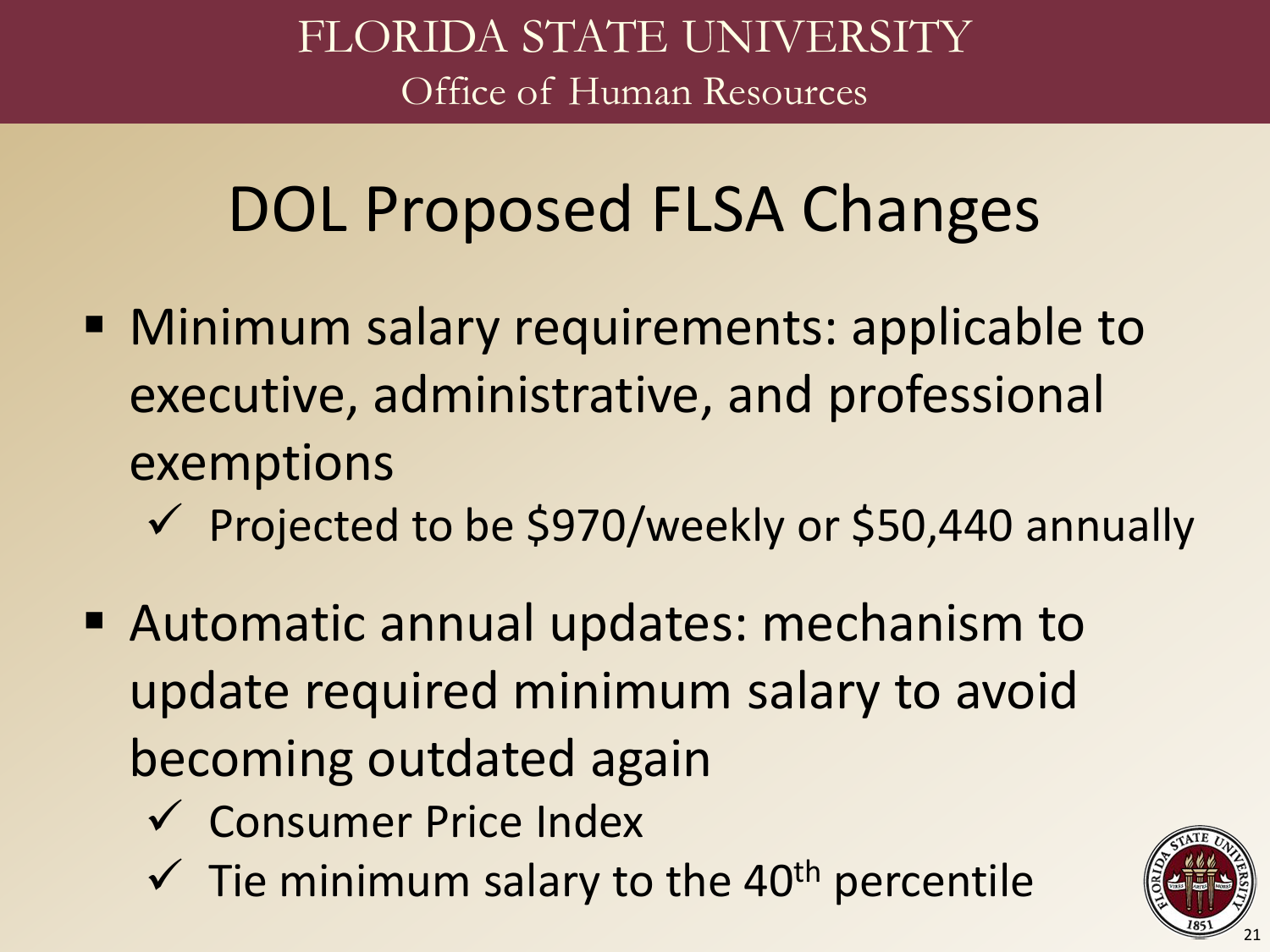# DOL Proposed FLSA Changes

- Minimum salary requirements: applicable to executive, administrative, and professional exemptions
  - ✓ Projected to be $970/weekly or $50,440 annually
- Automatic annual updates: mechanism to update required minimum salary to avoid becoming outdated again
  - ✓ Consumer Price Index
  - ✓ Tie minimum salary to the 40th percentile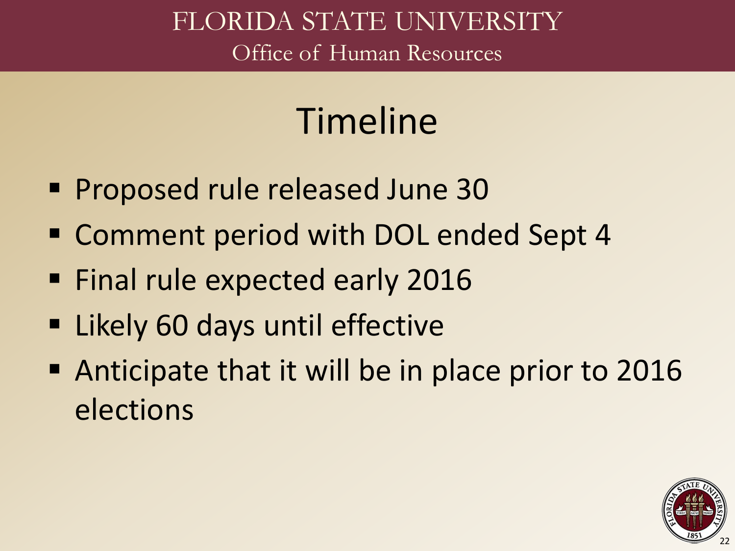# Timeline

- Proposed rule released June 30
- Comment period with DOL ended Sept 4
- Final rule expected early 2016
- Likely 60 days until effective
- Anticipate that it will be in place prior to 2016 elections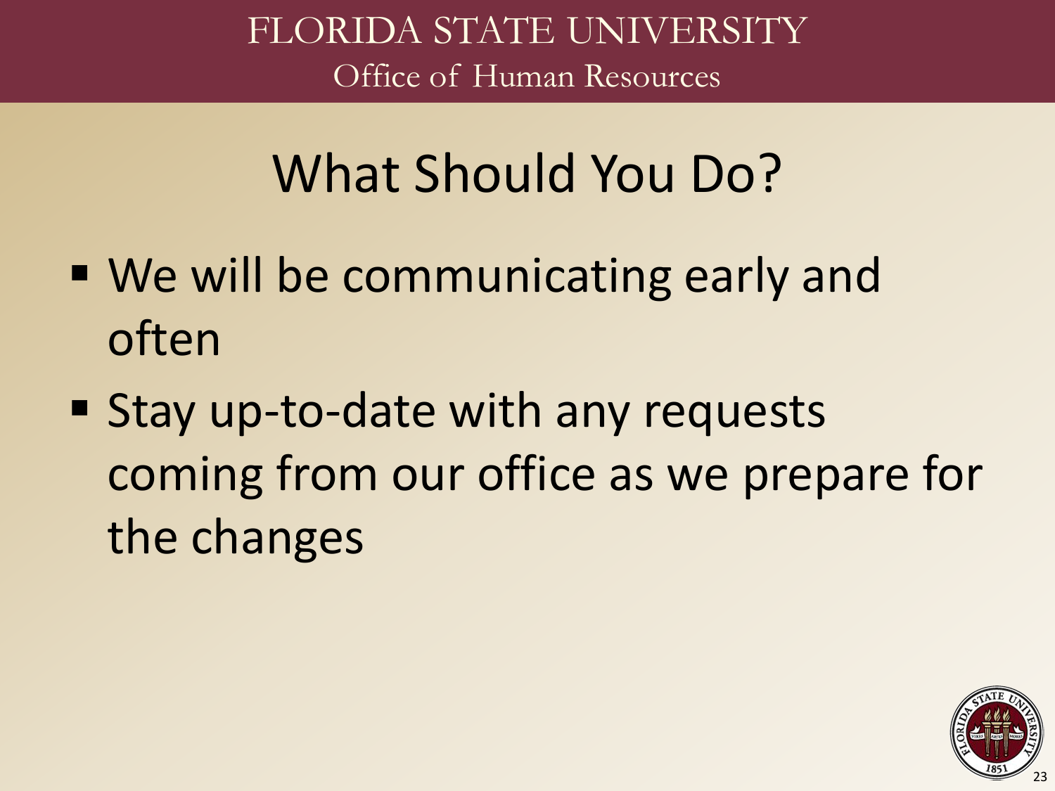# What Should You Do?

- We will be communicating early and often
- Stay up-to-date with any requests coming from our office as we prepare for the changes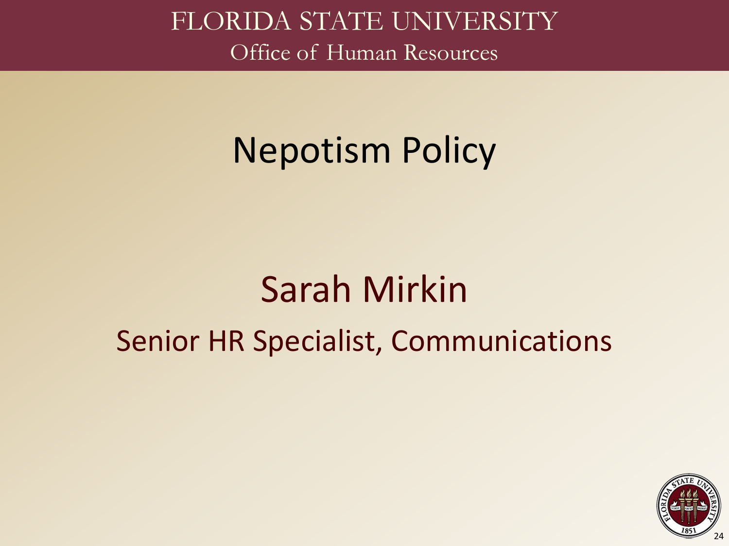# Nepotism Policy

## Sarah Mirkin

Senior HR Specialist, Communications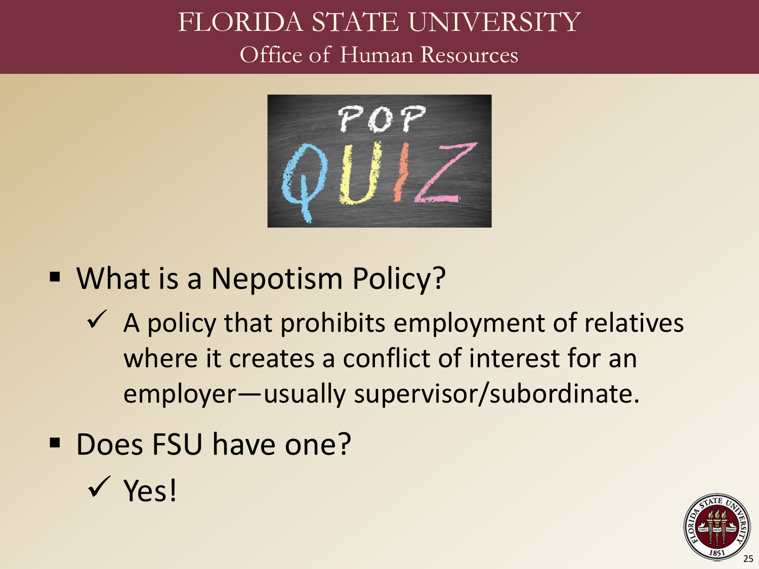# FLORIDA STATE UNIVERSITY

## Office of Human Resources

POP QUIZ

- What is a Nepotism Policy?
  - ✓ A policy that prohibits employment of relatives where it creates a conflict of interest for an employer—usually supervisor/subordinate.
- Does FSU have one?
  - ✓ Yes!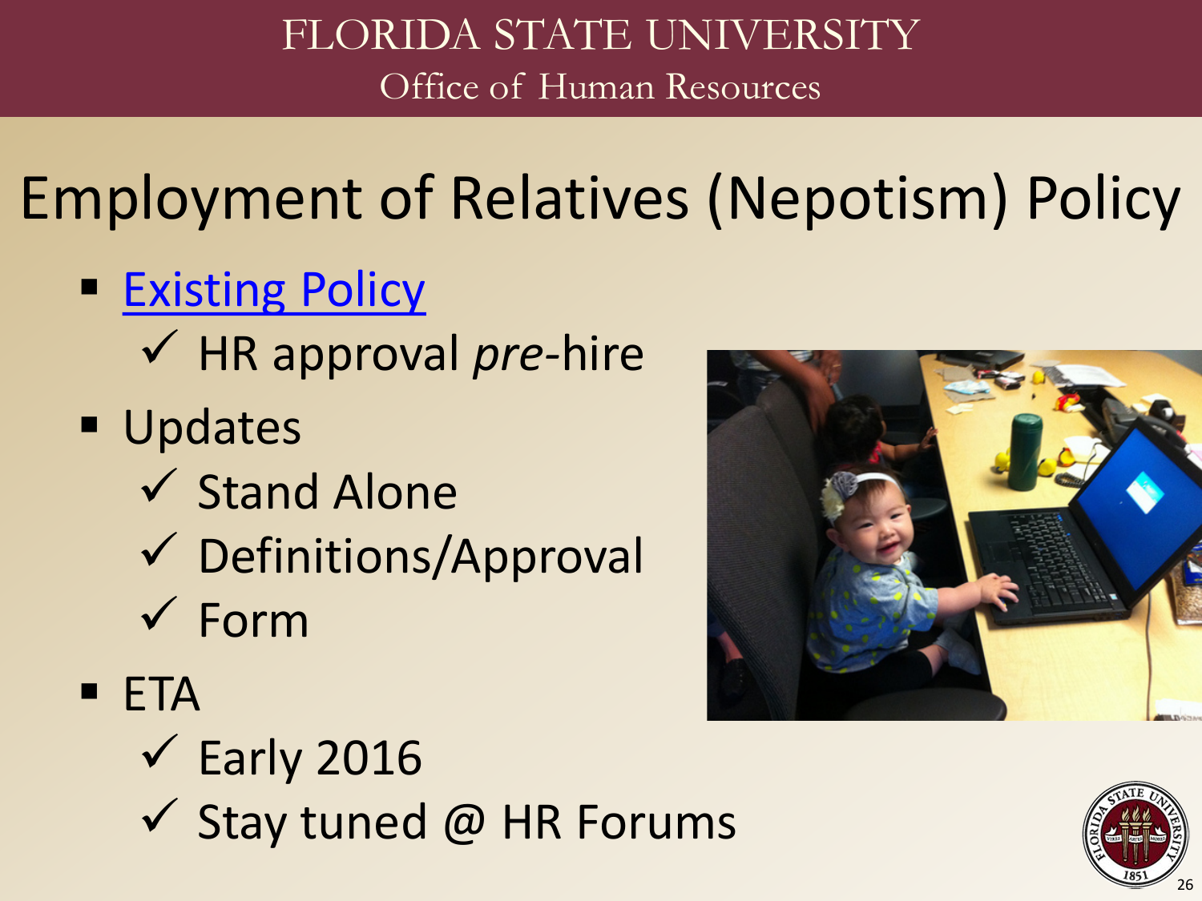# Employment of Relatives (Nepotism) Policy

- [Existing Policy]
  - ✓ HR approval *pre*-hire
- Updates
  - ✓ Stand Alone
  - ✓ Definitions/Approval
  - ✓ Form
- ETA
  - ✓ Early 2016
  - ✓ Stay tuned @ HR Forums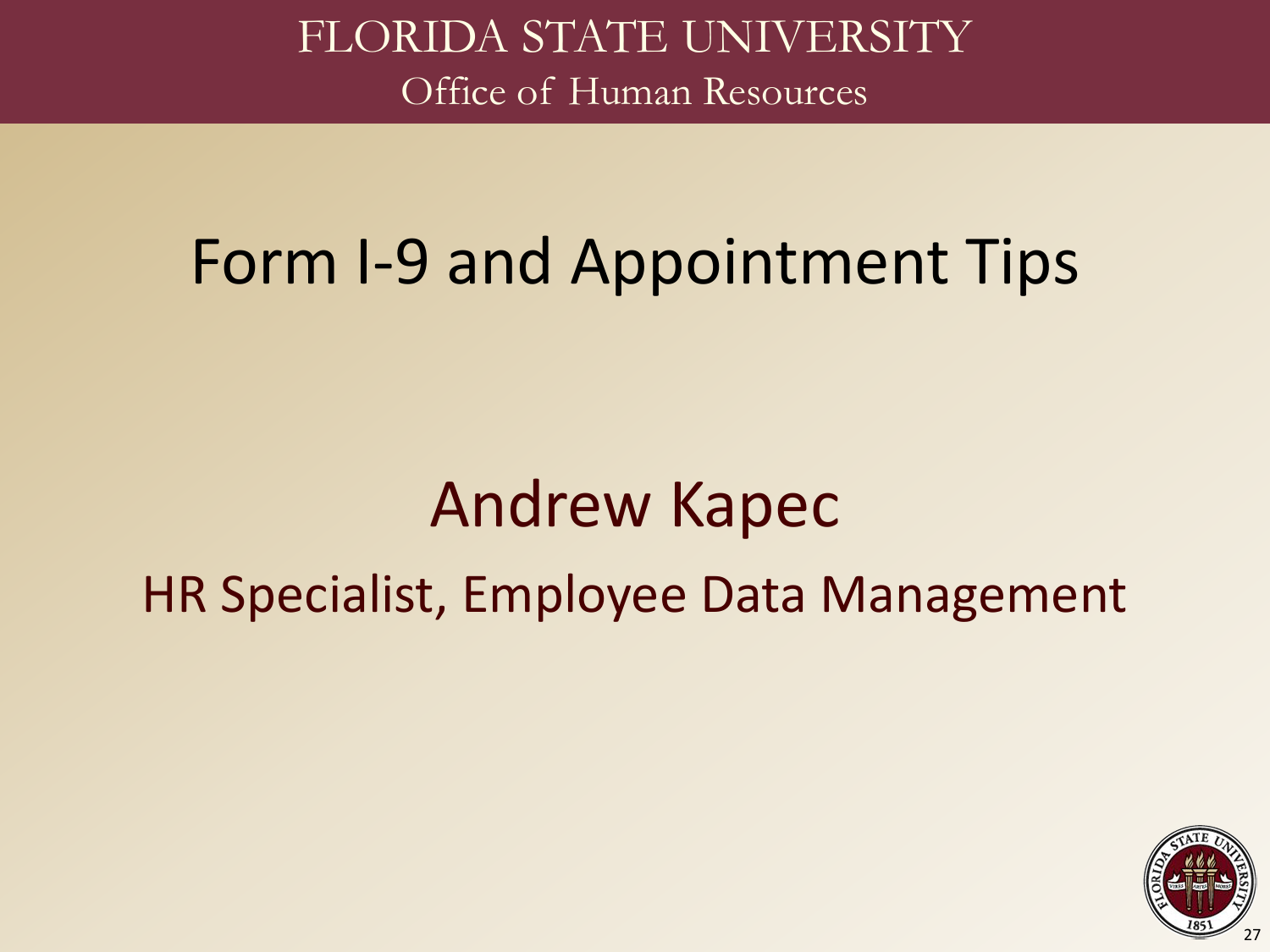# Form I-9 and Appointment Tips

## Andrew Kapec

HR Specialist, Employee Data Management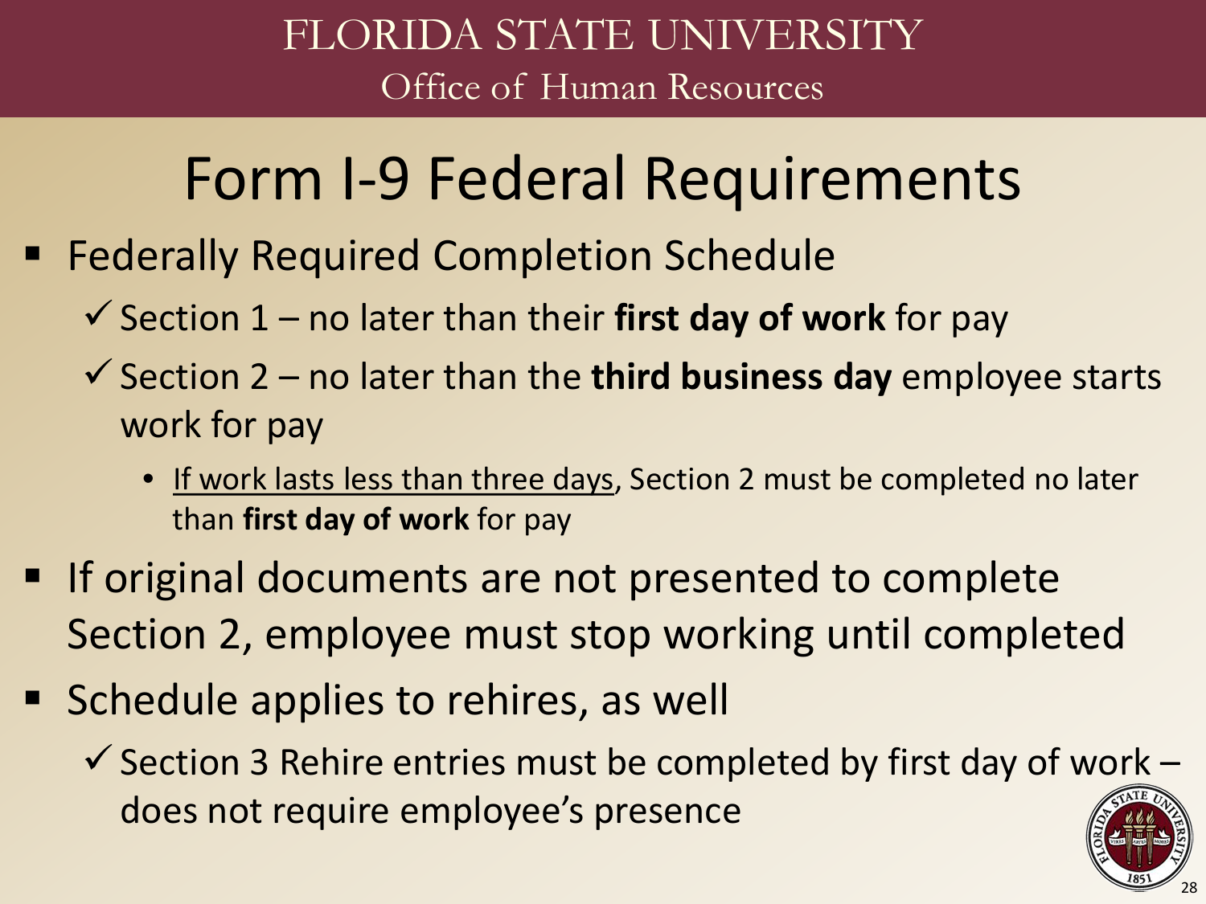# Form I-9 Federal Requirements

- Federally Required Completion Schedule
  - ✓ Section 1 – no later than their **first day of work** for pay
  - ✓ Section 2 – no later than the **third business day** employee starts work for pay
    - If work lasts less than three days, Section 2 must be completed no later than **first day of work** for pay
- If original documents are not presented to complete Section 2, employee must stop working until completed
- Schedule applies to rehires, as well
  - ✓ Section 3 Rehire entries must be completed by first day of work – does not require employee's presence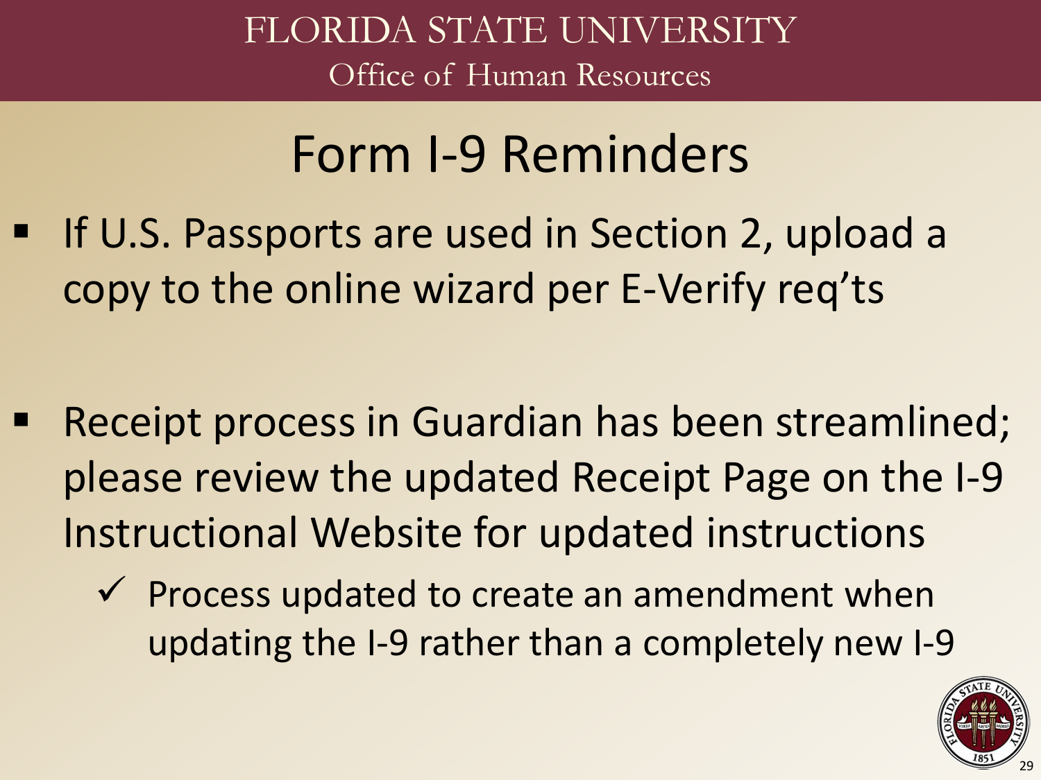# Form I-9 Reminders

- If U.S. Passports are used in Section 2, upload a copy to the online wizard per E-Verify req'ts

- Receipt process in Guardian has been streamlined; please review the updated Receipt Page on the I-9 Instructional Website for updated instructions
  - ✓ Process updated to create an amendment when updating the I-9 rather than a completely new I-9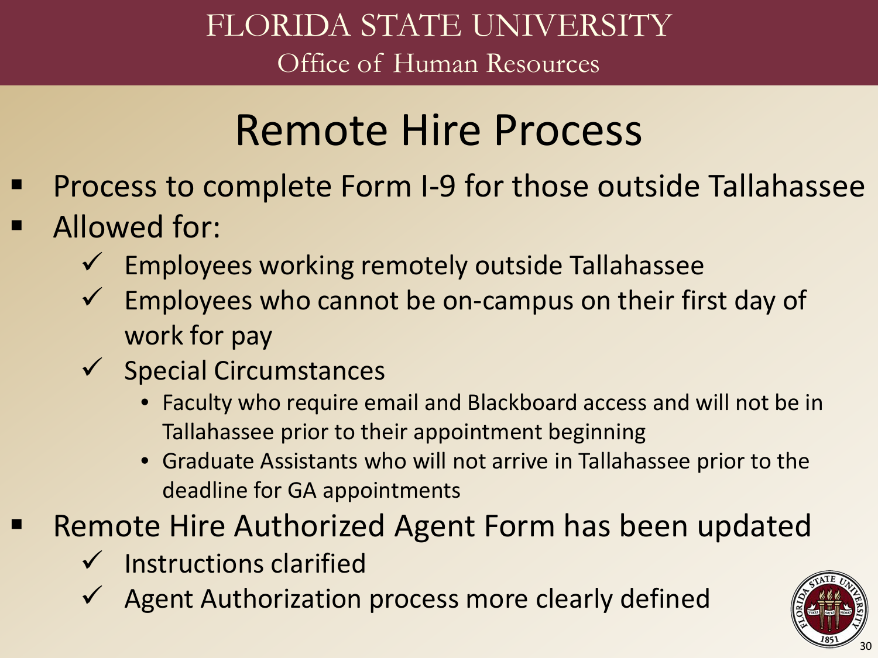# Remote Hire Process

- Process to complete Form I-9 for those outside Tallahassee
- Allowed for:
  - ✓ Employees working remotely outside Tallahassee
  - ✓ Employees who cannot be on-campus on their first day of work for pay
  - ✓ Special Circumstances
    - Faculty who require email and Blackboard access and will not be in Tallahassee prior to their appointment beginning
    - Graduate Assistants who will not arrive in Tallahassee prior to the deadline for GA appointments
- Remote Hire Authorized Agent Form has been updated
  - ✓ Instructions clarified
  - ✓ Agent Authorization process more clearly defined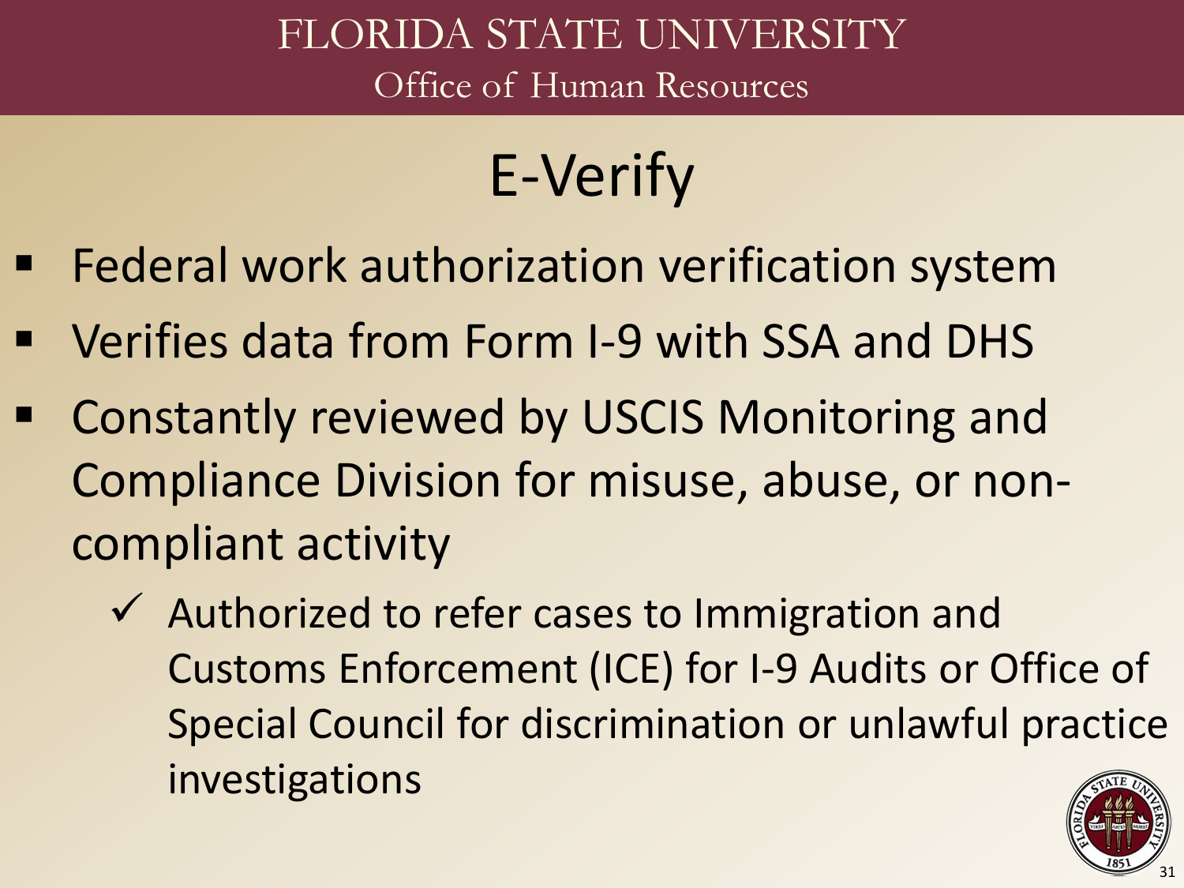# E-Verify

- Federal work authorization verification system
- Verifies data from Form I-9 with SSA and DHS
- Constantly reviewed by USCIS Monitoring and Compliance Division for misuse, abuse, or non-compliant activity
  - ✓ Authorized to refer cases to Immigration and Customs Enforcement (ICE) for I-9 Audits or Office of Special Council for discrimination or unlawful practice investigations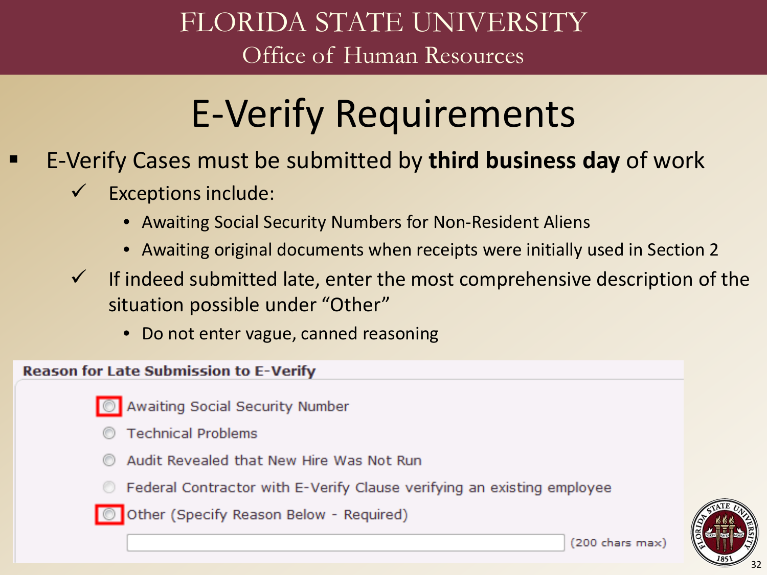# E-Verify Requirements

- E-Verify Cases must be submitted by **third business day** of work
  - ✓ Exceptions include:
    - Awaiting Social Security Numbers for Non-Resident Aliens
    - Awaiting original documents when receipts were initially used in Section 2
  - ✓ If indeed submitted late, enter the most comprehensive description of the situation possible under "Other"
    - Do not enter vague, canned reasoning

**Reason for Late Submission to E-Verify**

- ◯ Awaiting Social Security Number
- ◯ Technical Problems
- ◯ Audit Revealed that New Hire Was Not Run
- ◯ Federal Contractor with E-Verify Clause verifying an existing employee
- ◯ Other (Specify Reason Below - Required)

(200 chars max)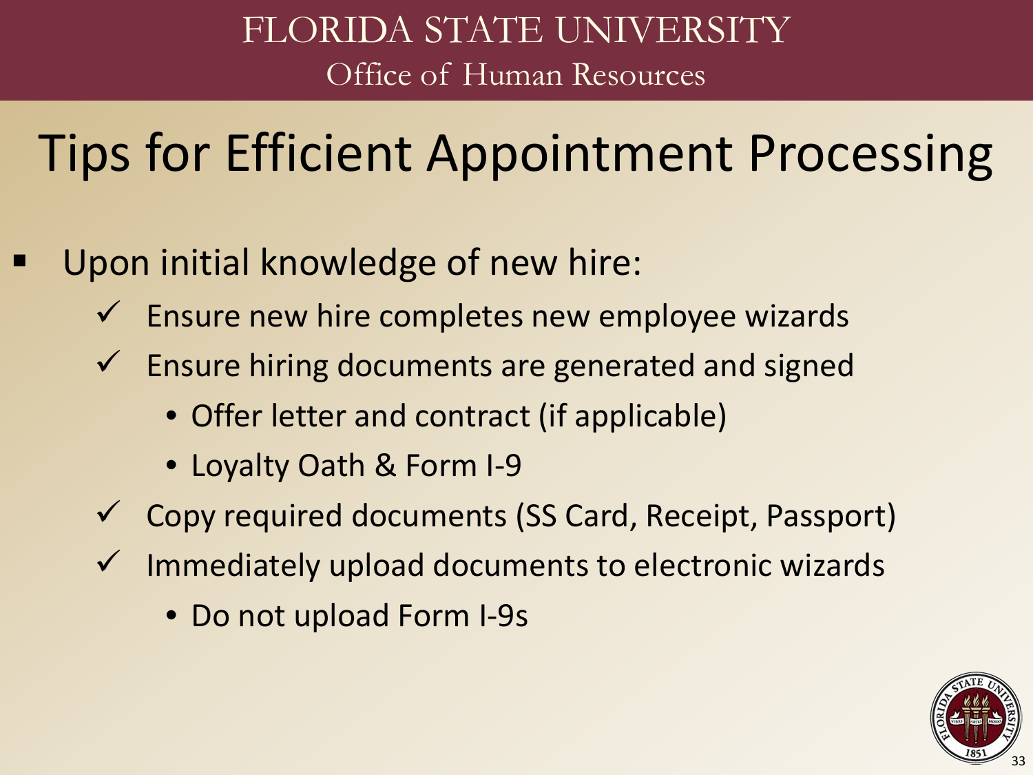# Tips for Efficient Appointment Processing

- Upon initial knowledge of new hire:
  - ✓ Ensure new hire completes new employee wizards
  - ✓ Ensure hiring documents are generated and signed
    - Offer letter and contract (if applicable)
    - Loyalty Oath & Form I-9
  - ✓ Copy required documents (SS Card, Receipt, Passport)
  - ✓ Immediately upload documents to electronic wizards
    - Do not upload Form I-9s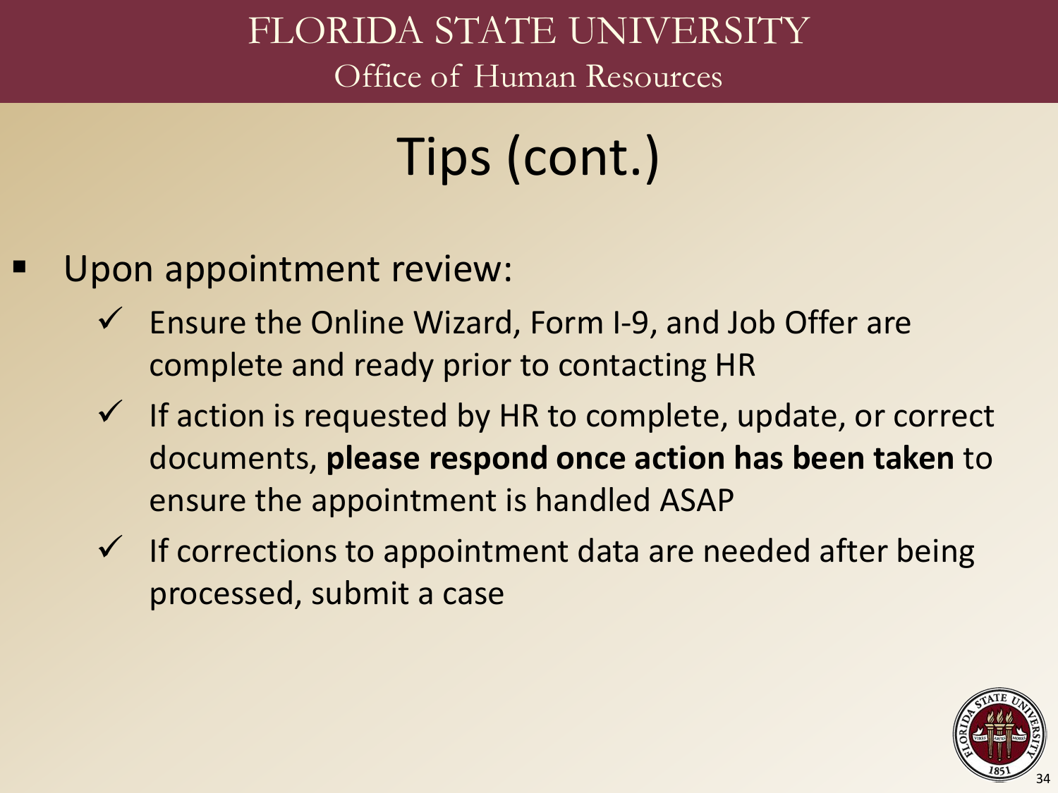# Tips (cont.)

- Upon appointment review:
  - ✓ Ensure the Online Wizard, Form I-9, and Job Offer are complete and ready prior to contacting HR
  - ✓ If action is requested by HR to complete, update, or correct documents, **please respond once action has been taken** to ensure the appointment is handled ASAP
  - ✓ If corrections to appointment data are needed after being processed, submit a case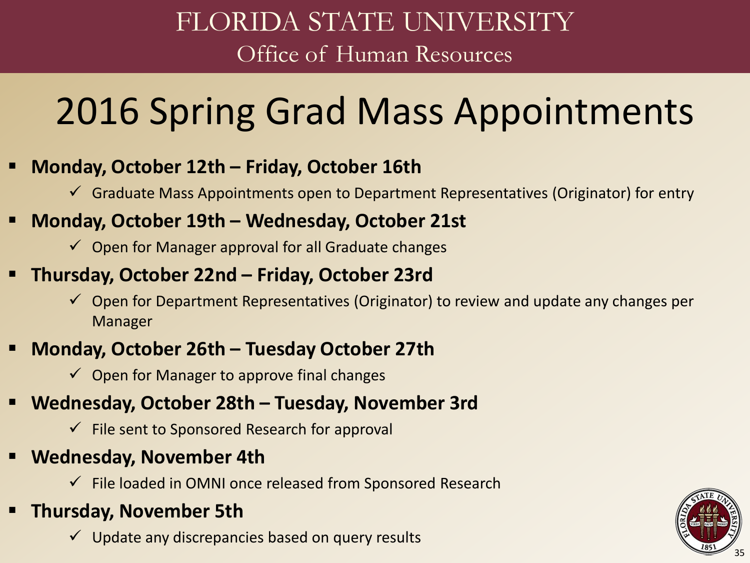FLORIDA STATE UNIVERSITY

Office of Human Resources

# 2016 Spring Grad Mass Appointments

- **Monday, October 12th – Friday, October 16th**
  - ✓ Graduate Mass Appointments open to Department Representatives (Originator) for entry
- **Monday, October 19th – Wednesday, October 21st**
  - ✓ Open for Manager approval for all Graduate changes
- **Thursday, October 22nd – Friday, October 23rd**
  - ✓ Open for Department Representatives (Originator) to review and update any changes per Manager
- **Monday, October 26th – Tuesday October 27th**
  - ✓ Open for Manager to approve final changes
- **Wednesday, October 28th – Tuesday, November 3rd**
  - ✓ File sent to Sponsored Research for approval
- **Wednesday, November 4th**
  - ✓ File loaded in OMNI once released from Sponsored Research
- **Thursday, November 5th**
  - ✓ Update any discrepancies based on query results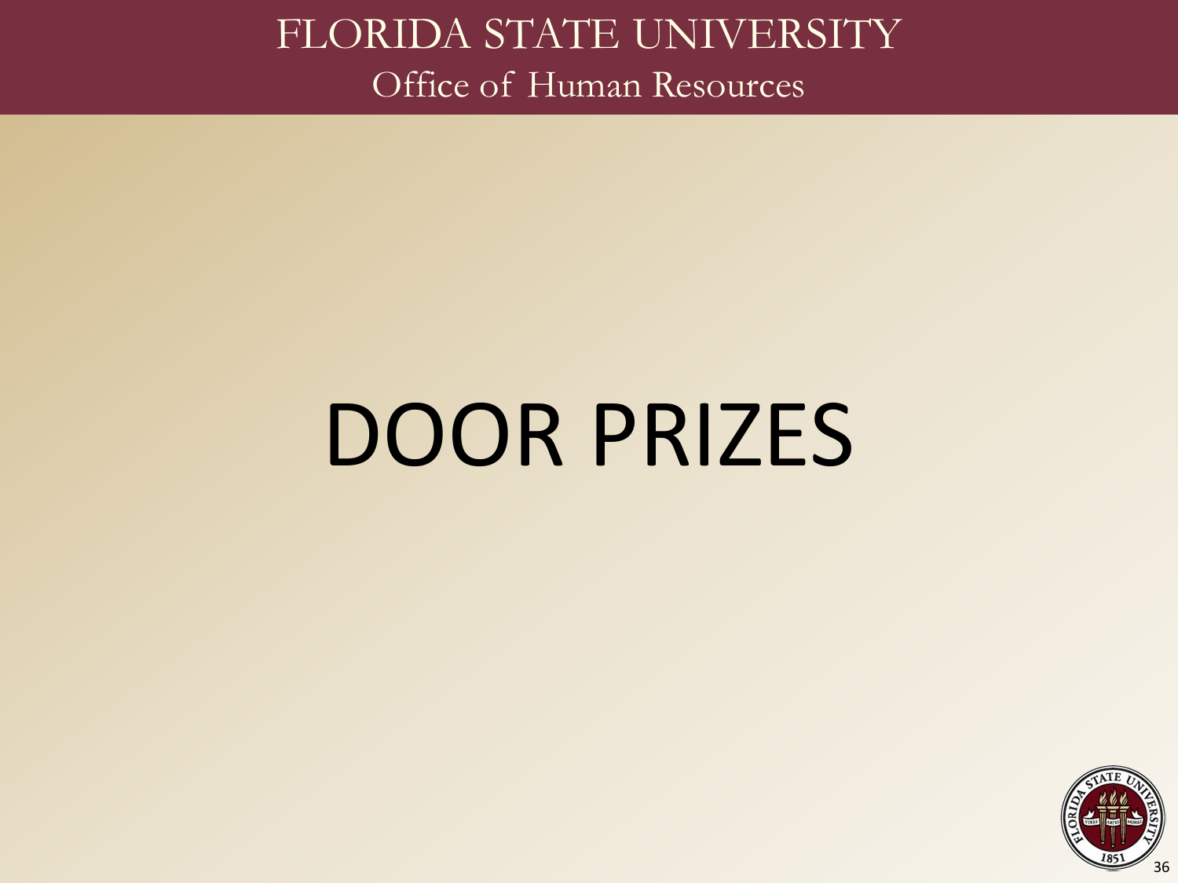# DOOR PRIZES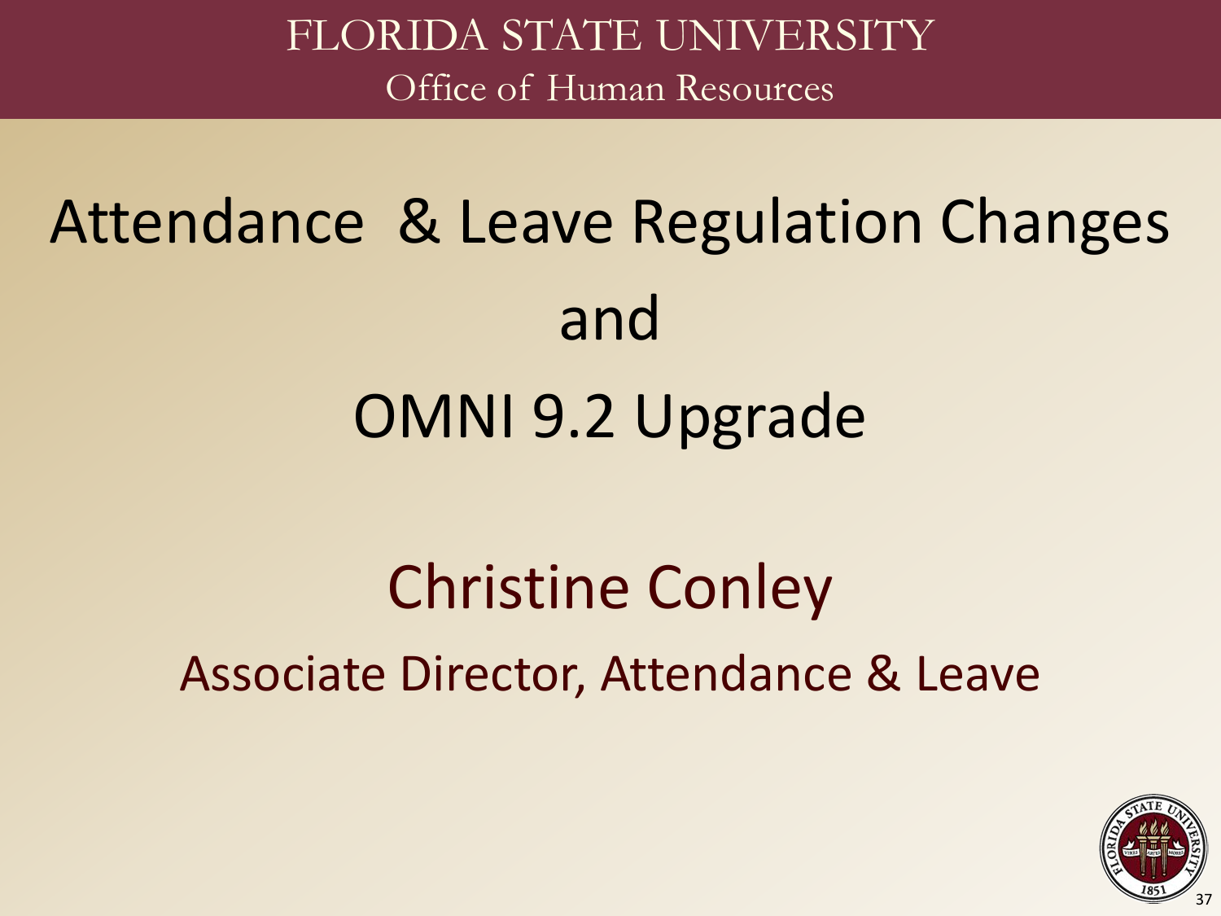FLORIDA STATE UNIVERSITY
Office of Human Resources

# Attendance & Leave Regulation Changes

# and

# OMNI 9.2 Upgrade

## Christine Conley

Associate Director, Attendance & Leave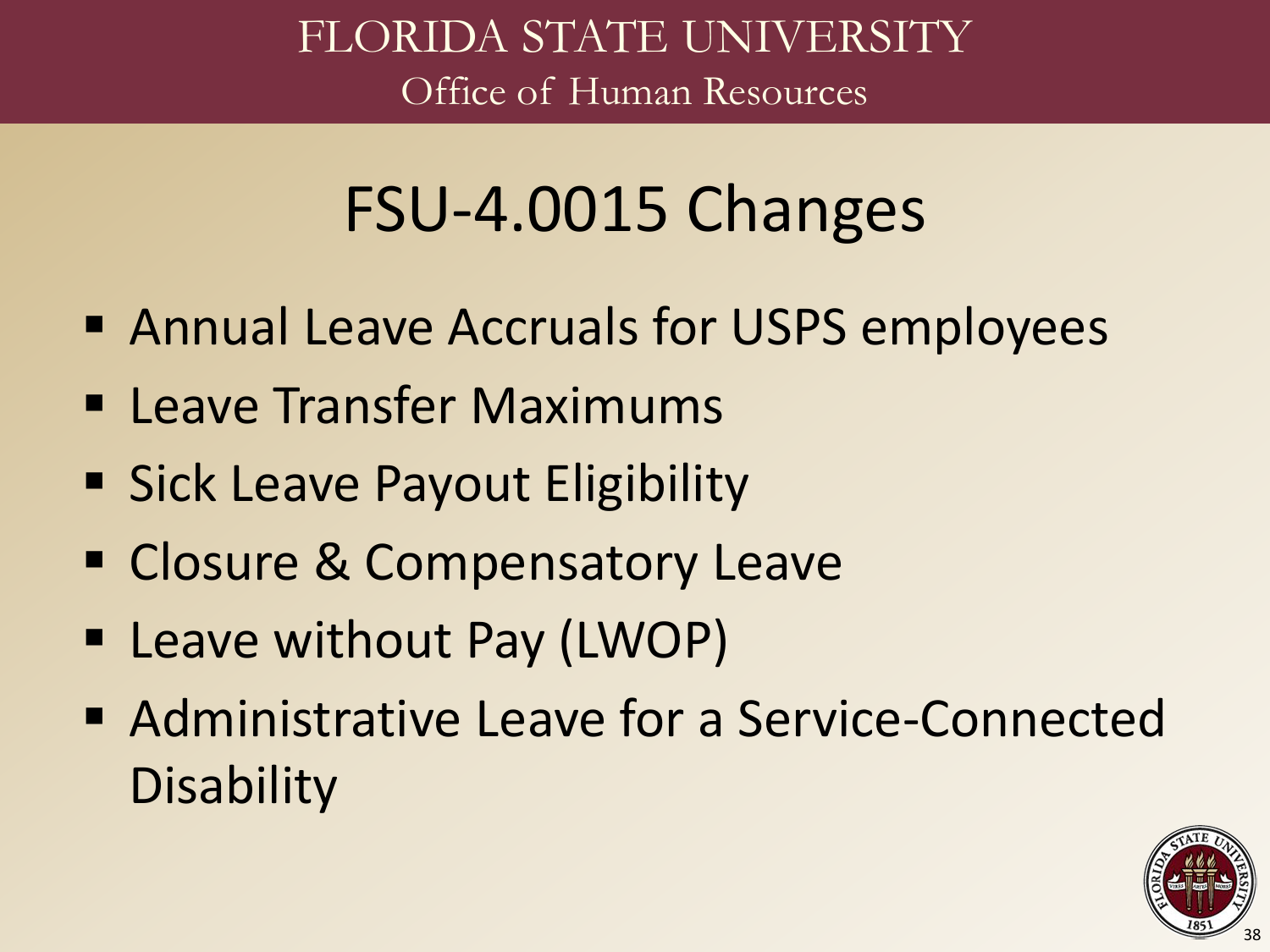# FSU-4.0015 Changes

- Annual Leave Accruals for USPS employees
- Leave Transfer Maximums
- Sick Leave Payout Eligibility
- Closure & Compensatory Leave
- Leave without Pay (LWOP)
- Administrative Leave for a Service-Connected Disability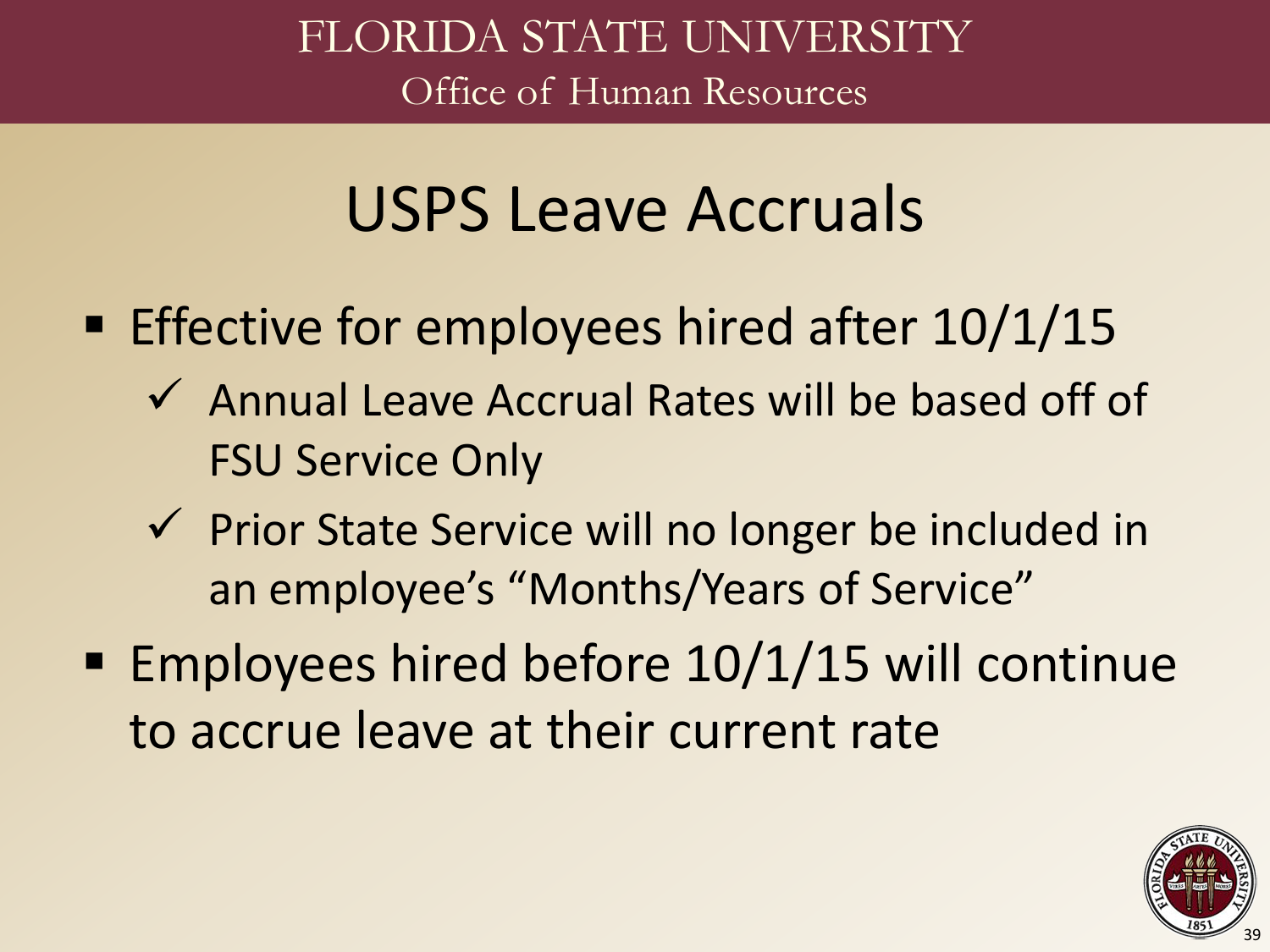# USPS Leave Accruals

- Effective for employees hired after 10/1/15
  - ✓ Annual Leave Accrual Rates will be based off of FSU Service Only
  - ✓ Prior State Service will no longer be included in an employee's "Months/Years of Service"
- Employees hired before 10/1/15 will continue to accrue leave at their current rate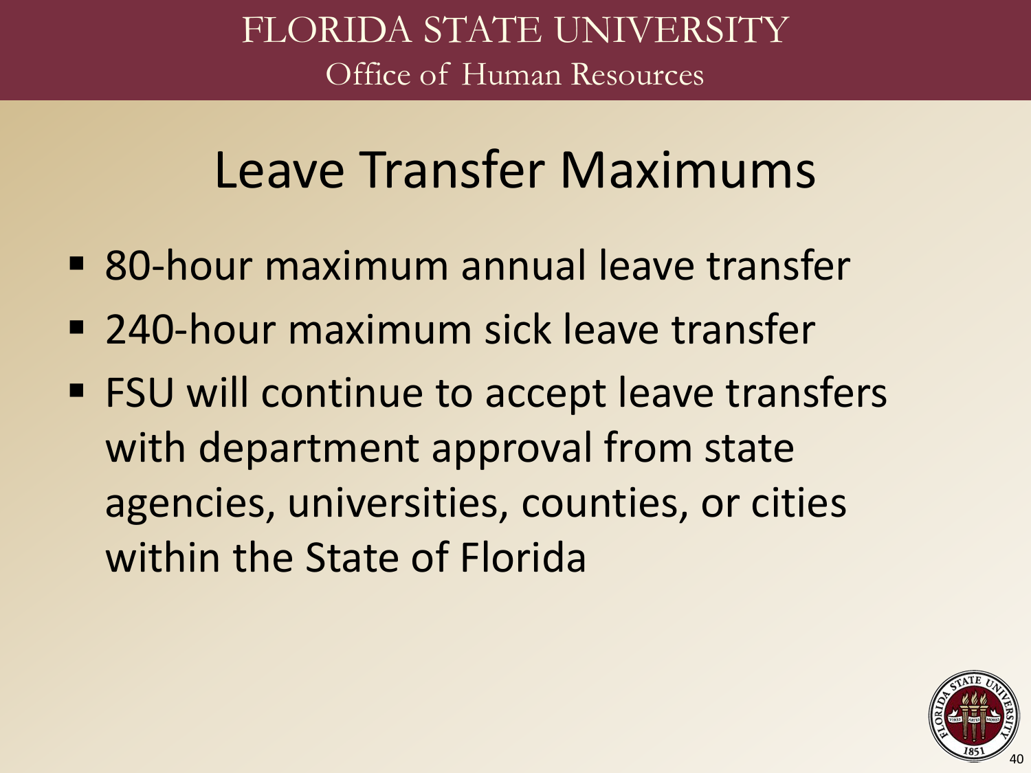# Leave Transfer Maximums

- 80-hour maximum annual leave transfer
- 240-hour maximum sick leave transfer
- FSU will continue to accept leave transfers with department approval from state agencies, universities, counties, or cities within the State of Florida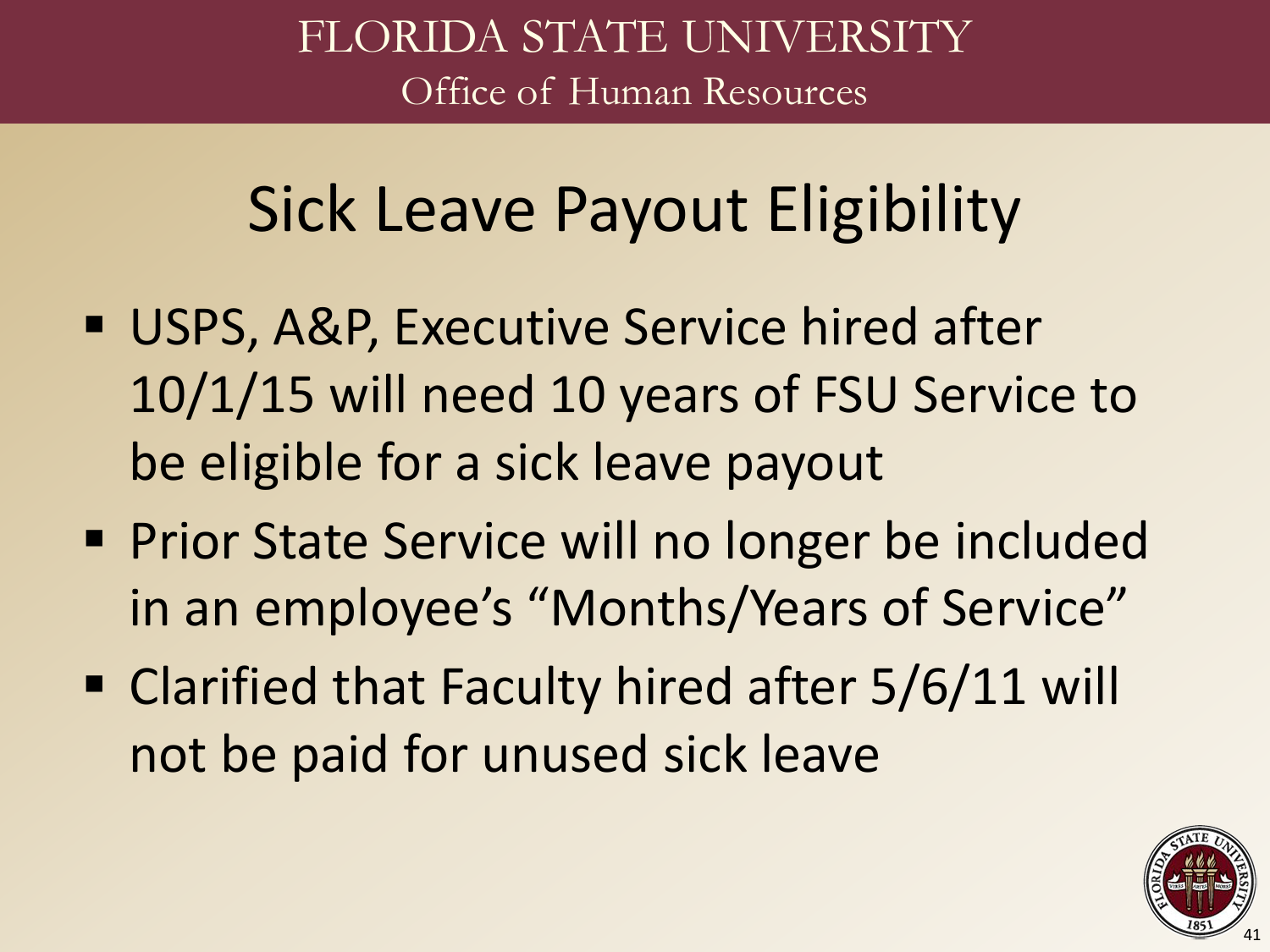## Sick Leave Payout Eligibility

- USPS, A&P, Executive Service hired after 10/1/15 will need 10 years of FSU Service to be eligible for a sick leave payout
- Prior State Service will no longer be included in an employee's "Months/Years of Service"
- Clarified that Faculty hired after 5/6/11 will not be paid for unused sick leave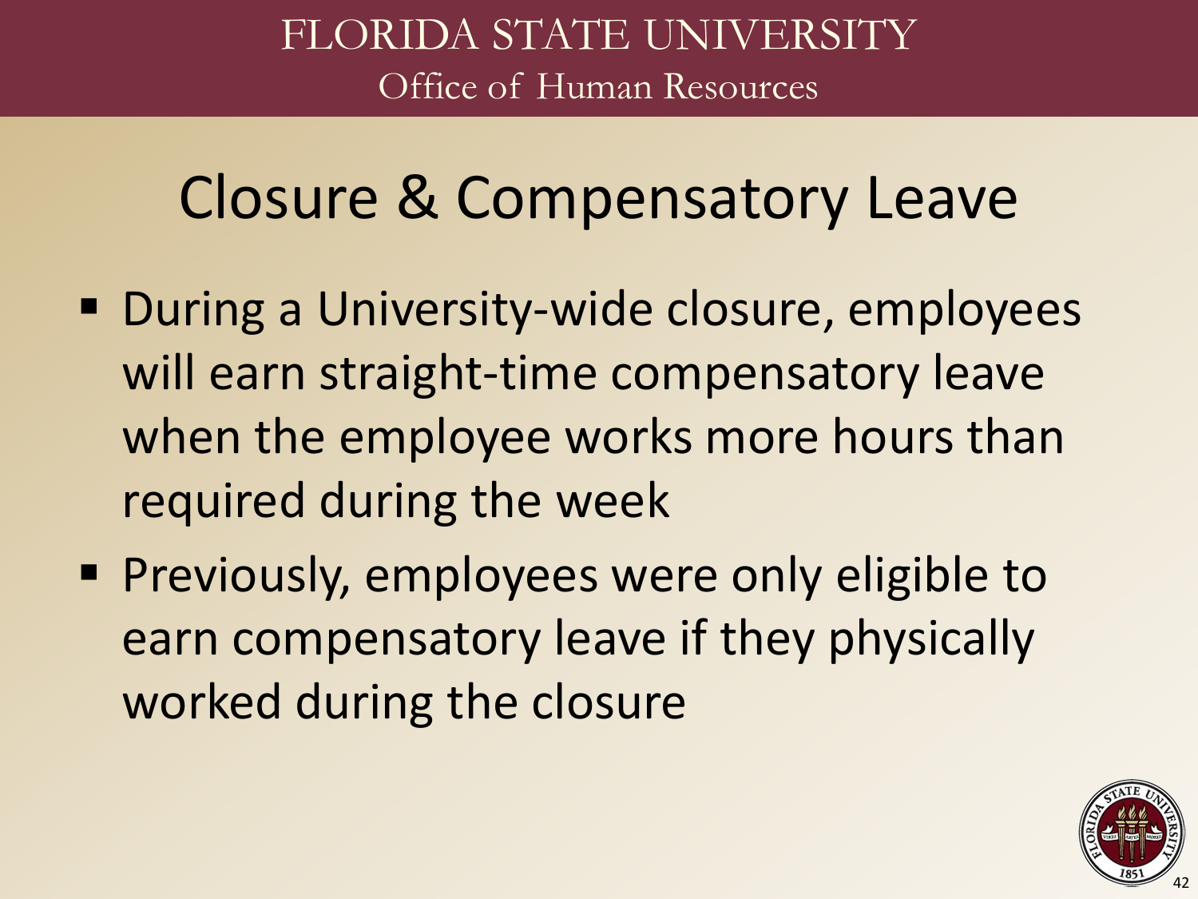# Closure & Compensatory Leave

- During a University-wide closure, employees will earn straight-time compensatory leave when the employee works more hours than required during the week
- Previously, employees were only eligible to earn compensatory leave if they physically worked during the closure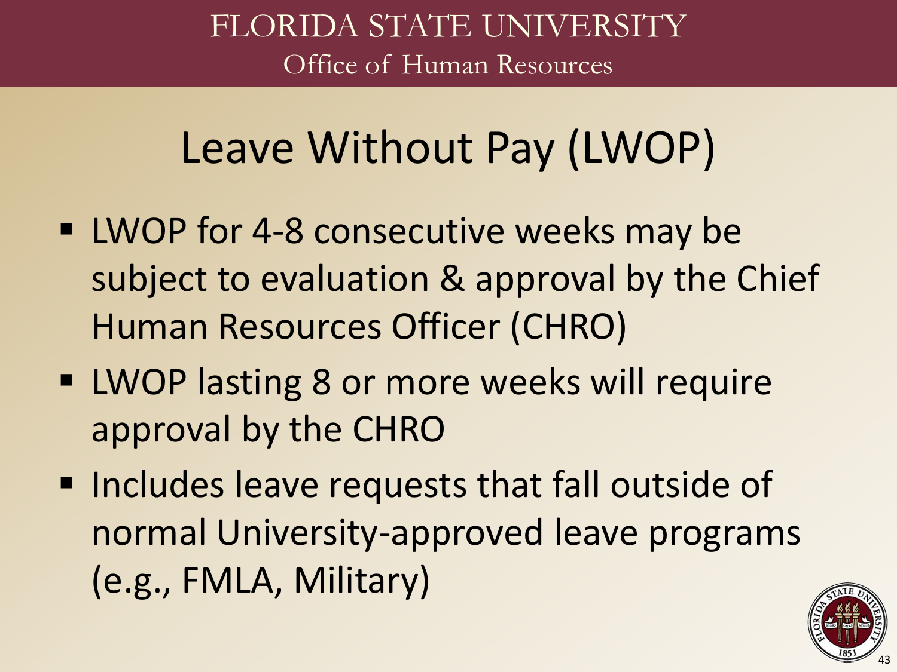# Leave Without Pay (LWOP)

- LWOP for 4-8 consecutive weeks may be subject to evaluation & approval by the Chief Human Resources Officer (CHRO)
- LWOP lasting 8 or more weeks will require approval by the CHRO
- Includes leave requests that fall outside of normal University-approved leave programs (e.g., FMLA, Military)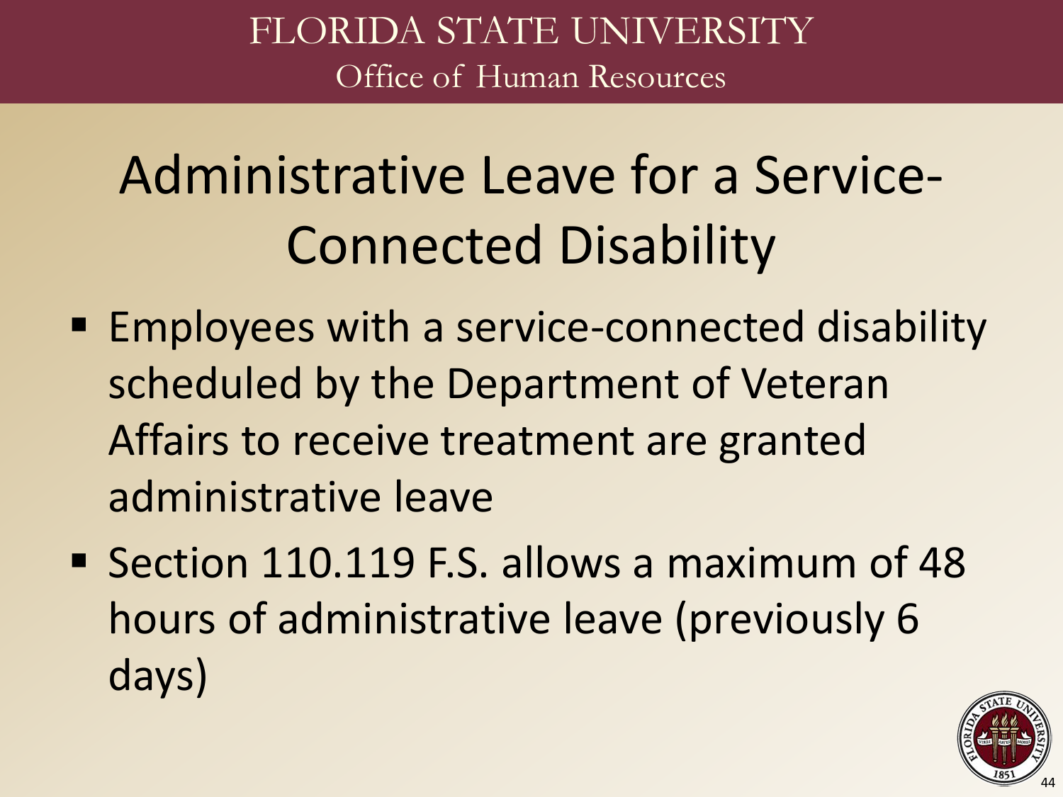# Administrative Leave for a Service-Connected Disability

- Employees with a service-connected disability scheduled by the Department of Veteran Affairs to receive treatment are granted administrative leave
- Section 110.119 F.S. allows a maximum of 48 hours of administrative leave (previously 6 days)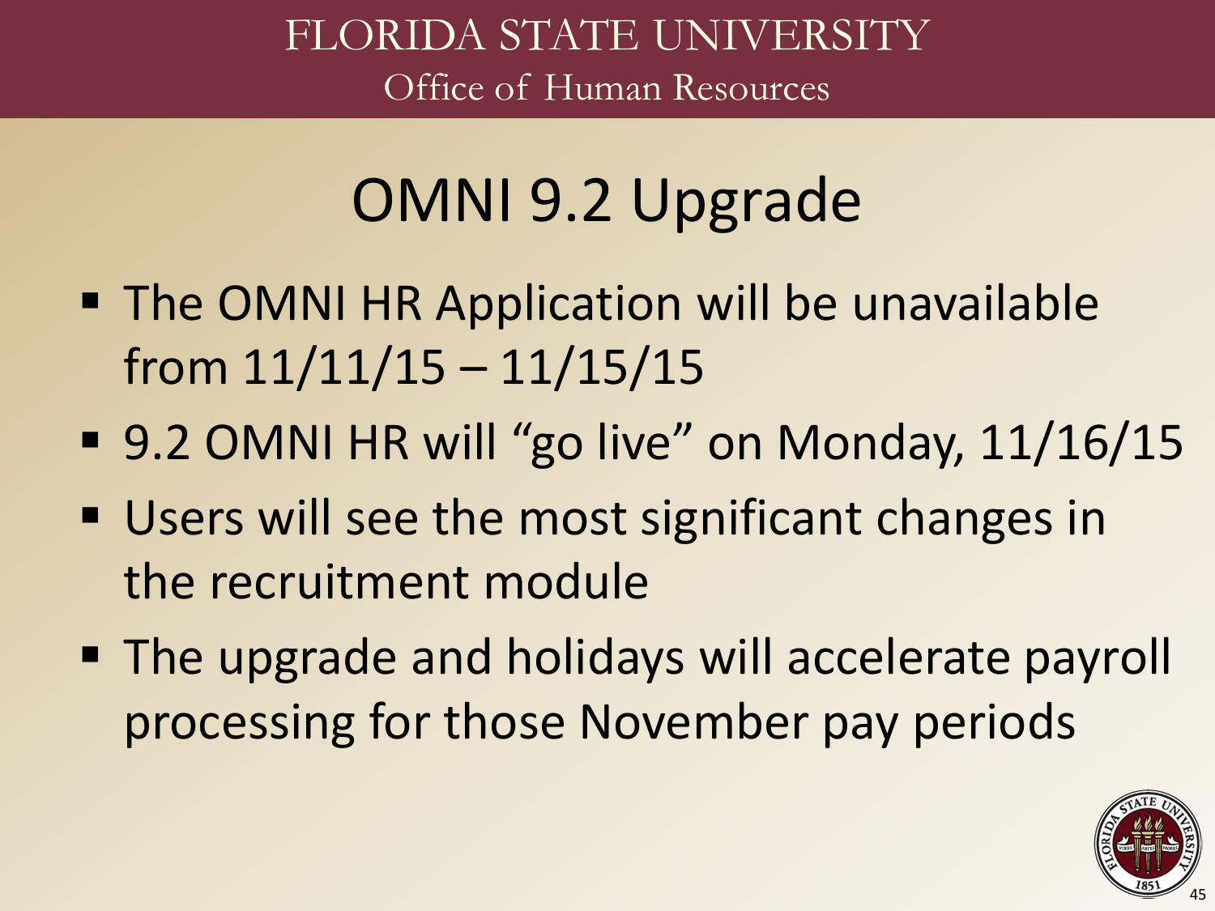# OMNI 9.2 Upgrade

- The OMNI HR Application will be unavailable from 11/11/15 – 11/15/15
- 9.2 OMNI HR will "go live" on Monday, 11/16/15
- Users will see the most significant changes in the recruitment module
- The upgrade and holidays will accelerate payroll processing for those November pay periods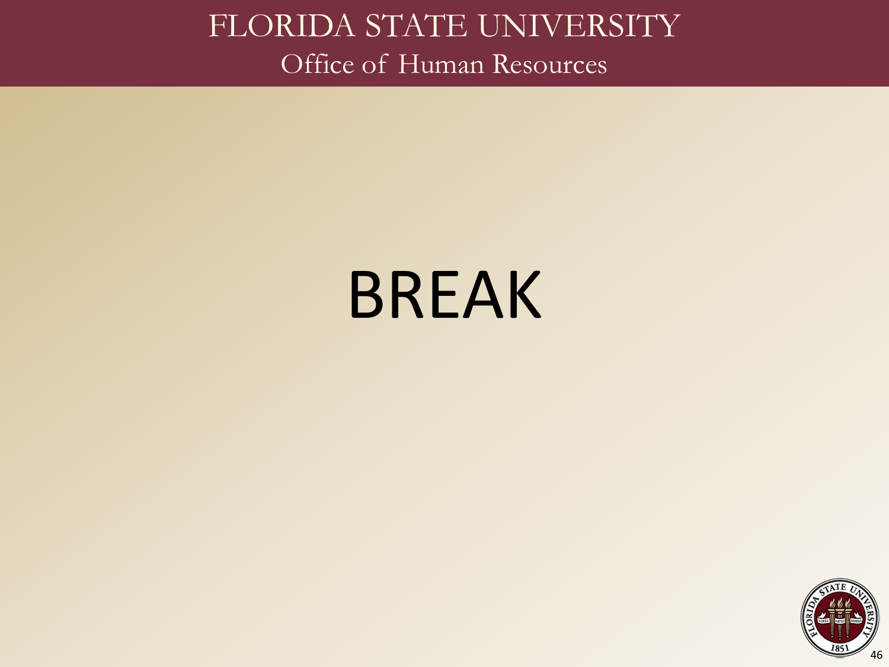# BREAK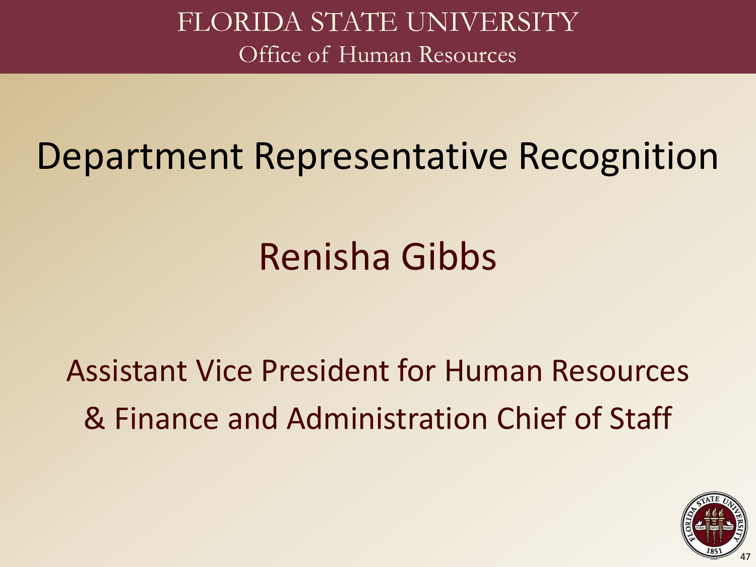# Department Representative Recognition

## Renisha Gibbs

Assistant Vice President for Human Resources
& Finance and Administration Chief of Staff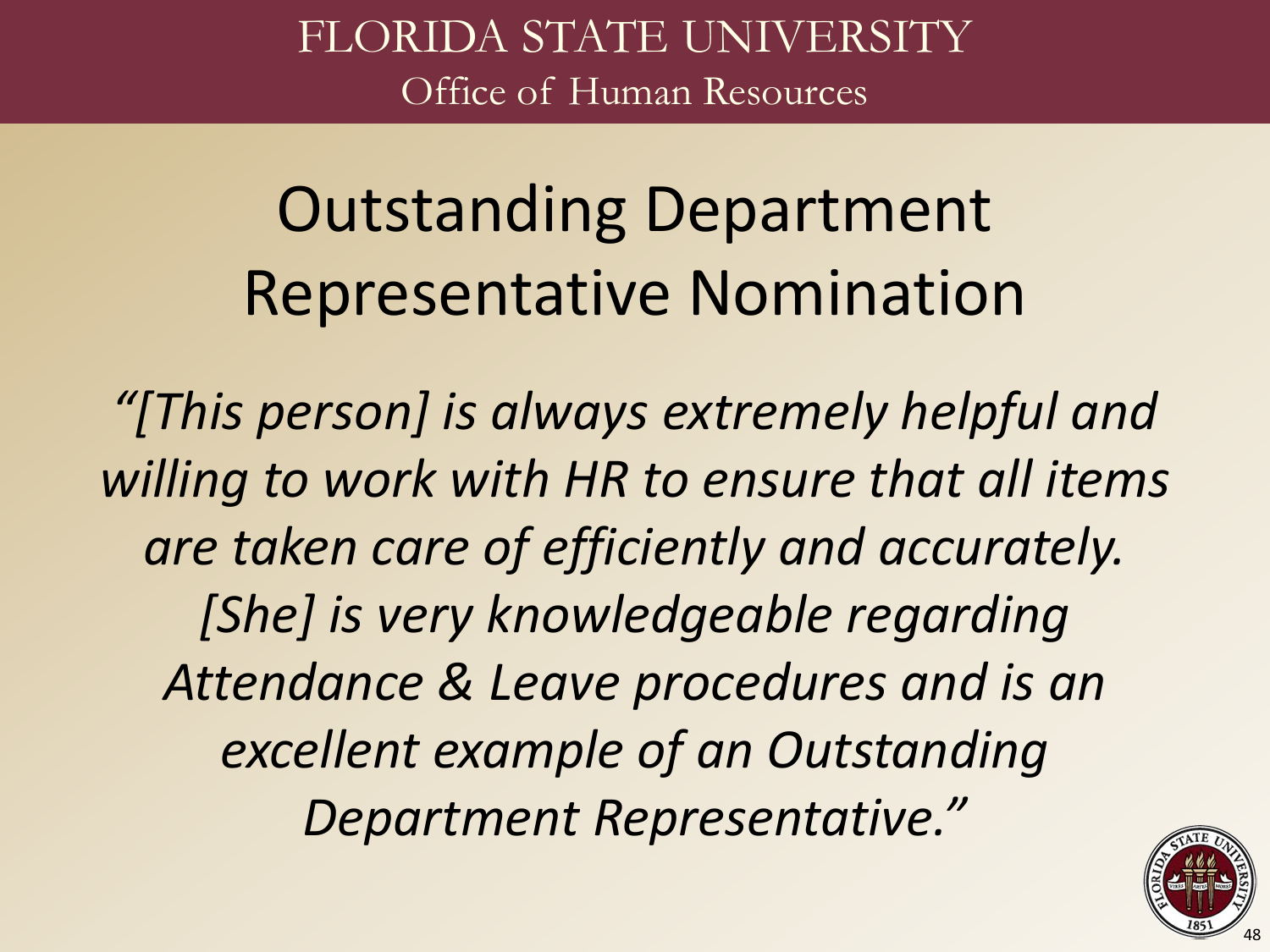FLORIDA STATE UNIVERSITY
Office of Human Resources

# Outstanding Department Representative Nomination

*“[This person] is always extremely helpful and willing to work with HR to ensure that all items are taken care of efficiently and accurately. [She] is very knowledgeable regarding Attendance & Leave procedures and is an excellent example of an Outstanding Department Representative.”*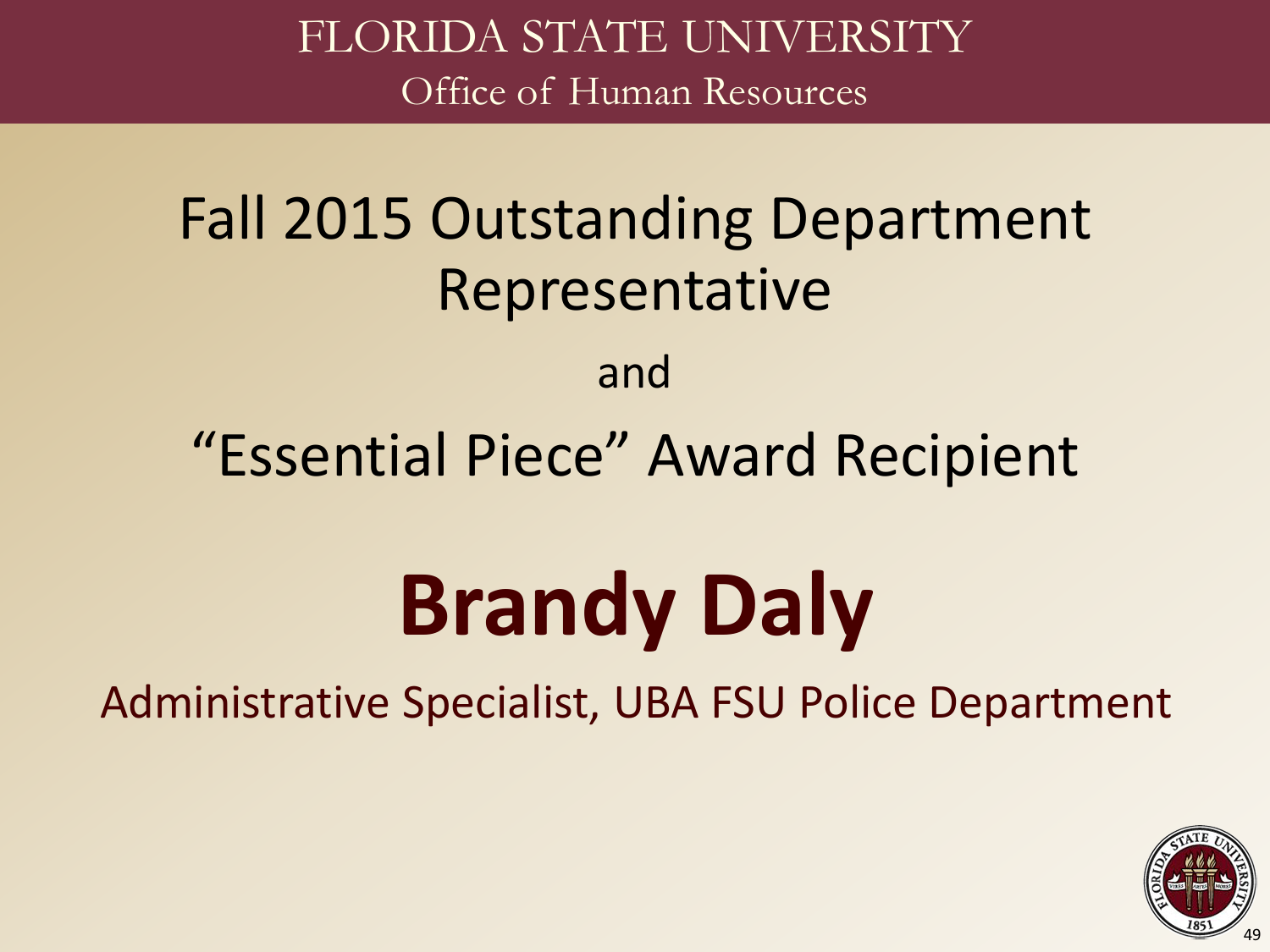FLORIDA STATE UNIVERSITY
Office of Human Resources

# Fall 2015 Outstanding Department Representative

and

# "Essential Piece" Award Recipient

# **Brandy Daly**

Administrative Specialist, UBA FSU Police Department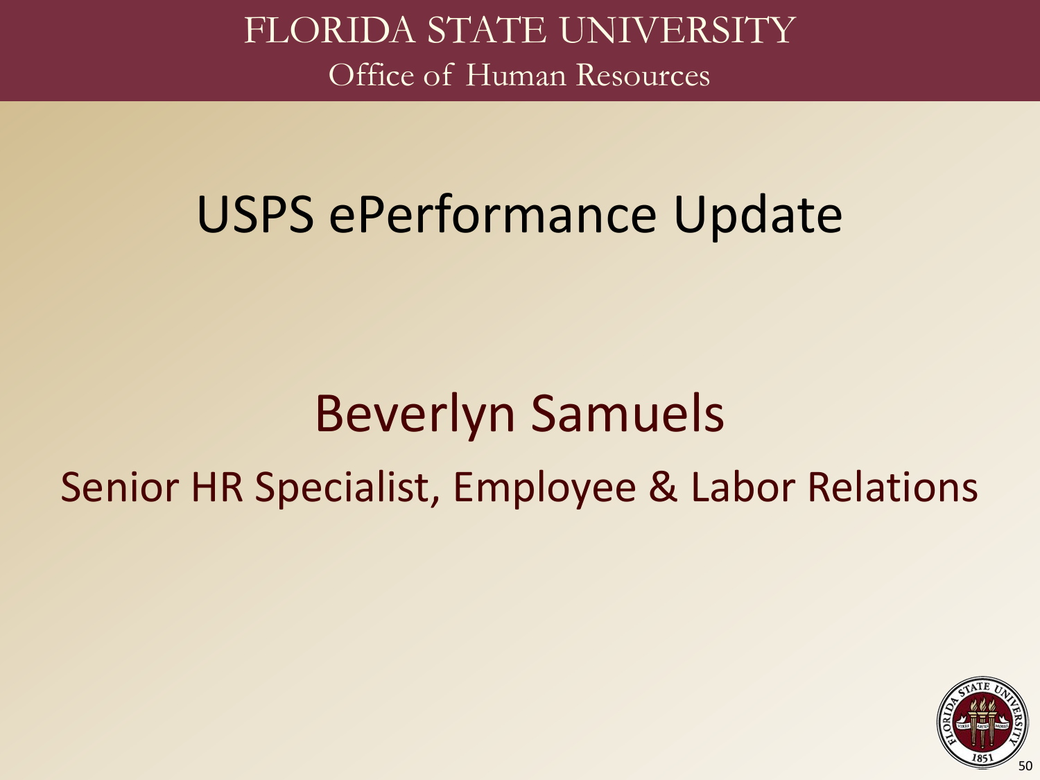# USPS ePerformance Update

## Beverlyn Samuels

Senior HR Specialist, Employee & Labor Relations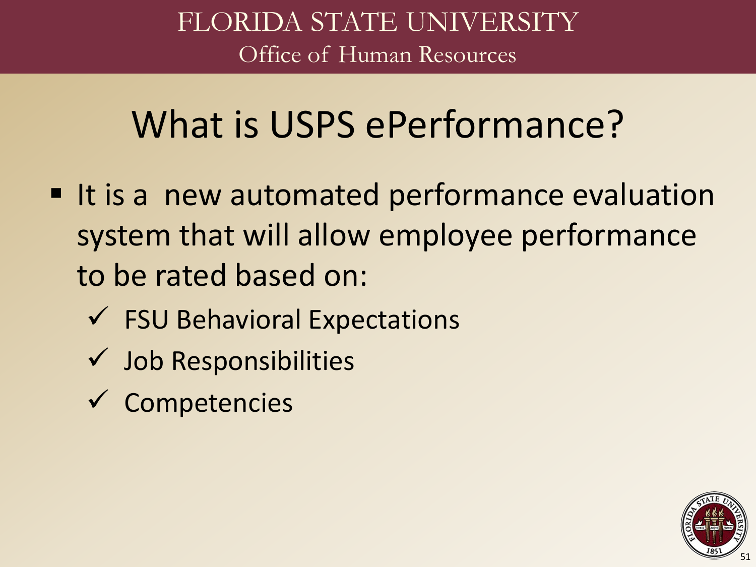# What is USPS ePerformance?

- It is a new automated performance evaluation system that will allow employee performance to be rated based on:
  - ✓ FSU Behavioral Expectations
  - ✓ Job Responsibilities
  - ✓ Competencies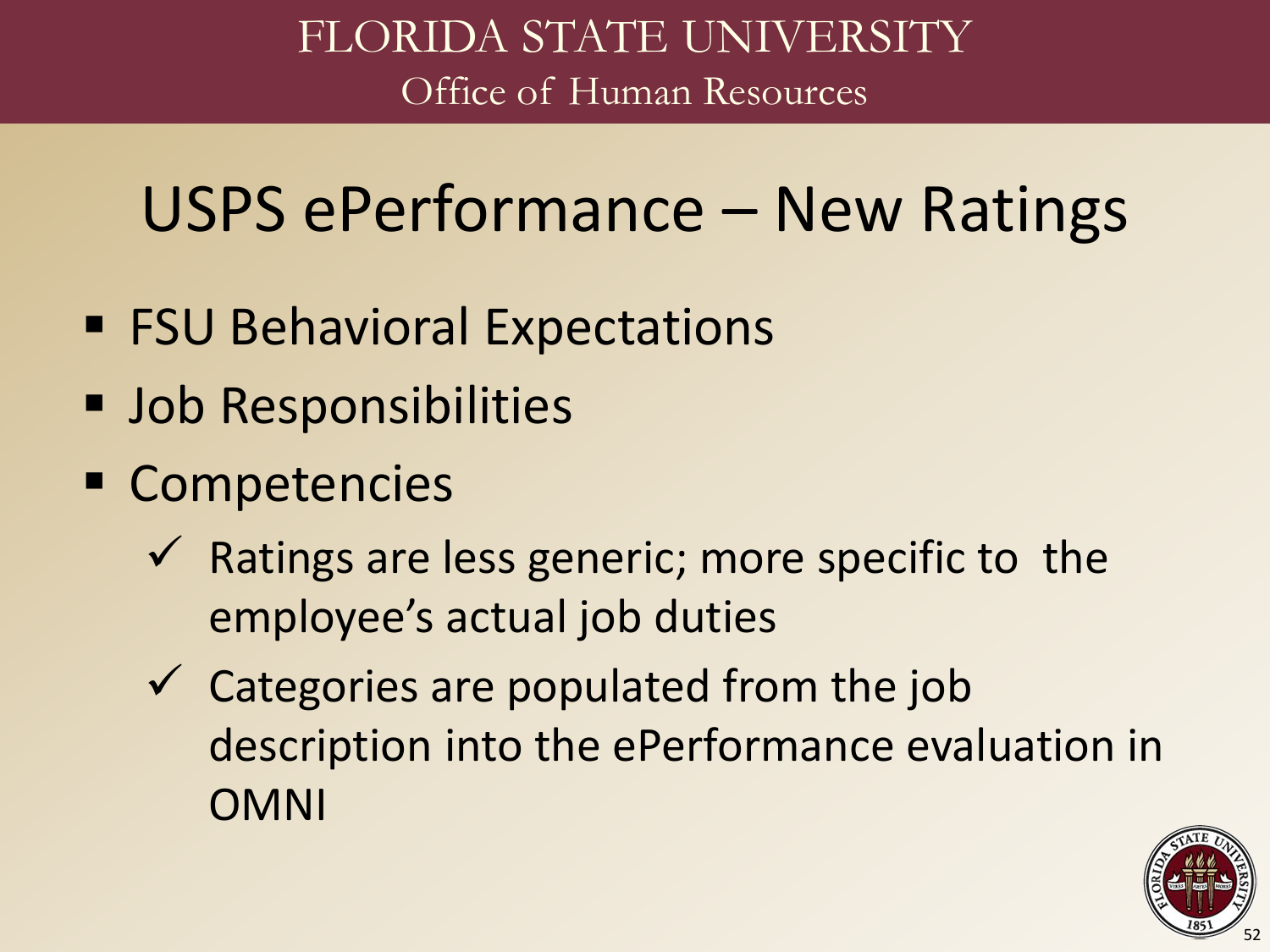# USPS ePerformance – New Ratings

- FSU Behavioral Expectations
- Job Responsibilities
- Competencies
  - ✓ Ratings are less generic; more specific to the employee's actual job duties
  - ✓ Categories are populated from the job description into the ePerformance evaluation in OMNI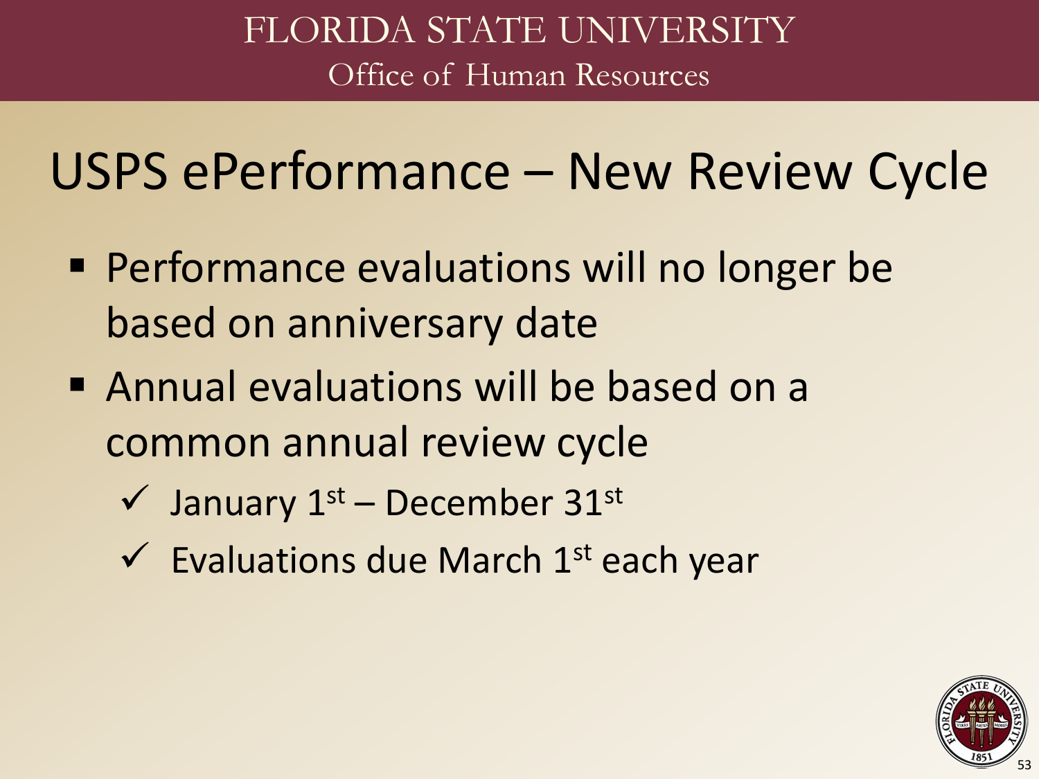# USPS ePerformance – New Review Cycle

- Performance evaluations will no longer be based on anniversary date
- Annual evaluations will be based on a common annual review cycle
  - ✓ January 1st – December 31st
  - ✓ Evaluations due March 1st each year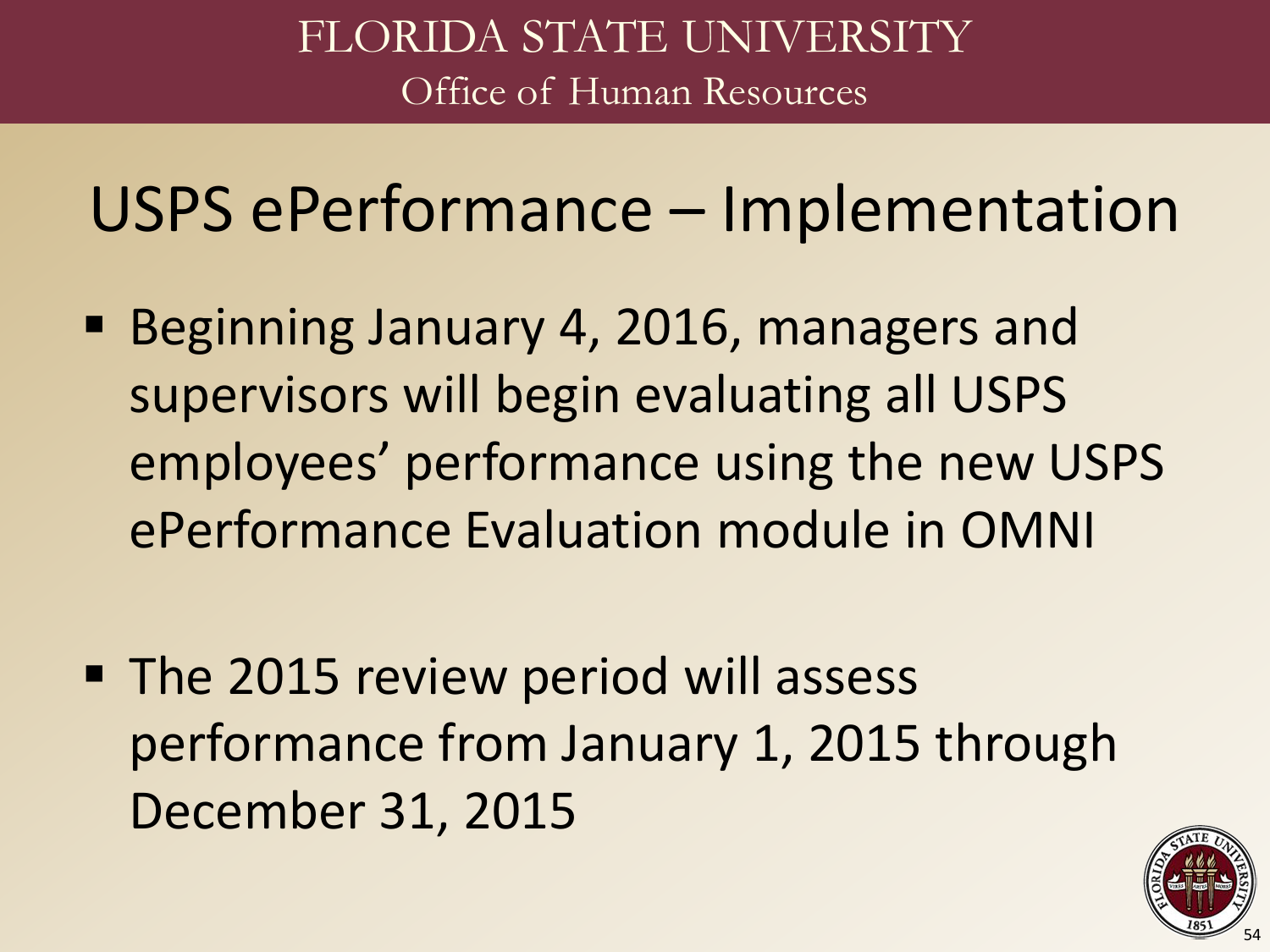# USPS ePerformance – Implementation

- Beginning January 4, 2016, managers and supervisors will begin evaluating all USPS employees' performance using the new USPS ePerformance Evaluation module in OMNI

- The 2015 review period will assess performance from January 1, 2015 through December 31, 2015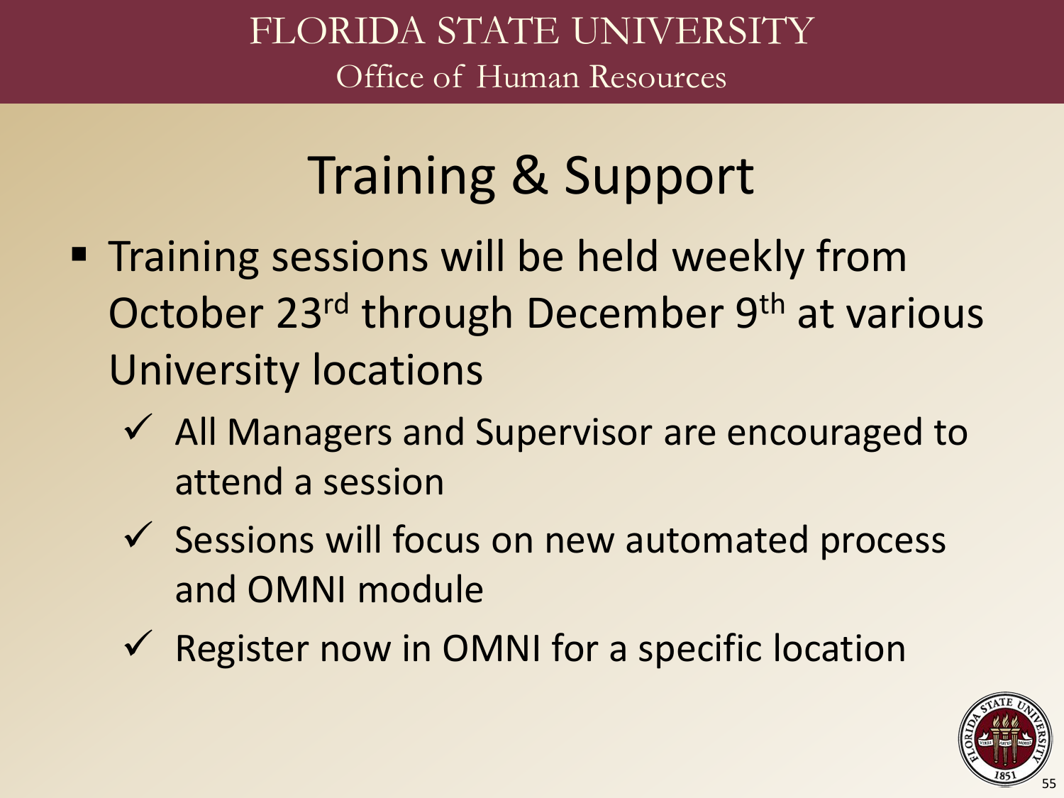# Training & Support

- Training sessions will be held weekly from October 23rd through December 9th at various University locations
  - ✓ All Managers and Supervisor are encouraged to attend a session
  - ✓ Sessions will focus on new automated process and OMNI module
  - ✓ Register now in OMNI for a specific location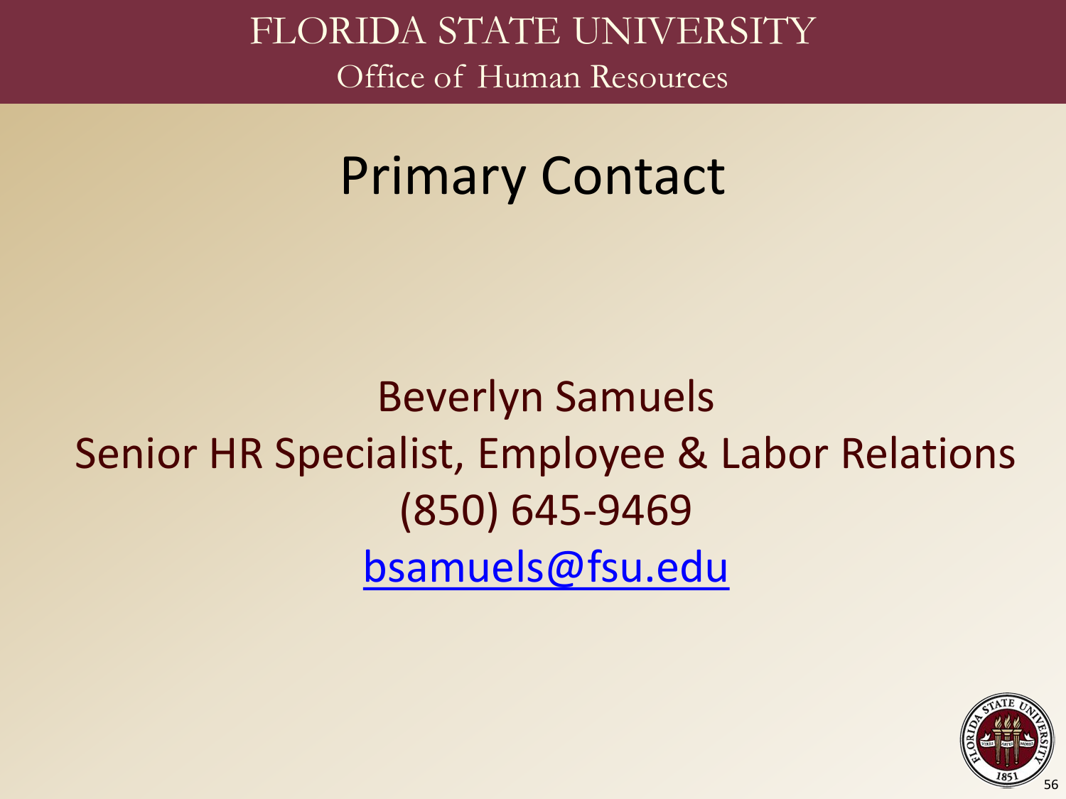FLORIDA STATE UNIVERSITY

Office of Human Resources

# Primary Contact

Beverlyn Samuels

Senior HR Specialist, Employee & Labor Relations

(850) 645-9469

bsamuels@fsu.edu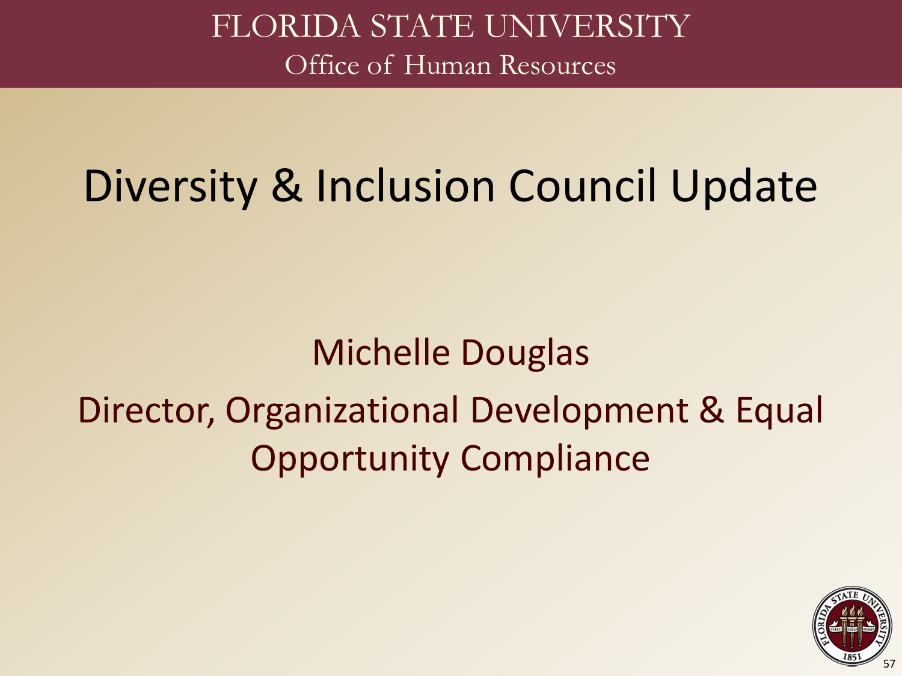FLORIDA STATE UNIVERSITY

Office of Human Resources

# Diversity & Inclusion Council Update

Michelle Douglas

Director, Organizational Development & Equal Opportunity Compliance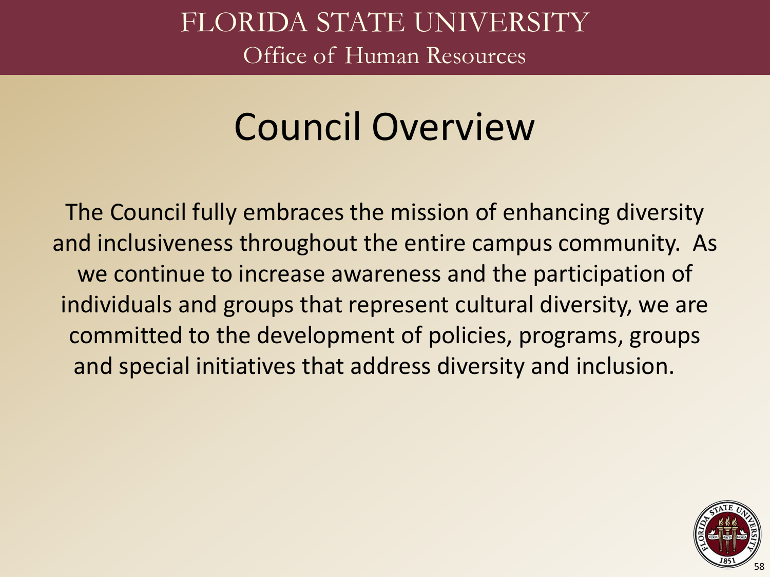# Council Overview

The Council fully embraces the mission of enhancing diversity and inclusiveness throughout the entire campus community. As we continue to increase awareness and the participation of individuals and groups that represent cultural diversity, we are committed to the development of policies, programs, groups and special initiatives that address diversity and inclusion.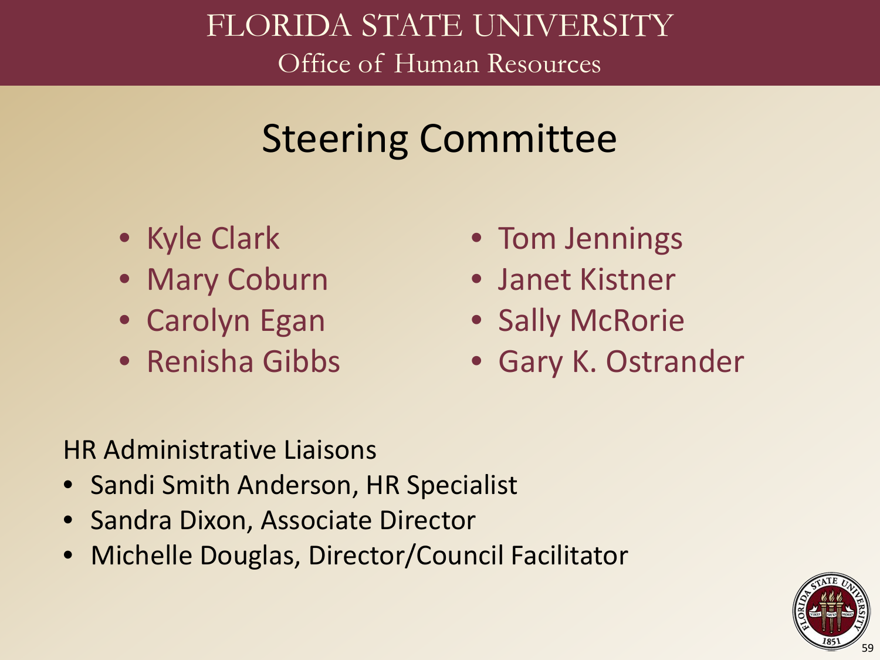# Steering Committee

- Kyle Clark
- Mary Coburn
- Carolyn Egan
- Renisha Gibbs
- Tom Jennings
- Janet Kistner
- Sally McRorie
- Gary K. Ostrander

HR Administrative Liaisons

- Sandi Smith Anderson, HR Specialist
- Sandra Dixon, Associate Director
- Michelle Douglas, Director/Council Facilitator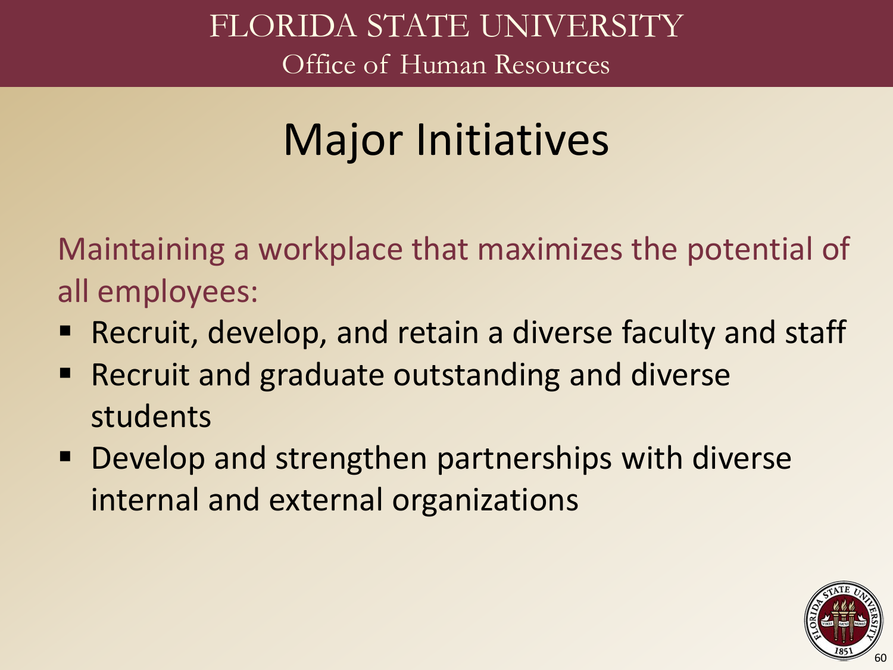# Major Initiatives

Maintaining a workplace that maximizes the potential of all employees:

- Recruit, develop, and retain a diverse faculty and staff
- Recruit and graduate outstanding and diverse students
- Develop and strengthen partnerships with diverse internal and external organizations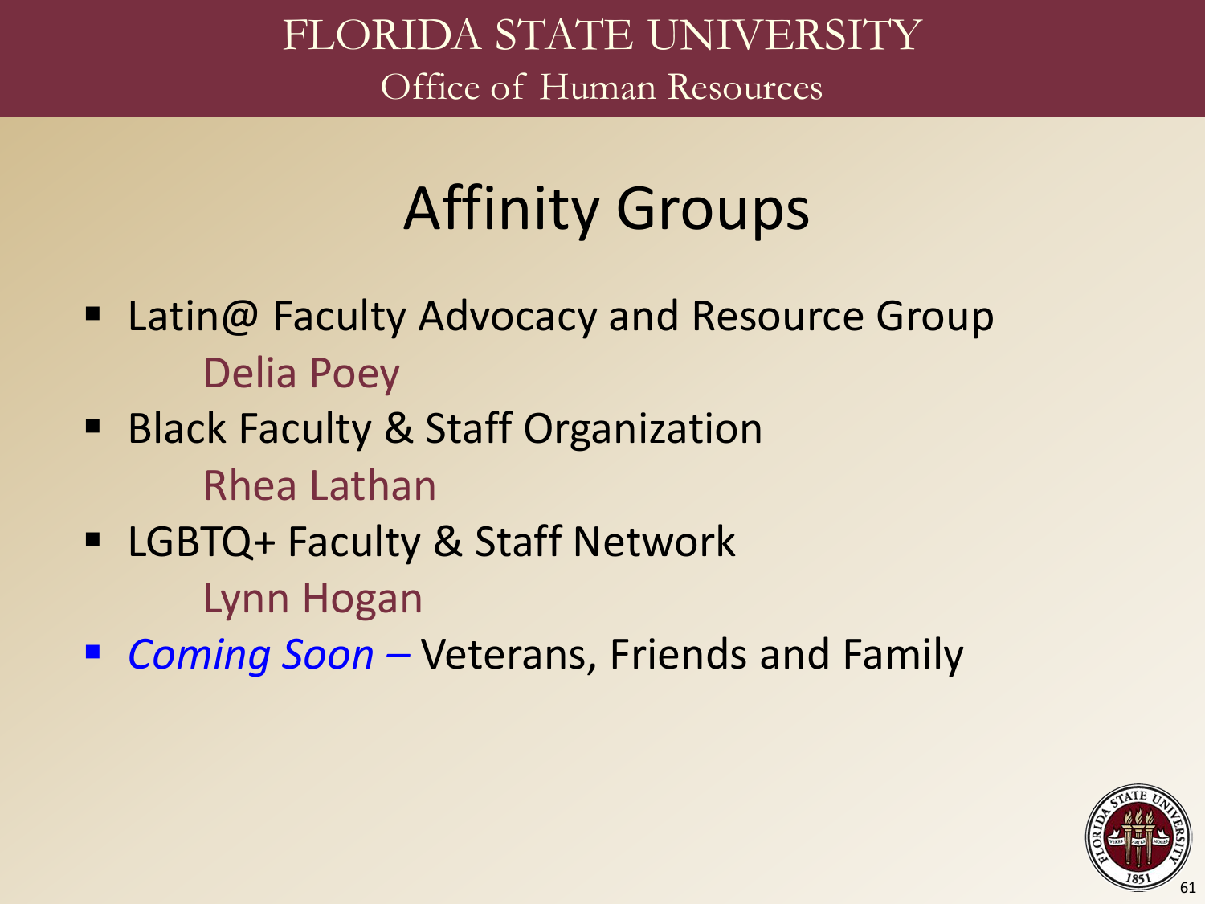# Affinity Groups

- Latin@ Faculty Advocacy and Resource Group
  
  Delia Poey
- Black Faculty & Staff Organization
  
  Rhea Lathan
- LGBTQ+ Faculty & Staff Network
  
  Lynn Hogan
- *Coming Soon –* Veterans, Friends and Family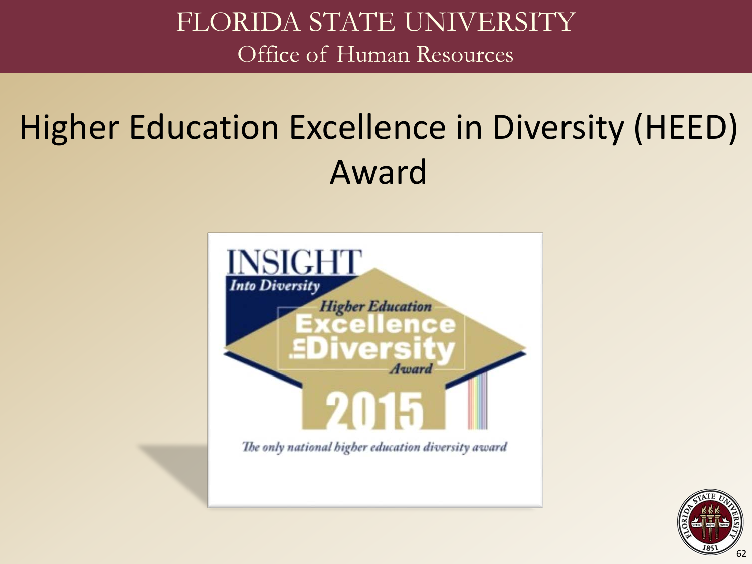# Higher Education Excellence in Diversity (HEED) Award

INSIGHT
*Into Diversity*

*Higher Education*
**Excellence in Diversity**
*Award*

**2015**

*The only national higher education diversity award*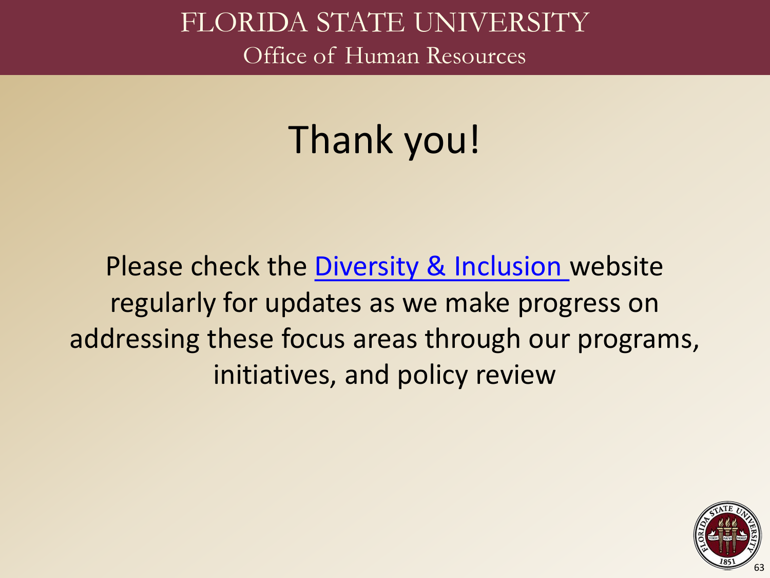# Thank you!

Please check the Diversity & Inclusion website regularly for updates as we make progress on addressing these focus areas through our programs, initiatives, and policy review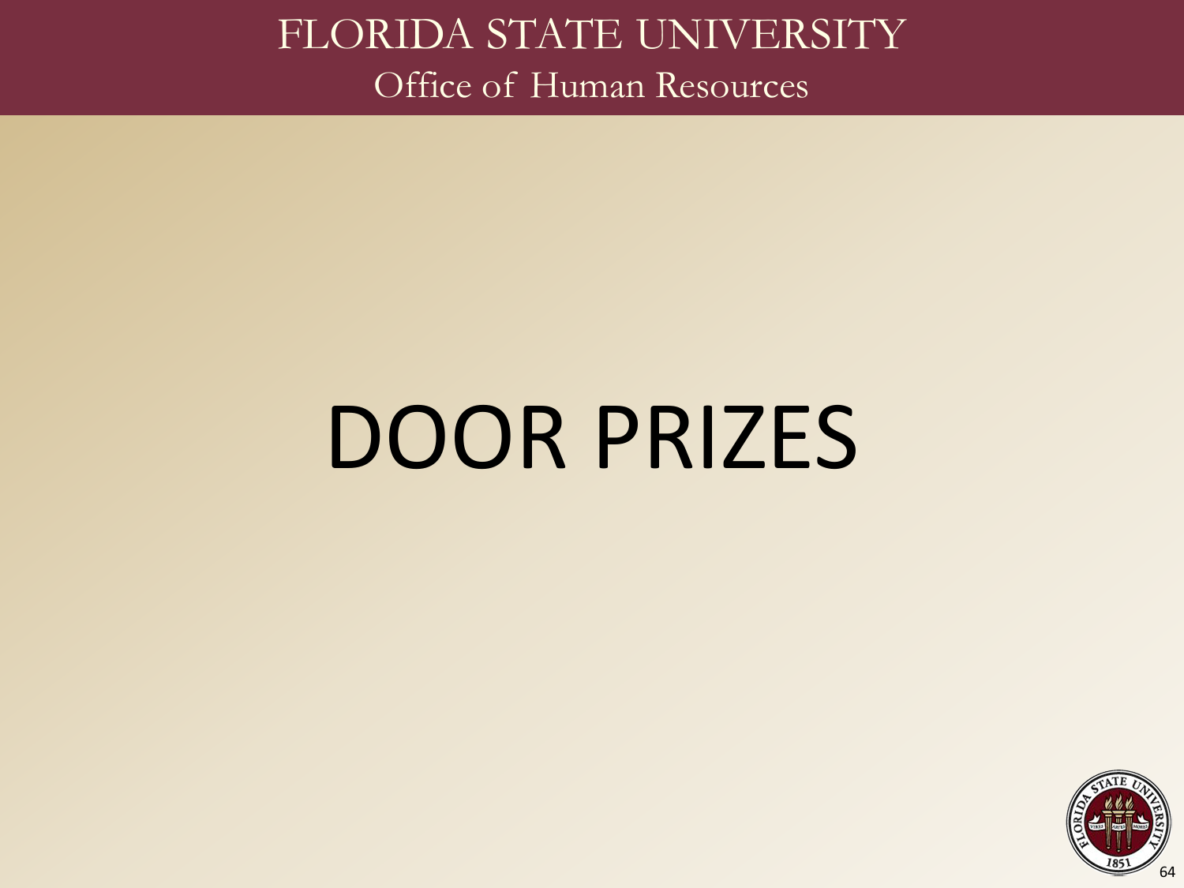# DOOR PRIZES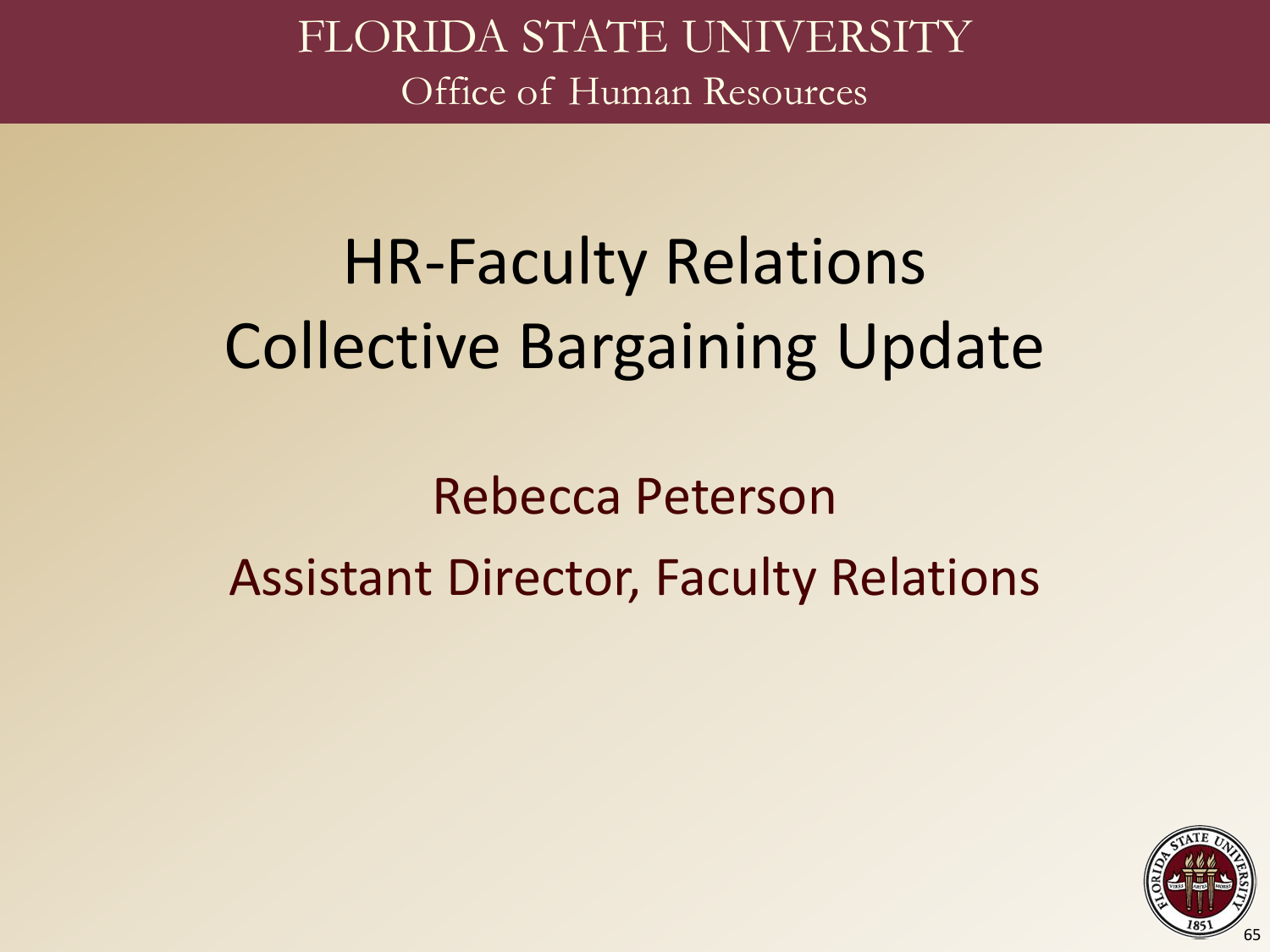FLORIDA STATE UNIVERSITY

Office of Human Resources

# HR-Faculty Relations Collective Bargaining Update

Rebecca Peterson

Assistant Director, Faculty Relations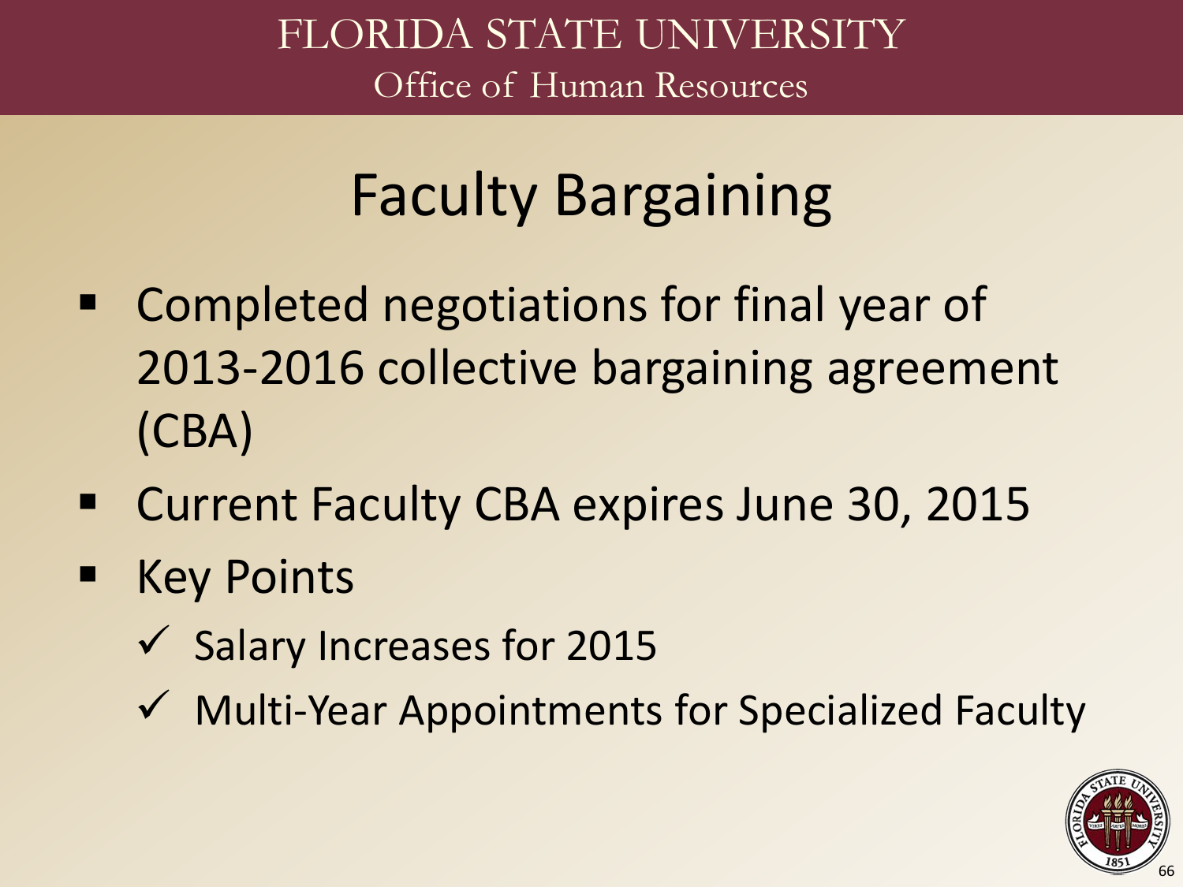# Faculty Bargaining

- Completed negotiations for final year of 2013-2016 collective bargaining agreement (CBA)
- Current Faculty CBA expires June 30, 2015
- Key Points
  - ✓ Salary Increases for 2015
  - ✓ Multi-Year Appointments for Specialized Faculty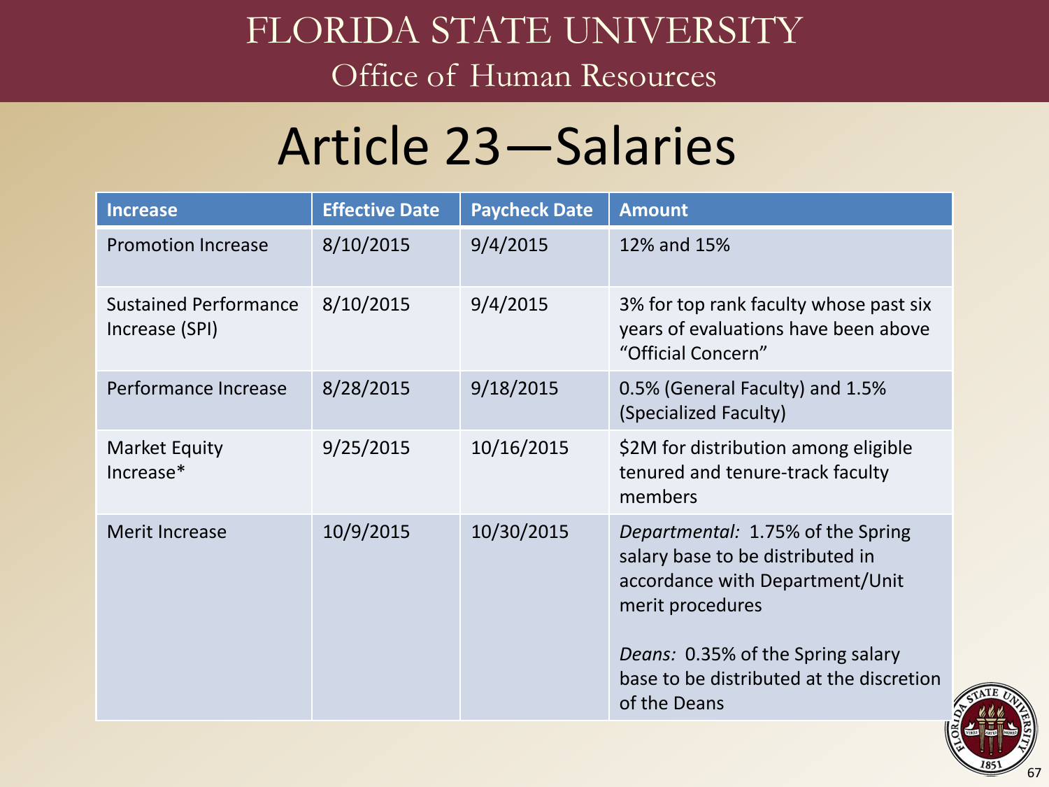# FLORIDA STATE UNIVERSITY

## Office of Human Resources

# Article 23—Salaries

| Increase | Effective Date | Paycheck Date | Amount |
| --- | --- | --- | --- |
| Promotion Increase | 8/10/2015 | 9/4/2015 | 12% and 15% |
| Sustained Performance Increase (SPI) | 8/10/2015 | 9/4/2015 | 3% for top rank faculty whose past six years of evaluations have been above "Official Concern" |
| Performance Increase | 8/28/2015 | 9/18/2015 | 0.5% (General Faculty) and 1.5% (Specialized Faculty) |
| Market Equity Increase* | 9/25/2015 | 10/16/2015 | $2M for distribution among eligible tenured and tenure-track faculty members |
| Merit Increase | 10/9/2015 | 10/30/2015 | *Departmental:* 1.75% of the Spring salary base to be distributed in accordance with Department/Unit merit procedures<br><br>*Deans:* 0.35% of the Spring salary base to be distributed at the discretion of the Deans |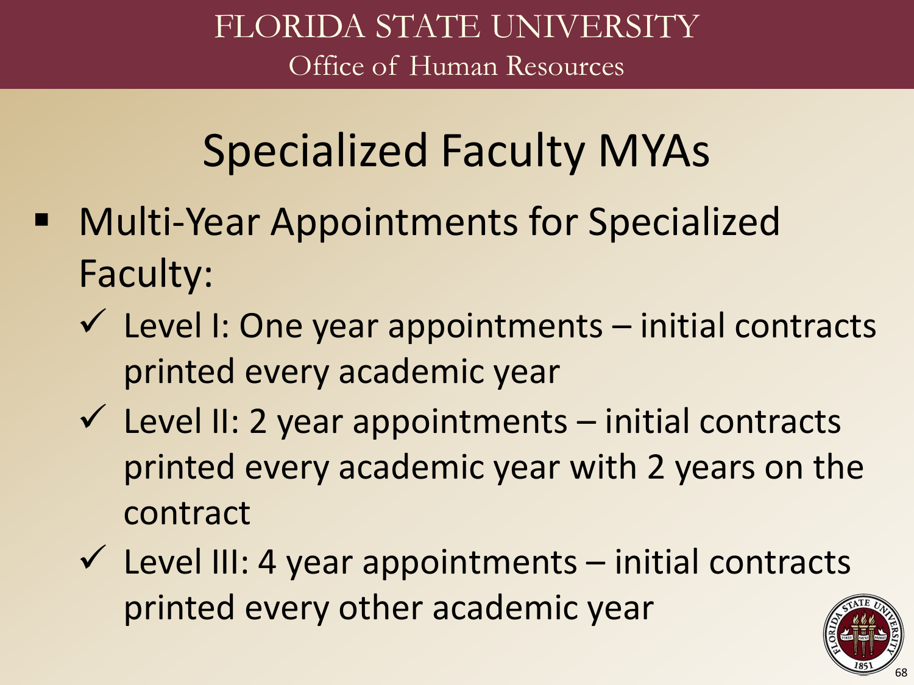# Specialized Faculty MYAs

- Multi-Year Appointments for Specialized Faculty:
  - ✓ Level I: One year appointments – initial contracts printed every academic year
  - ✓ Level II: 2 year appointments – initial contracts printed every academic year with 2 years on the contract
  - ✓ Level III: 4 year appointments – initial contracts printed every other academic year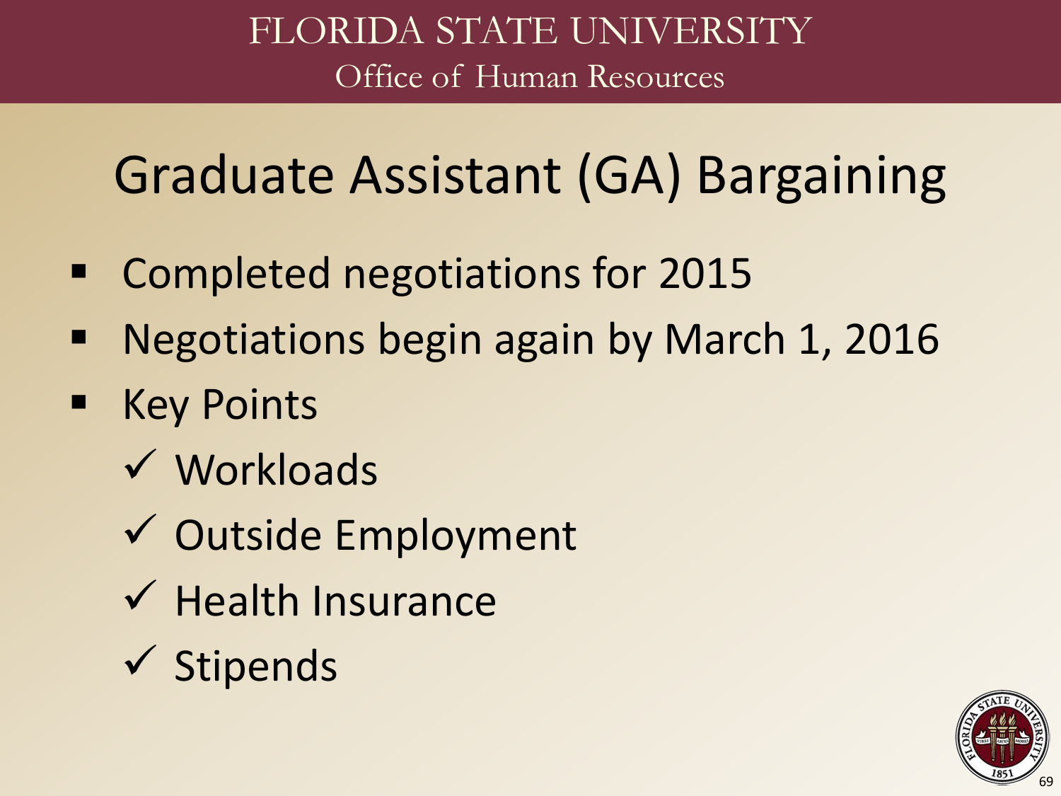# Graduate Assistant (GA) Bargaining

- Completed negotiations for 2015
- Negotiations begin again by March 1, 2016
- Key Points
  - ✓ Workloads
  - ✓ Outside Employment
  - ✓ Health Insurance
  - ✓ Stipends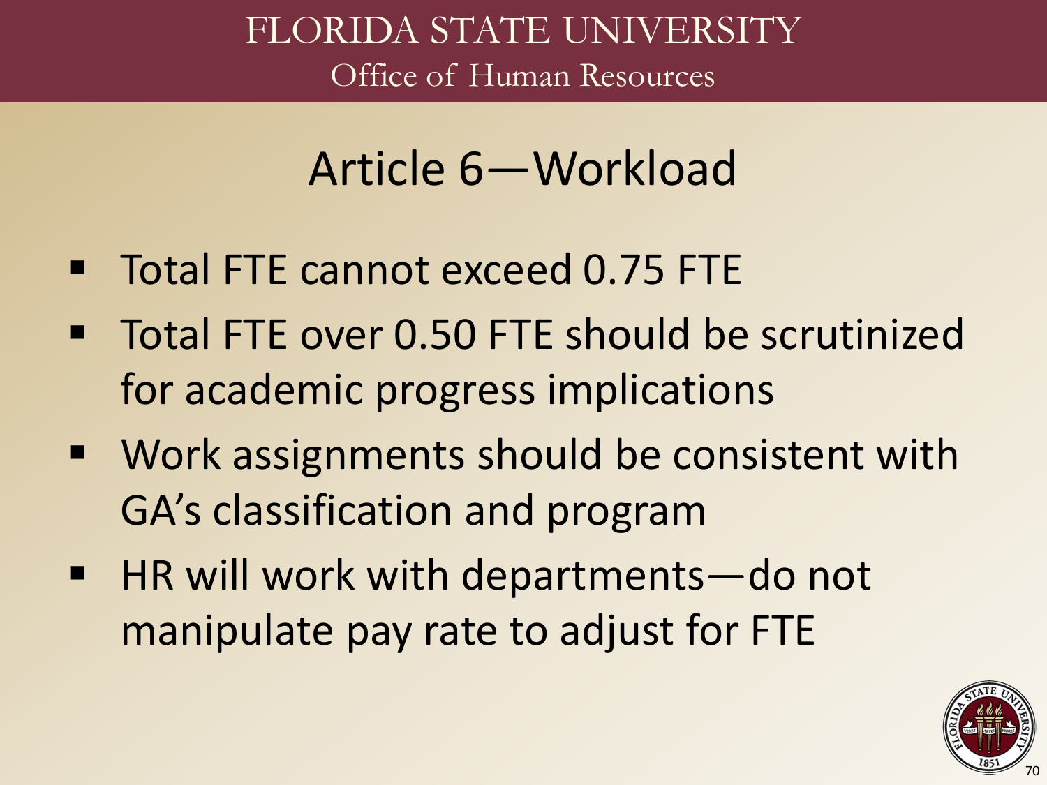# Article 6—Workload

- Total FTE cannot exceed 0.75 FTE
- Total FTE over 0.50 FTE should be scrutinized for academic progress implications
- Work assignments should be consistent with GA's classification and program
- HR will work with departments—do not manipulate pay rate to adjust for FTE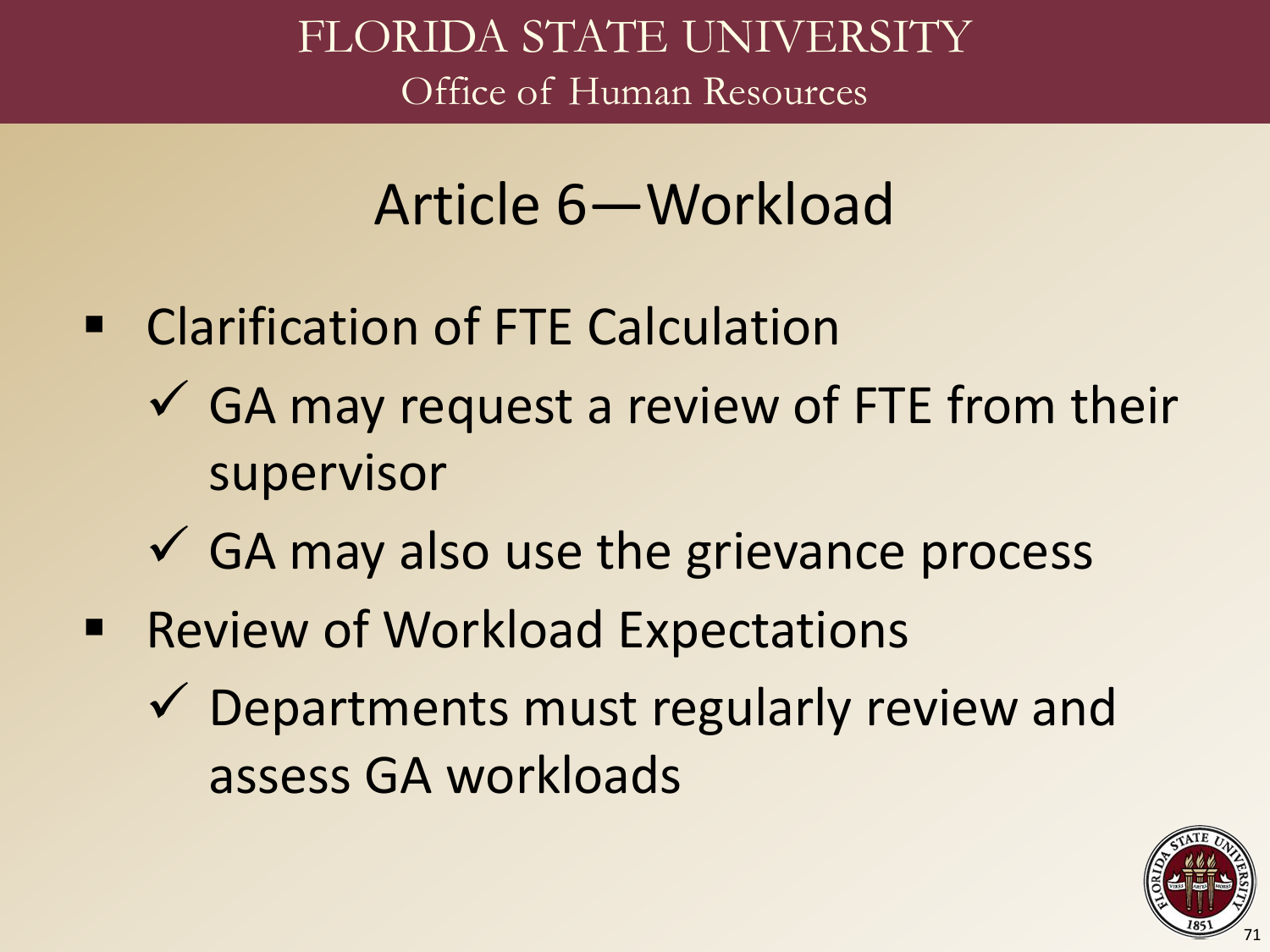# Article 6—Workload

- Clarification of FTE Calculation
  - ✓ GA may request a review of FTE from their supervisor
  - ✓ GA may also use the grievance process
- Review of Workload Expectations
  - ✓ Departments must regularly review and assess GA workloads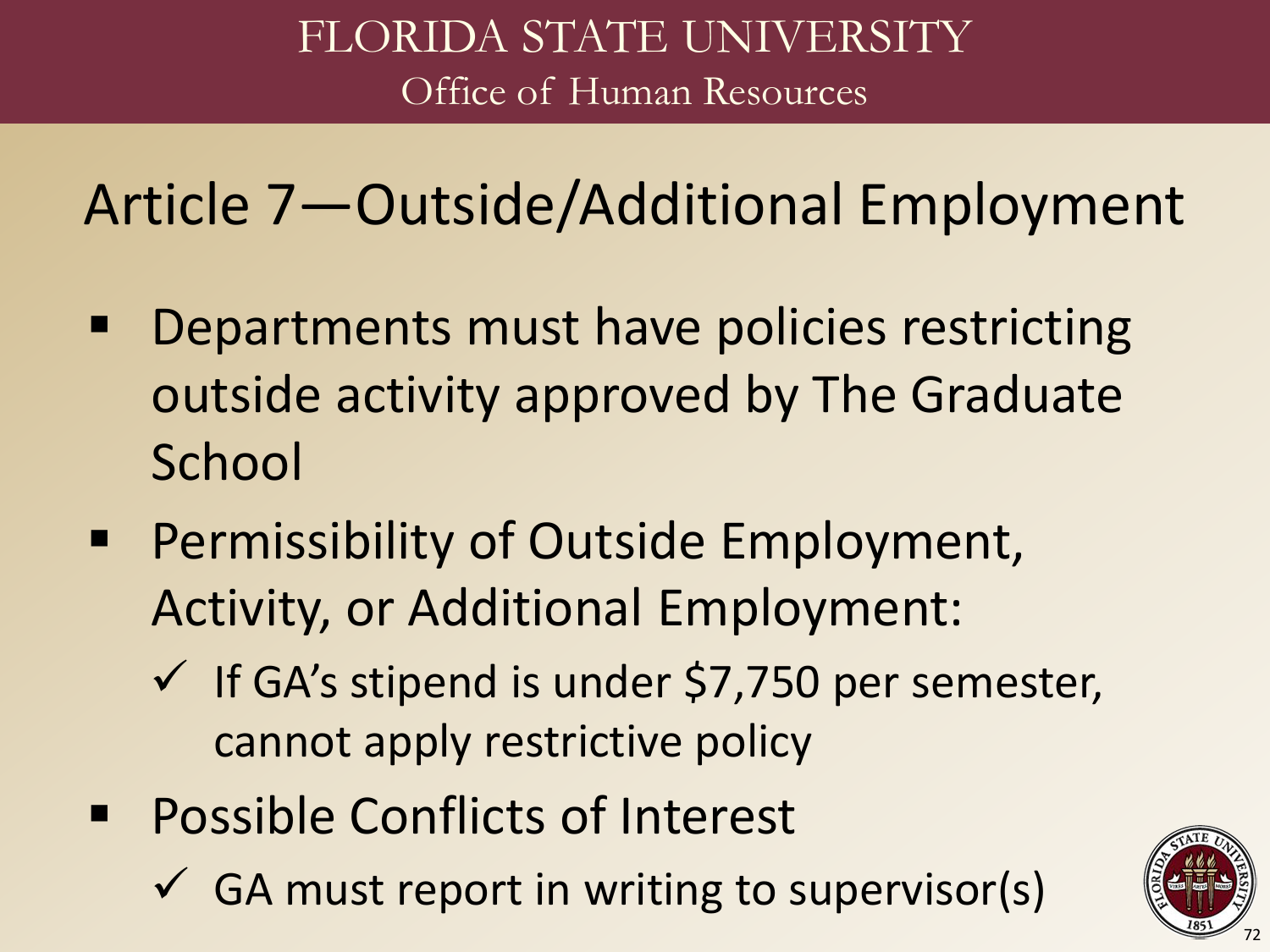# Article 7—Outside/Additional Employment

- Departments must have policies restricting outside activity approved by The Graduate School
- Permissibility of Outside Employment, Activity, or Additional Employment:
  - ✓ If GA's stipend is under $7,750 per semester, cannot apply restrictive policy
- Possible Conflicts of Interest
  - ✓ GA must report in writing to supervisor(s)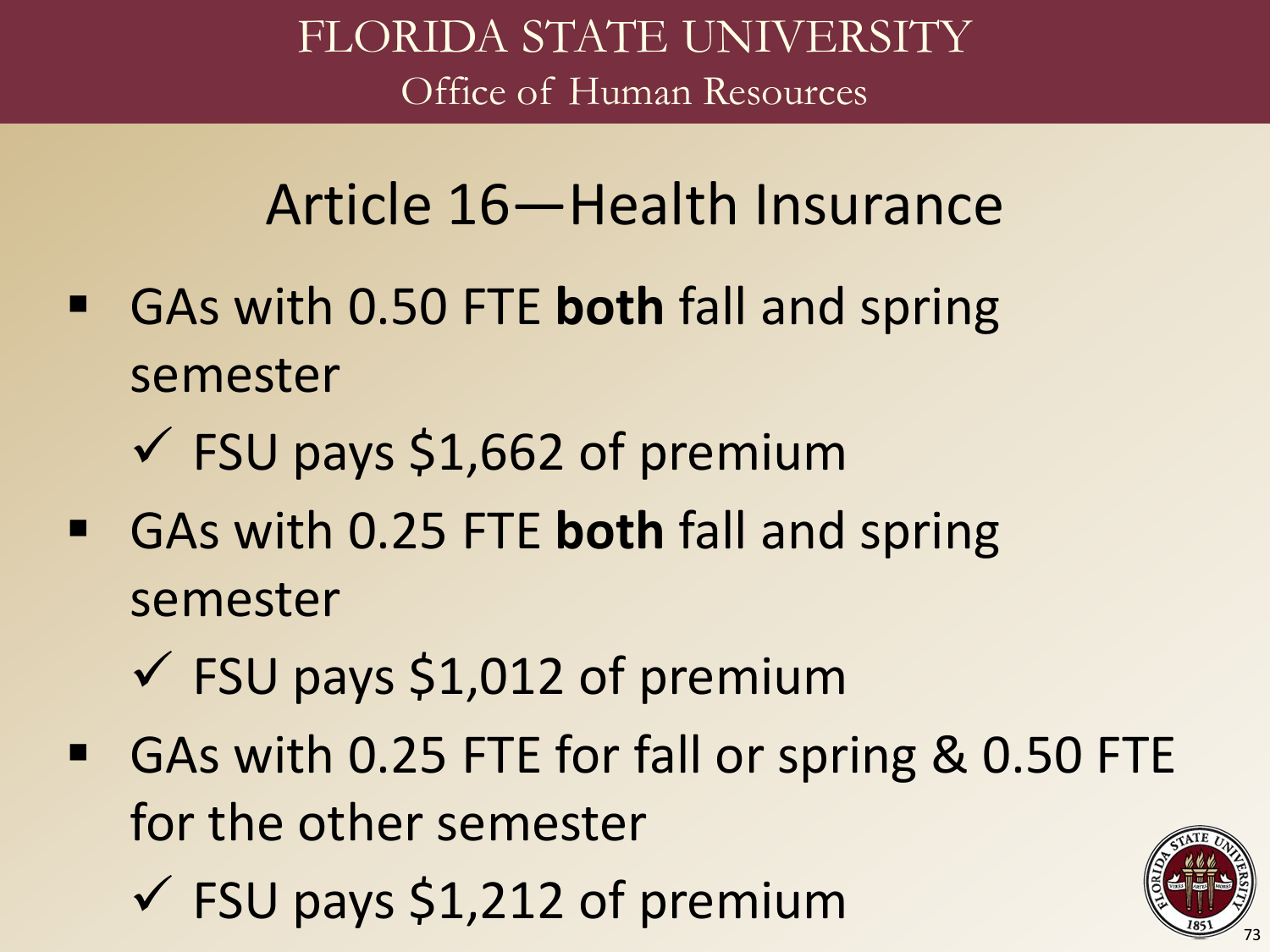# Article 16—Health Insurance

- GAs with 0.50 FTE **both** fall and spring semester
  - ✓ FSU pays $1,662 of premium
- GAs with 0.25 FTE **both** fall and spring semester
  - ✓ FSU pays $1,012 of premium
- GAs with 0.25 FTE for fall or spring & 0.50 FTE for the other semester
  - ✓ FSU pays $1,212 of premium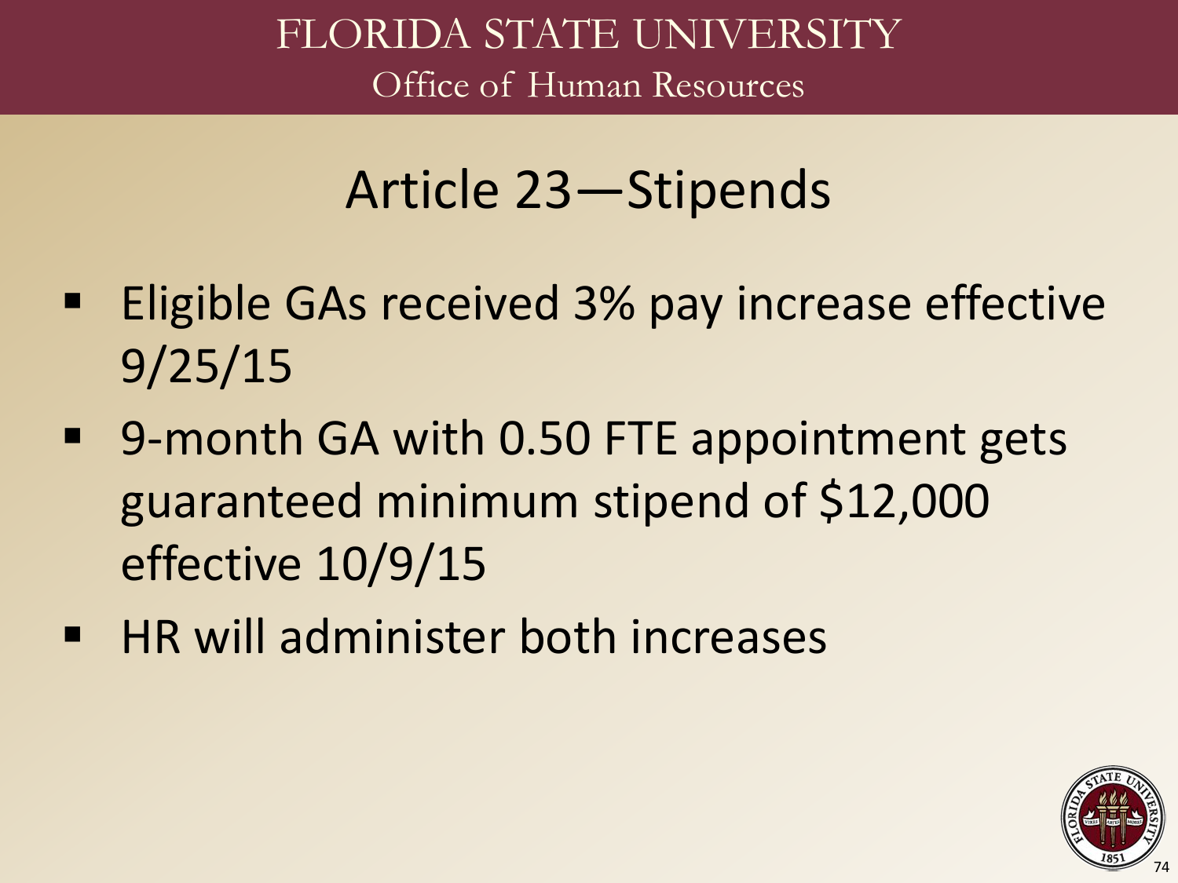# Article 23—Stipends

- Eligible GAs received 3% pay increase effective 9/25/15
- 9-month GA with 0.50 FTE appointment gets guaranteed minimum stipend of $12,000 effective 10/9/15
- HR will administer both increases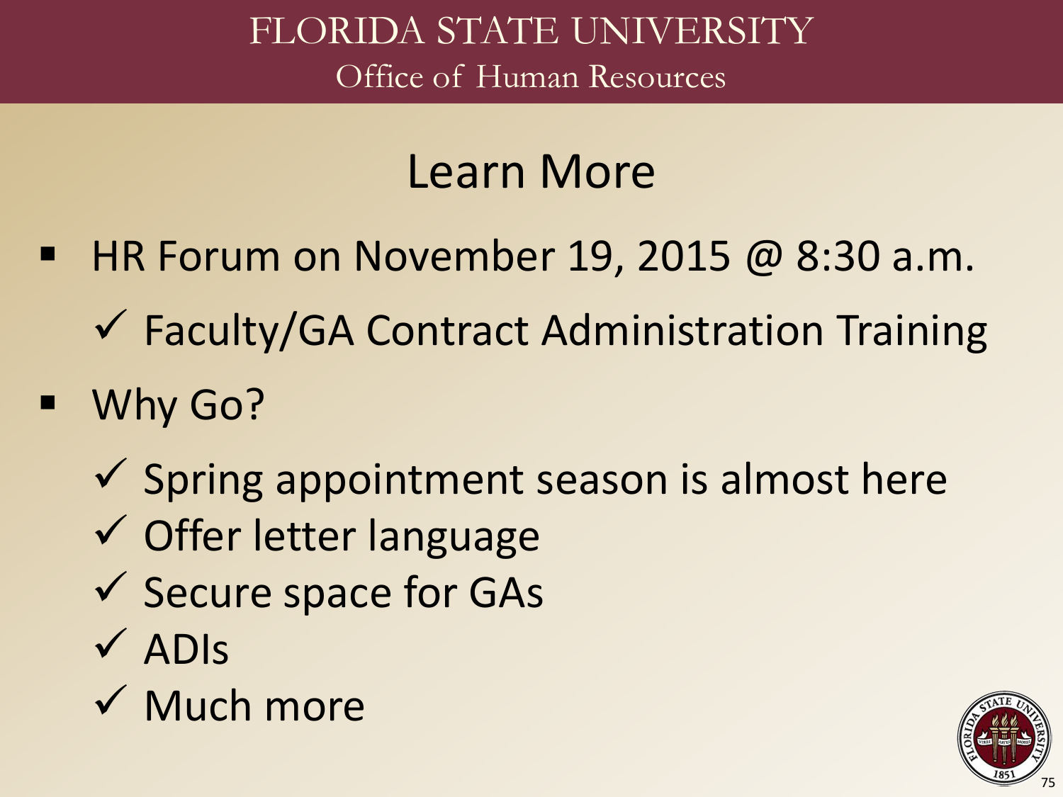# Learn More

- HR Forum on November 19, 2015 @ 8:30 a.m.
  - ✓ Faculty/GA Contract Administration Training
- Why Go?
  - ✓ Spring appointment season is almost here
  - ✓ Offer letter language
  - ✓ Secure space for GAs
  - ✓ ADIs
  - ✓ Much more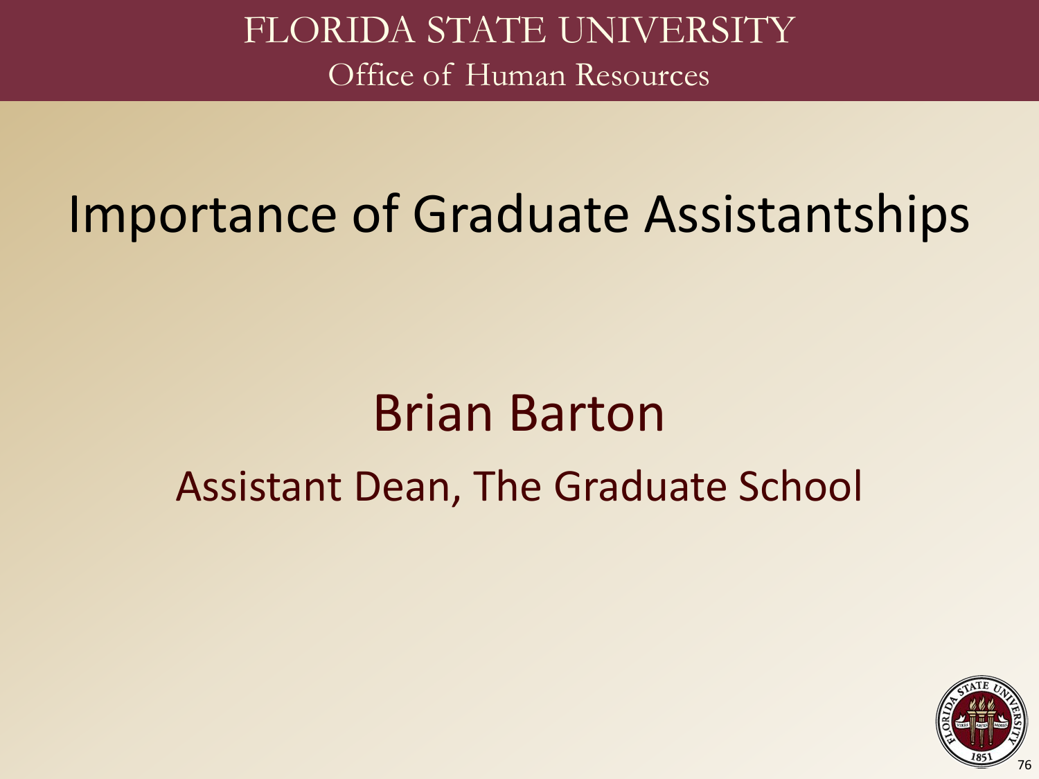FLORIDA STATE UNIVERSITY
Office of Human Resources

# Importance of Graduate Assistantships

## Brian Barton

Assistant Dean, The Graduate School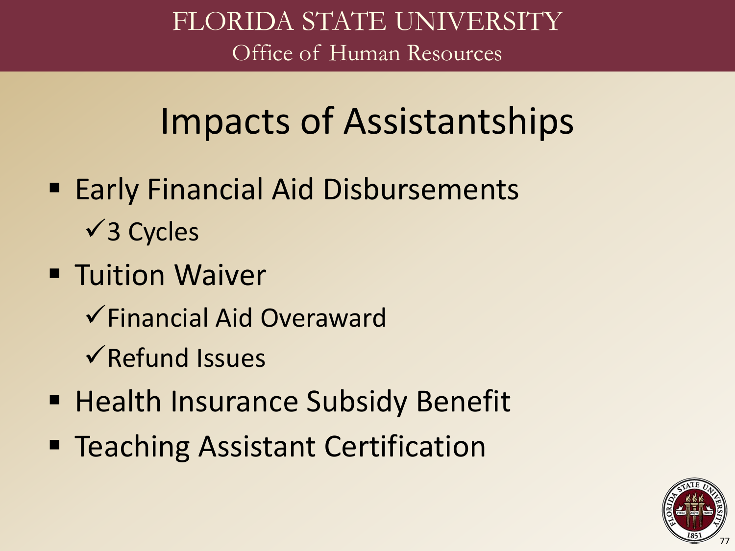# Impacts of Assistantships

- Early Financial Aid Disbursements
  - ✓3 Cycles
- Tuition Waiver
  - ✓Financial Aid Overaward
  - ✓Refund Issues
- Health Insurance Subsidy Benefit
- Teaching Assistant Certification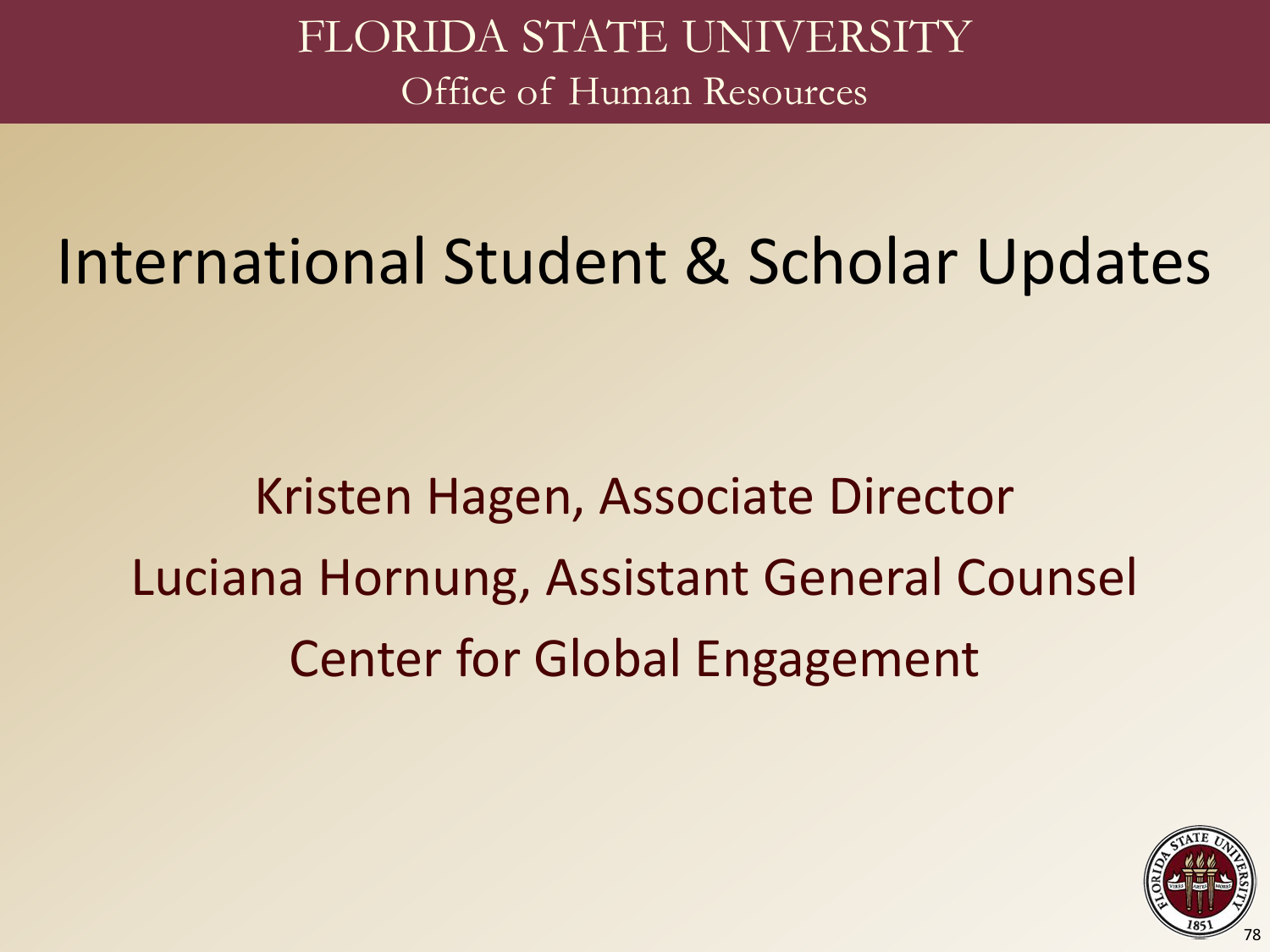FLORIDA STATE UNIVERSITY

Office of Human Resources

# International Student & Scholar Updates

Kristen Hagen, Associate Director

Luciana Hornung, Assistant General Counsel

Center for Global Engagement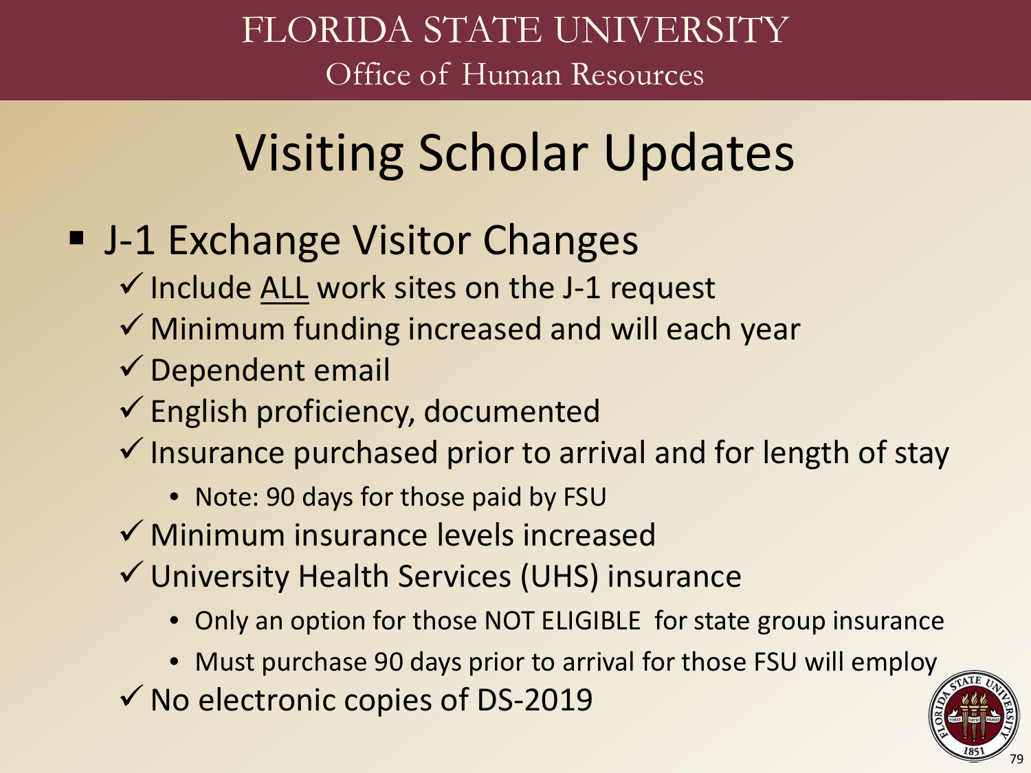FLORIDA STATE UNIVERSITY

Office of Human Resources

# Visiting Scholar Updates

- J-1 Exchange Visitor Changes
  - ✓ Include ALL work sites on the J-1 request
  - ✓ Minimum funding increased and will each year
  - ✓ Dependent email
  - ✓ English proficiency, documented
  - ✓ Insurance purchased prior to arrival and for length of stay
    - Note: 90 days for those paid by FSU
  - ✓ Minimum insurance levels increased
  - ✓ University Health Services (UHS) insurance
    - Only an option for those NOT ELIGIBLE for state group insurance
    - Must purchase 90 days prior to arrival for those FSU will employ
  - ✓ No electronic copies of DS-2019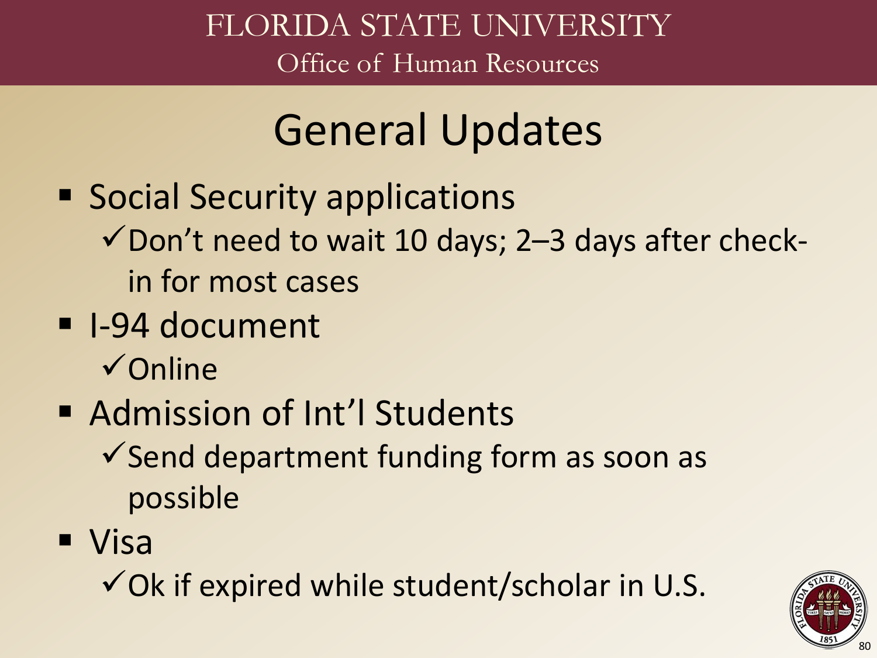# General Updates

- Social Security applications
  - ✓ Don't need to wait 10 days; 2–3 days after check-in for most cases
- I-94 document
  - ✓ Online
- Admission of Int'l Students
  - ✓ Send department funding form as soon as possible
- Visa
  - ✓ Ok if expired while student/scholar in U.S.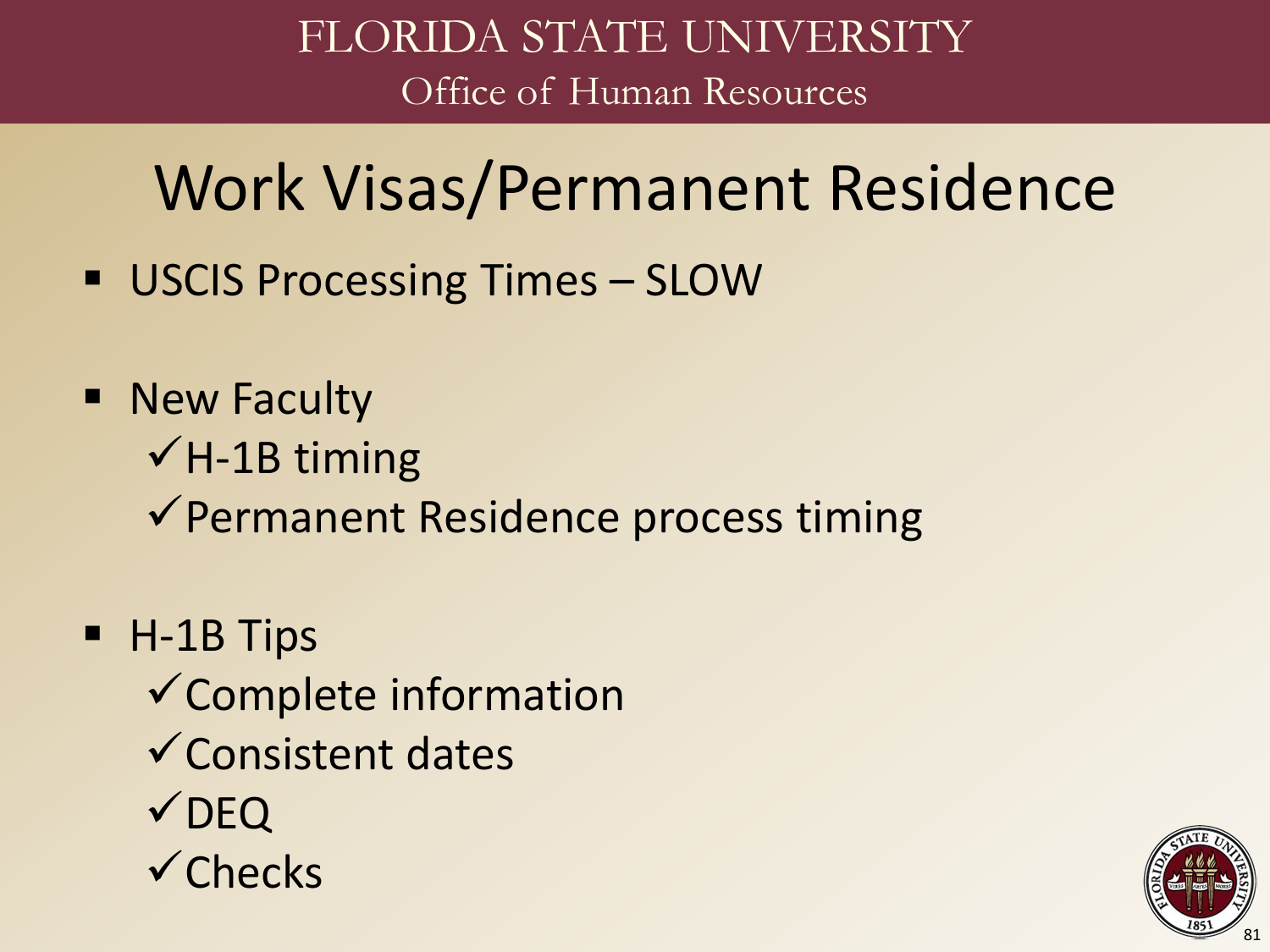# Work Visas/Permanent Residence

- USCIS Processing Times – SLOW
- New Faculty
  - ✓ H-1B timing
  - ✓ Permanent Residence process timing
- H-1B Tips
  - ✓ Complete information
  - ✓ Consistent dates
  - ✓ DEQ
  - ✓ Checks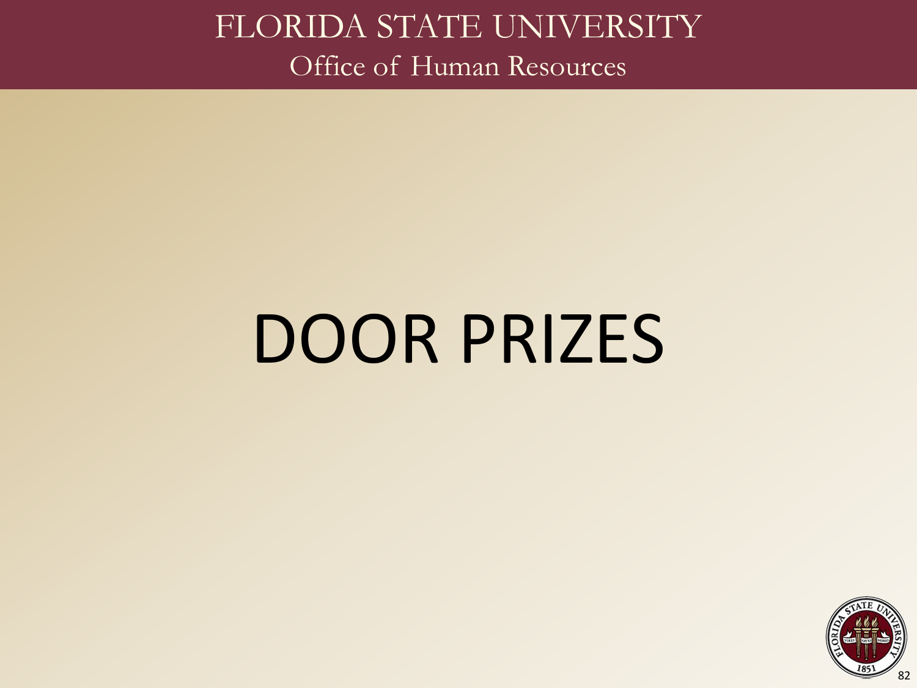# DOOR PRIZES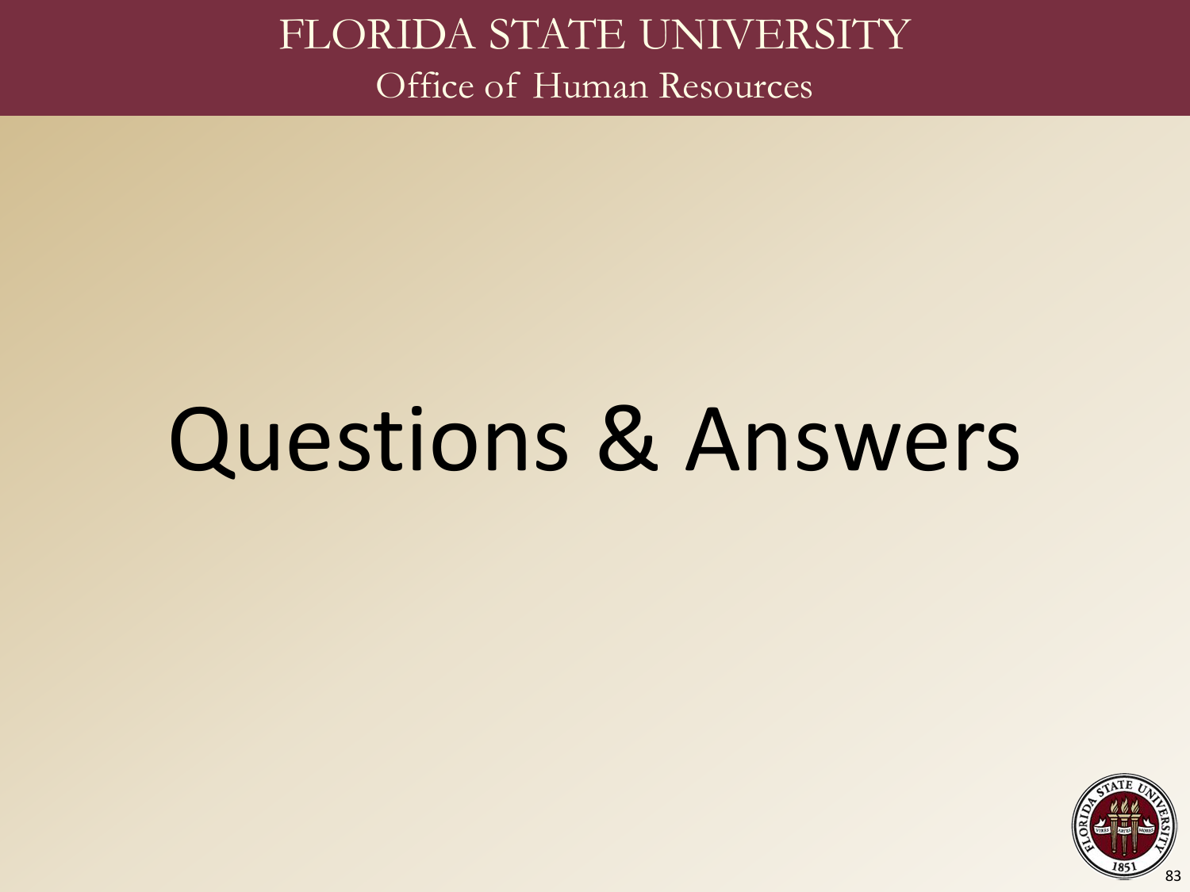# Questions & Answers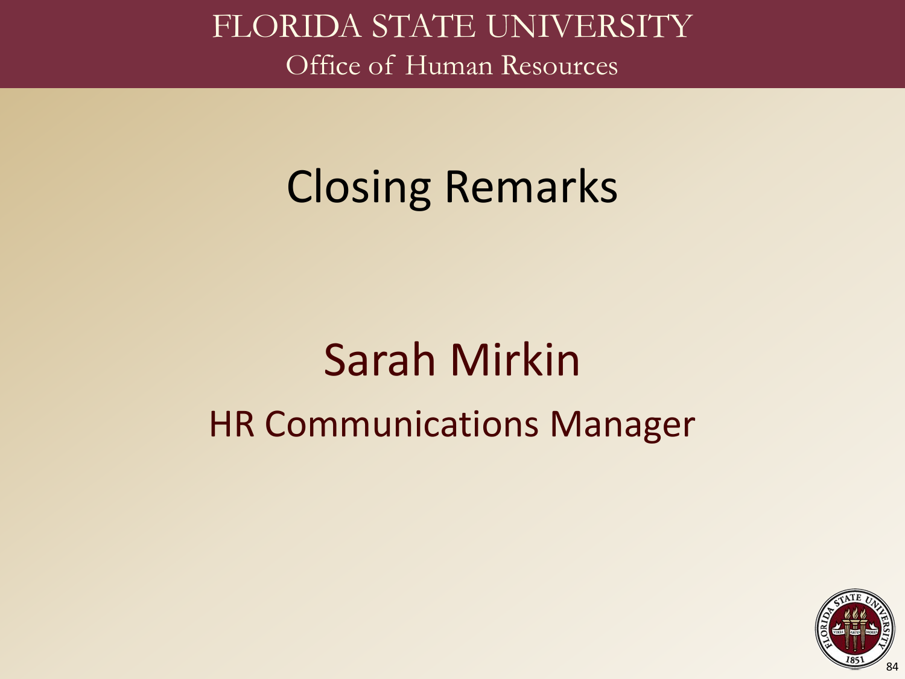# Closing Remarks

## Sarah Mirkin

HR Communications Manager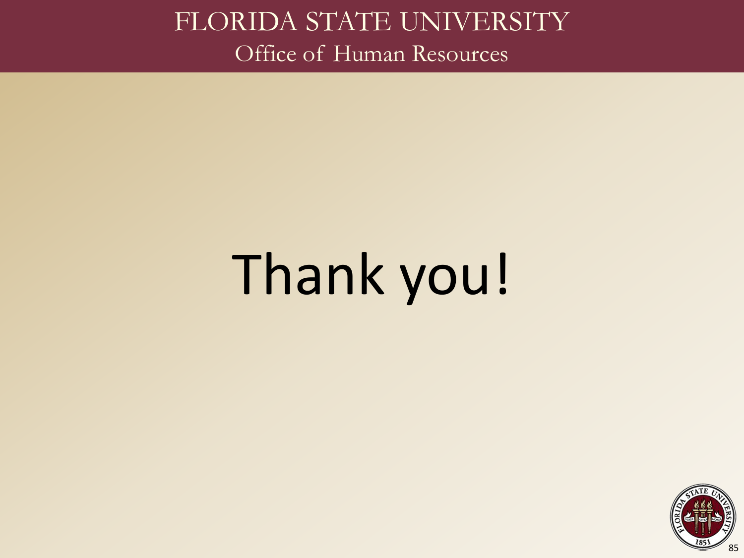FLORIDA STATE UNIVERSITY

Office of Human Resources

# Thank you!